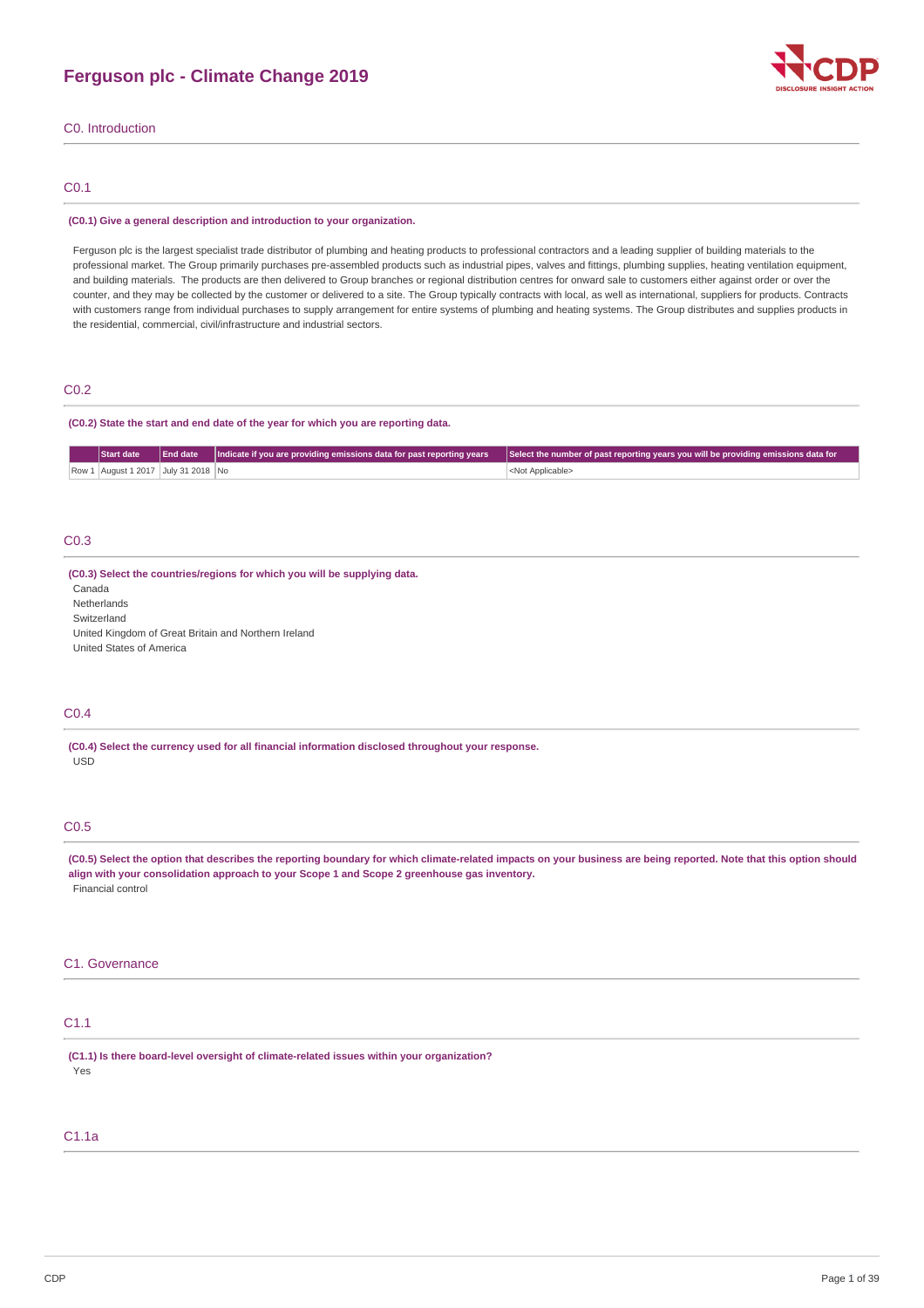# Ferguson plc - Climate Change 2019

## C0. Introduction

### C0.1

**(C0.1) Give a general description and introduction to your organization.**

Ferguson plc is the largest specialist trade distributor of plumbing and heating products to professional contractors and a leading supplier of building materials to the professional market. The Group primarily purchases pre-assembled products such as industrial pipes, valves and fittings, plumbing supplies, heating ventilation equipment, and building materials. The products are then delivered to Group branches or regional distribution centres for onward sale to customers either against order or over the counter, and they may be collected by the customer or delivered to a site. The Group typically contracts with local, as well as international, suppliers for products. Contracts with customers range from individual purchases to supply arrangement for entire systems of plumbing and heating systems. The Group distributes and supplies products in the residential, commercial, civil/infrastructure and industrial sectors.

### C0.2

**(C0.2) State the start and end date of the year for which you are reporting data.**

| | Start date | End date | Indicate if you are providing emissions data for past reporting years | Select the number of past reporting years you will be providing emissions data for |
|---|---|---|---|---|
| Row 1 | August 1 2017 | July 31 2018 | No | <Not Applicable> |

### C0.3

**(C0.3) Select the countries/regions for which you will be supplying data.**

Canada
Netherlands
Switzerland
United Kingdom of Great Britain and Northern Ireland
United States of America

### C0.4

**(C0.4) Select the currency used for all financial information disclosed throughout your response.**

USD

### C0.5

**(C0.5) Select the option that describes the reporting boundary for which climate-related impacts on your business are being reported. Note that this option should align with your consolidation approach to your Scope 1 and Scope 2 greenhouse gas inventory.**

Financial control

## C1. Governance

### C1.1

**(C1.1) Is there board-level oversight of climate-related issues within your organization?**

Yes

### C1.1a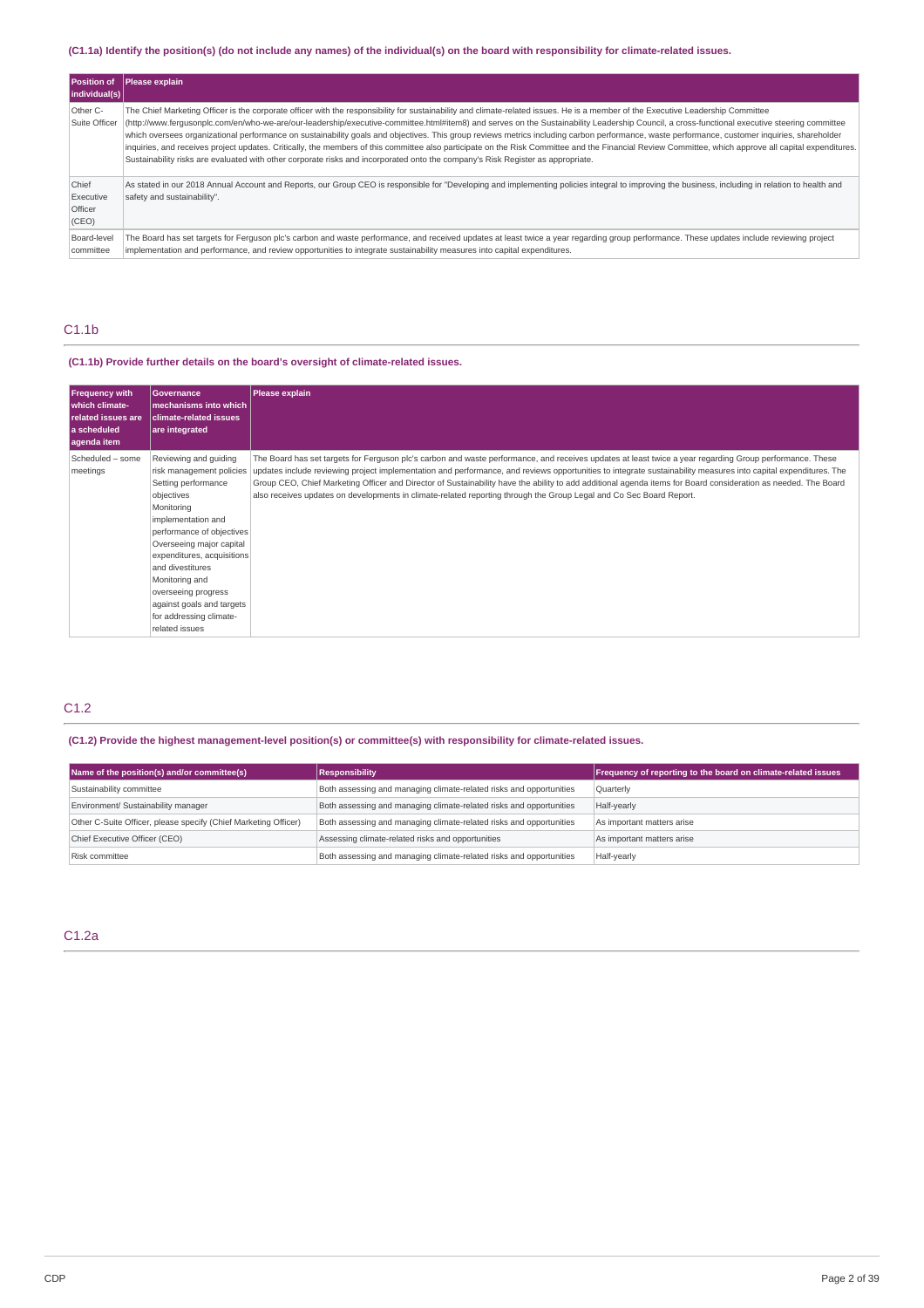(C1.1a) Identify the position(s) (do not include any names) of the individual(s) on the board with responsibility for climate-related issues.

| Position of individual(s) | Please explain |
|---|---|
| Other C-Suite Officer | The Chief Marketing Officer is the corporate officer with the responsibility for sustainability and climate-related issues. He is a member of the Executive Leadership Committee (http://www.fergusonplc.com/en/who-we-are/our-leadership/executive-committee.html#item8) and serves on the Sustainability Leadership Council, a cross-functional executive steering committee which oversees organizational performance on sustainability goals and objectives. This group reviews metrics including carbon performance, waste performance, customer inquiries, shareholder inquiries, and receives project updates. Critically, the members of this committee also participate on the Risk Committee and the Financial Review Committee, which approve all capital expenditures. Sustainability risks are evaluated with other corporate risks and incorporated onto the company's Risk Register as appropriate. |
| Chief Executive Officer (CEO) | As stated in our 2018 Annual Account and Reports, our Group CEO is responsible for "Developing and implementing policies integral to improving the business, including in relation to health and safety and sustainability". |
| Board-level committee | The Board has set targets for Ferguson plc's carbon and waste performance, and received updates at least twice a year regarding group performance. These updates include reviewing project implementation and performance, and review opportunities to integrate sustainability measures into capital expenditures. |

## C1.1b

(C1.1b) Provide further details on the board's oversight of climate-related issues.

| Frequency with which climate-related issues are a scheduled agenda item | Governance mechanisms into which climate-related issues are integrated | Please explain |
|---|---|---|
| Scheduled – some meetings | Reviewing and guiding risk management policies<br>Setting performance objectives<br>Monitoring implementation and performance of objectives<br>Overseeing major capital expenditures, acquisitions and divestitures<br>Monitoring and overseeing progress against goals and targets for addressing climate-related issues | The Board has set targets for Ferguson plc's carbon and waste performance, and receives updates at least twice a year regarding group performance. These updates include reviewing project implementation and performance, and reviews opportunities to integrate sustainability measures into capital expenditures. The Group CEO, Chief Marketing Officer and Director of Sustainability have the ability to add additional agenda items for Board consideration as needed. The Board also receives updates on developments in climate-related reporting through the Group Legal and Co Sec Board Report. |

## C1.2

(C1.2) Provide the highest management-level position(s) or committee(s) with responsibility for climate-related issues.

| Name of the position(s) and/or committee(s) | Responsibility | Frequency of reporting to the board on climate-related issues |
|---|---|---|
| Sustainability committee | Both assessing and managing climate-related risks and opportunities | Quarterly |
| Environment/ Sustainability manager | Both assessing and managing climate-related risks and opportunities | Half-yearly |
| Other C-Suite Officer, please specify (Chief Marketing Officer) | Both assessing and managing climate-related risks and opportunities | As important matters arise |
| Chief Executive Officer (CEO) | Assessing climate-related risks and opportunities | As important matters arise |
| Risk committee | Both assessing and managing climate-related risks and opportunities | Half-yearly |

## C1.2a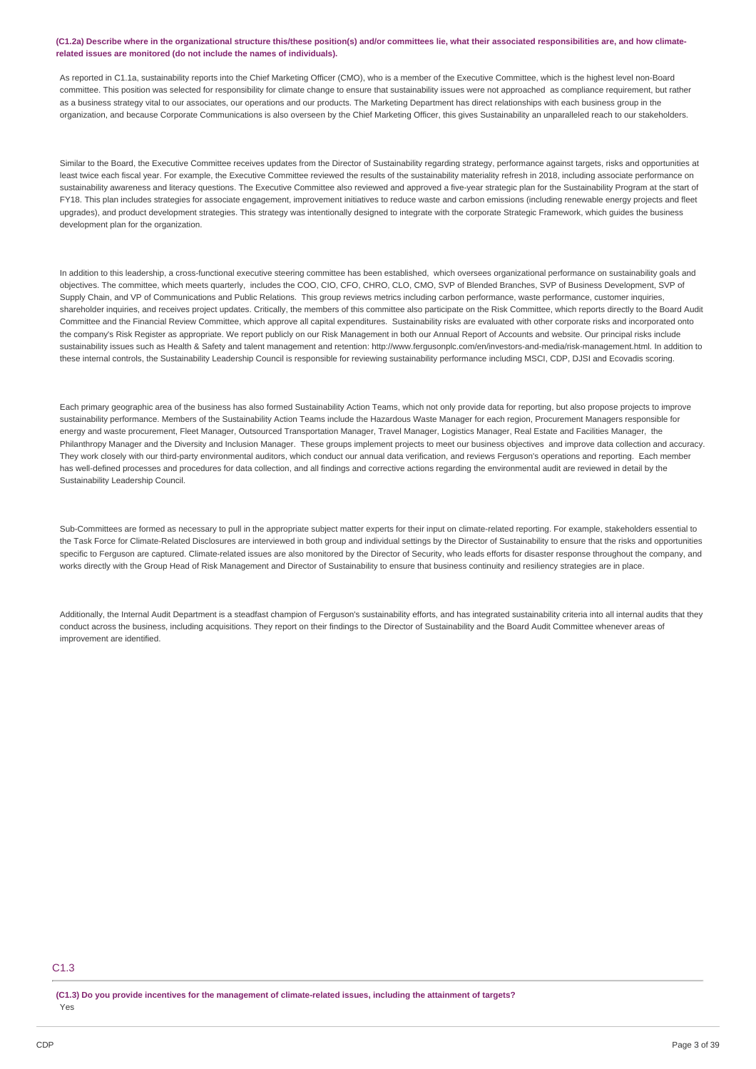**(C1.2a) Describe where in the organizational structure this/these position(s) and/or committees lie, what their associated responsibilities are, and how climate-related issues are monitored (do not include the names of individuals).**

As reported in C1.1a, sustainability reports into the Chief Marketing Officer (CMO), who is a member of the Executive Committee, which is the highest level non-Board committee. This position was selected for responsibility for climate change to ensure that sustainability issues were not approached as compliance requirement, but rather as a business strategy vital to our associates, our operations and our products. The Marketing Department has direct relationships with each business group in the organization, and because Corporate Communications is also overseen by the Chief Marketing Officer, this gives Sustainability an unparalleled reach to our stakeholders.

Similar to the Board, the Executive Committee receives updates from the Director of Sustainability regarding strategy, performance against targets, risks and opportunities at least twice each fiscal year. For example, the Executive Committee reviewed the results of the sustainability materiality refresh in 2018, including associate performance on sustainability awareness and literacy questions. The Executive Committee also reviewed and approved a five-year strategic plan for the Sustainability Program at the start of FY18. This plan includes strategies for associate engagement, improvement initiatives to reduce waste and carbon emissions (including renewable energy projects and fleet upgrades), and product development strategies. This strategy was intentionally designed to integrate with the corporate Strategic Framework, which guides the business development plan for the organization.

In addition to this leadership, a cross-functional executive steering committee has been established, which oversees organizational performance on sustainability goals and objectives. The committee, which meets quarterly, includes the COO, CIO, CFO, CHRO, CLO, CMO, SVP of Blended Branches, SVP of Business Development, SVP of Supply Chain, and VP of Communications and Public Relations. This group reviews metrics including carbon performance, waste performance, customer inquiries, shareholder inquiries, and receives project updates. Critically, the members of this committee also participate on the Risk Committee, which reports directly to the Board Audit Committee and the Financial Review Committee, which approve all capital expenditures. Sustainability risks are evaluated with other corporate risks and incorporated onto the company's Risk Register as appropriate. We report publicly on our Risk Management in both our Annual Report of Accounts and website. Our principal risks include sustainability issues such as Health & Safety and talent management and retention: http://www.fergusonplc.com/en/investors-and-media/risk-management.html. In addition to these internal controls, the Sustainability Leadership Council is responsible for reviewing sustainability performance including MSCI, CDP, DJSI and Ecovadis scoring.

Each primary geographic area of the business has also formed Sustainability Action Teams, which not only provide data for reporting, but also propose projects to improve sustainability performance. Members of the Sustainability Action Teams include the Hazardous Waste Manager for each region, Procurement Managers responsible for energy and waste procurement, Fleet Manager, Outsourced Transportation Manager, Travel Manager, Logistics Manager, Real Estate and Facilities Manager, the Philanthropy Manager and the Diversity and Inclusion Manager. These groups implement projects to meet our business objectives and improve data collection and accuracy. They work closely with our third-party environmental auditors, which conduct our annual data verification, and reviews Ferguson's operations and reporting. Each member has well-defined processes and procedures for data collection, and all findings and corrective actions regarding the environmental audit are reviewed in detail by the Sustainability Leadership Council.

Sub-Committees are formed as necessary to pull in the appropriate subject matter experts for their input on climate-related reporting. For example, stakeholders essential to the Task Force for Climate-Related Disclosures are interviewed in both group and individual settings by the Director of Sustainability to ensure that the risks and opportunities specific to Ferguson are captured. Climate-related issues are also monitored by the Director of Security, who leads efforts for disaster response throughout the company, and works directly with the Group Head of Risk Management and Director of Sustainability to ensure that business continuity and resiliency strategies are in place.

Additionally, the Internal Audit Department is a steadfast champion of Ferguson's sustainability efforts, and has integrated sustainability criteria into all internal audits that they conduct across the business, including acquisitions. They report on their findings to the Director of Sustainability and the Board Audit Committee whenever areas of improvement are identified.

## C1.3

**(C1.3) Do you provide incentives for the management of climate-related issues, including the attainment of targets?**

Yes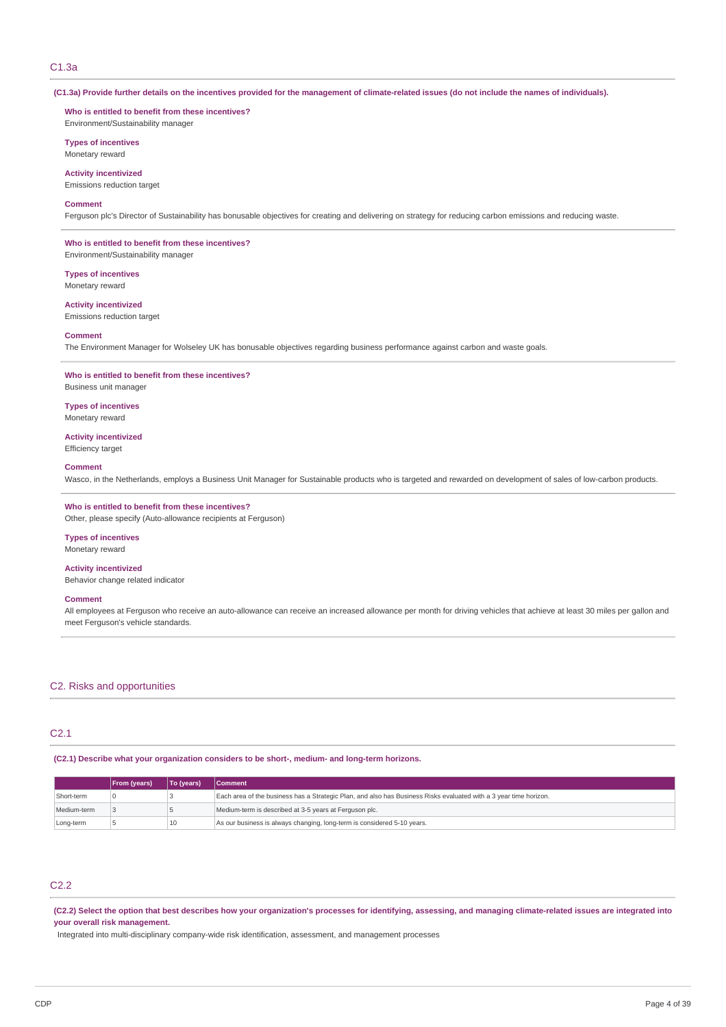## C1.3a

**(C1.3a) Provide further details on the incentives provided for the management of climate-related issues (do not include the names of individuals).**

**Who is entitled to benefit from these incentives?**
Environment/Sustainability manager

**Types of incentives**
Monetary reward

**Activity incentivized**
Emissions reduction target

**Comment**
Ferguson plc's Director of Sustainability has bonusable objectives for creating and delivering on strategy for reducing carbon emissions and reducing waste.

**Who is entitled to benefit from these incentives?**
Environment/Sustainability manager

**Types of incentives**
Monetary reward

**Activity incentivized**
Emissions reduction target

**Comment**
The Environment Manager for Wolseley UK has bonusable objectives regarding business performance against carbon and waste goals.

**Who is entitled to benefit from these incentives?**
Business unit manager

**Types of incentives**
Monetary reward

**Activity incentivized**
Efficiency target

**Comment**
Wasco, in the Netherlands, employs a Business Unit Manager for Sustainable products who is targeted and rewarded on development of sales of low-carbon products.

**Who is entitled to benefit from these incentives?**
Other, please specify (Auto-allowance recipients at Ferguson)

**Types of incentives**
Monetary reward

**Activity incentivized**
Behavior change related indicator

**Comment**
All employees at Ferguson who receive an auto-allowance can receive an increased allowance per month for driving vehicles that achieve at least 30 miles per gallon and meet Ferguson's vehicle standards.

# C2. Risks and opportunities

## C2.1

**(C2.1) Describe what your organization considers to be short-, medium- and long-term horizons.**

| | From (years) | To (years) | Comment |
|---|---|---|---|
| Short-term | 0 | 3 | Each area of the business has a Strategic Plan, and also has Business Risks evaluated with a 3 year time horizon. |
| Medium-term | 3 | 5 | Medium-term is described at 3-5 years at Ferguson plc. |
| Long-term | 5 | 10 | As our business is always changing, long-term is considered 5-10 years. |

## C2.2

**(C2.2) Select the option that best describes how your organization's processes for identifying, assessing, and managing climate-related issues are integrated into your overall risk management.**

Integrated into multi-disciplinary company-wide risk identification, assessment, and management processes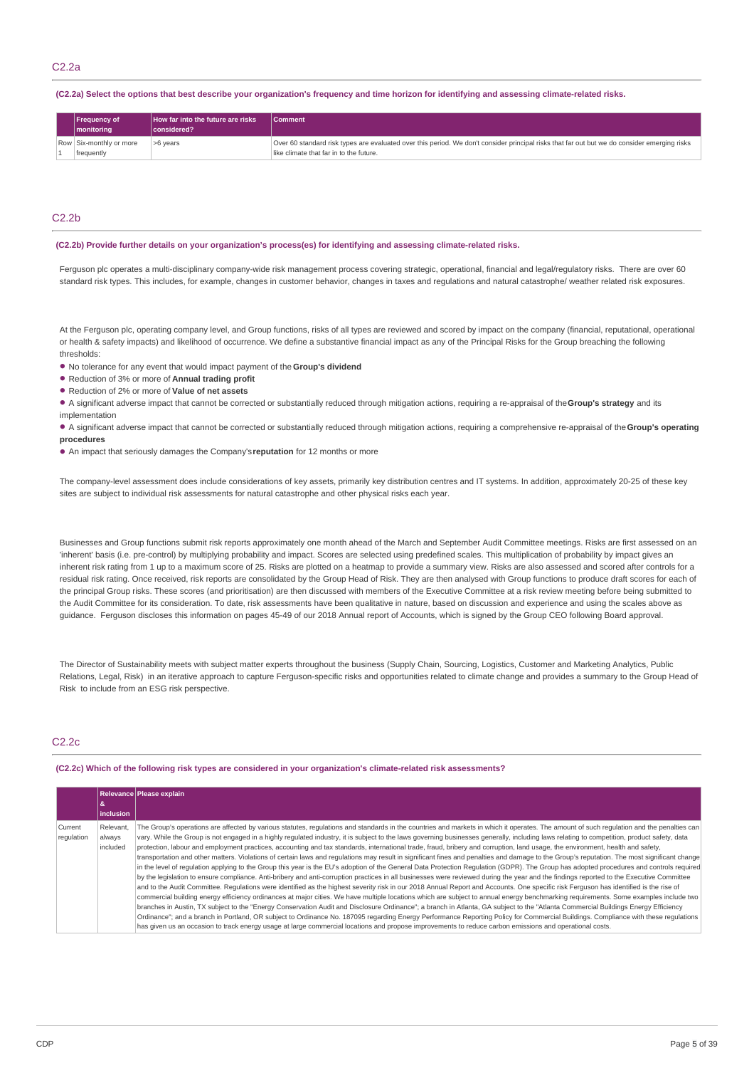## C2.2a

**(C2.2a) Select the options that best describe your organization's frequency and time horizon for identifying and assessing climate-related risks.**

| | Frequency of monitoring | How far into the future are risks considered? | Comment |
|---|---|---|---|
| Row 1 | Six-monthly or more frequently | >6 years | Over 60 standard risk types are evaluated over this period. We don't consider principal risks that far out but we do consider emerging risks like climate that far in to the future. |

## C2.2b

**(C2.2b) Provide further details on your organization's process(es) for identifying and assessing climate-related risks.**

Ferguson plc operates a multi-disciplinary company-wide risk management process covering strategic, operational, financial and legal/regulatory risks. There are over 60 standard risk types. This includes, for example, changes in customer behavior, changes in taxes and regulations and natural catastrophe/ weather related risk exposures.

At the Ferguson plc, operating company level, and Group functions, risks of all types are reviewed and scored by impact on the company (financial, reputational, operational or health & safety impacts) and likelihood of occurrence. We define a substantive financial impact as any of the Principal Risks for the Group breaching the following thresholds:

- No tolerance for any event that would impact payment of the **Group's dividend**
- Reduction of 3% or more of **Annual trading profit**
- Reduction of 2% or more of **Value of net assets**
- A significant adverse impact that cannot be corrected or substantially reduced through mitigation actions, requiring a re-appraisal of the **Group's strategy** and its implementation
- A significant adverse impact that cannot be corrected or substantially reduced through mitigation actions, requiring a comprehensive re-appraisal of the **Group's operating procedures**
- An impact that seriously damages the Company's **reputation** for 12 months or more

The company-level assessment does include considerations of key assets, primarily key distribution centres and IT systems. In addition, approximately 20-25 of these key sites are subject to individual risk assessments for natural catastrophe and other physical risks each year.

Businesses and Group functions submit risk reports approximately one month ahead of the March and September Audit Committee meetings. Risks are first assessed on an 'inherent' basis (i.e. pre-control) by multiplying probability and impact. Scores are selected using predefined scales. This multiplication of probability by impact gives an inherent risk rating from 1 up to a maximum score of 25. Risks are plotted on a heatmap to provide a summary view. Risks are also assessed and scored after controls for a residual risk rating. Once received, risk reports are consolidated by the Group Head of Risk. They are then analysed with Group functions to produce draft scores for each of the principal Group risks. These scores (and prioritisation) are then discussed with members of the Executive Committee at a risk review meeting before being submitted to the Audit Committee for its consideration. To date, risk assessments have been qualitative in nature, based on discussion and experience and using the scales above as guidance. Ferguson discloses this information on pages 45-49 of our 2018 Annual report of Accounts, which is signed by the Group CEO following Board approval.

The Director of Sustainability meets with subject matter experts throughout the business (Supply Chain, Sourcing, Logistics, Customer and Marketing Analytics, Public Relations, Legal, Risk) in an iterative approach to capture Ferguson-specific risks and opportunities related to climate change and provides a summary to the Group Head of Risk to include from an ESG risk perspective.

## C2.2c

**(C2.2c) Which of the following risk types are considered in your organization's climate-related risk assessments?**

| | Relevance & inclusion | Please explain |
|---|---|---|
| Current regulation | Relevant, always included | The Group's operations are affected by various statutes, regulations and standards in the countries and markets in which it operates. The amount of such regulation and the penalties can vary. While the Group is not engaged in a highly regulated industry, it is subject to the laws governing businesses generally, including laws relating to competition, product safety, data protection, labour and employment practices, accounting and tax standards, international trade, fraud, bribery and corruption, land usage, the environment, health and safety, transportation and other matters. Violations of certain laws and regulations may result in significant fines and penalties and damage to the Group's reputation. The most significant change in the level of regulation applying to the Group this year is the EU's adoption of the General Data Protection Regulation (GDPR). The Group has adopted procedures and controls required by the legislation to ensure compliance. Anti-bribery and anti-corruption practices in all businesses were reviewed during the year and the findings reported to the Executive Committee and to the Audit Committee. Regulations were identified as the highest severity risk in our 2018 Annual Report and Accounts. One specific risk Ferguson has identified is the rise of commercial building energy efficiency ordinances at major cities. We have multiple locations which are subject to annual energy benchmarking requirements. Some examples include two branches in Austin, TX subject to the "Energy Conservation Audit and Disclosure Ordinance"; a branch in Atlanta, GA subject to the "Atlanta Commercial Buildings Energy Efficiency Ordinance"; and a branch in Portland, OR subject to Ordinance No. 187095 regarding Energy Performance Reporting Policy for Commercial Buildings. Compliance with these regulations has given us an occasion to track energy usage at large commercial locations and propose improvements to reduce carbon emissions and operational costs. |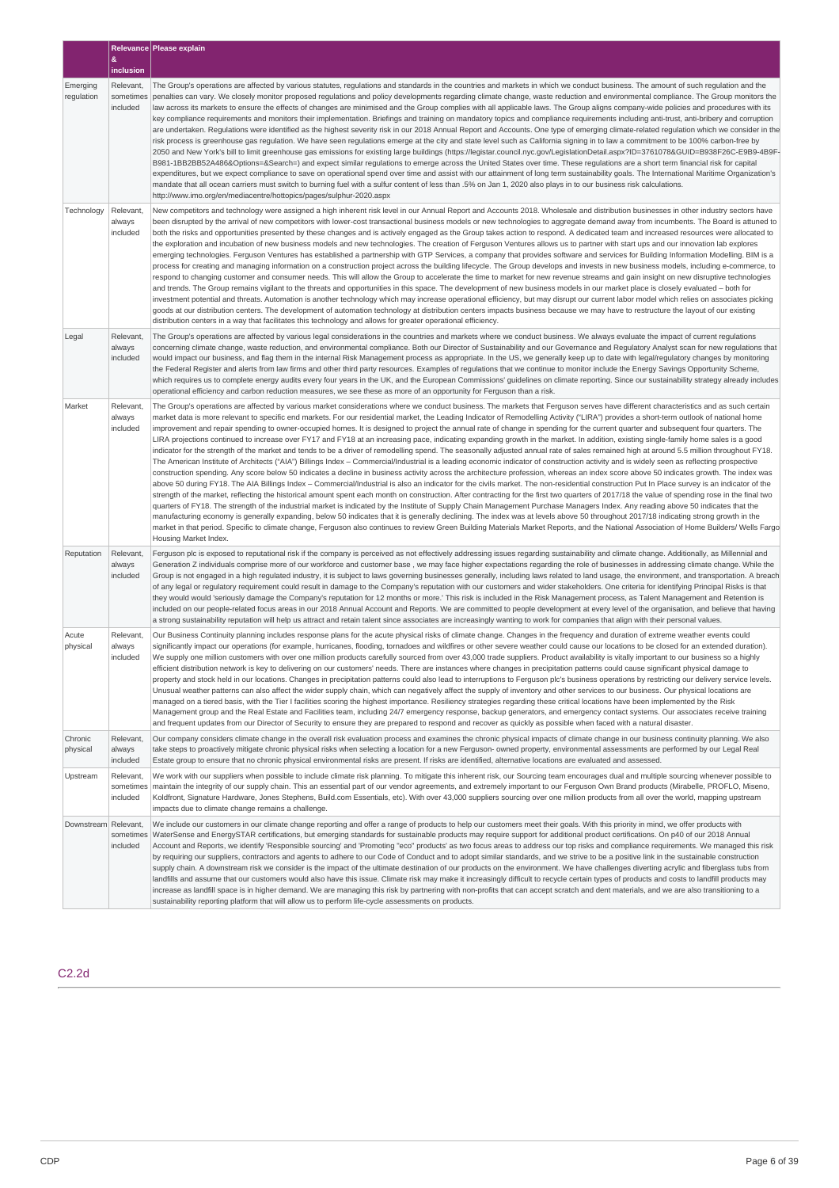| | Relevance & inclusion | Please explain |
|---|---|---|
| Emerging regulation | Relevant, sometimes included | The Group's operations are affected by various statutes, regulations and standards in the countries and markets in which we conduct business. The amount of such regulation and the penalties can vary. We closely monitor proposed regulations and policy developments regarding climate change, waste reduction and environmental compliance. The Group monitors the law across its markets to ensure the effects of changes are minimised and the Group complies with all applicable laws. The Group aligns company-wide policies and procedures with its key compliance requirements and monitors their implementation. Briefings and training on mandatory topics and compliance requirements including anti-trust, anti-bribery and corruption are undertaken. Regulations were identified as the highest severity risk in our 2018 Annual Report and Accounts. One type of emerging climate-related regulation which we consider in the risk process is greenhouse gas regulation. We have seen regulations emerge at the city and state level such as California signing in to law a commitment to be 100% carbon-free by 2050 and New York's bill to limit greenhouse gas emissions for existing large buildings (https://legistar.council.nyc.gov/LegislationDetail.aspx?ID=3761078&GUID=B938F26C-E9B9-4B9F-B981-1BB2BB52A486&Options=&Search=) and expect similar regulations to emerge across the United States over time. These regulations are a short term financial risk for capital expenditures, but we expect compliance to save on operational spend over time and assist with our attainment of long term sustainability goals. The International Maritime Organization's mandate that all ocean carriers must switch to burning fuel with a sulfur content of less than .5% on Jan 1, 2020 also plays in to our business risk calculations. http://www.imo.org/en/mediacentre/hottopics/pages/sulphur-2020.aspx |
| Technology | Relevant, always included | New competitors and technology were assigned a high inherent risk level in our Annual Report and Accounts 2018. Wholesale and distribution businesses in other industry sectors have been disrupted by the arrival of new competitors with lower-cost transactional business models or new technologies to aggregate demand away from incumbents. The Board is attuned to both the risks and opportunities presented by these changes and is actively engaged as the Group takes action to respond. A dedicated team and increased resources were allocated to the exploration and incubation of new business models and new technologies. The creation of Ferguson Ventures allows us to partner with start ups and our innovation lab explores emerging technologies. Ferguson Ventures has established a partnership with GTP Services, a company that provides software and services for Building Information Modelling. BIM is a process for creating and managing information on a construction project across the building lifecycle. The Group develops and invests in new business models, including e-commerce, to respond to changing customer and consumer needs. This will allow the Group to accelerate the time to market for new revenue streams and gain insight on new disruptive technologies and trends. The Group remains vigilant to the threats and opportunities in this space. The development of new business models in our market place is closely evaluated – both for investment potential and threats. Automation is another technology which may increase operational efficiency, but may disrupt our current labor model which relies on associates picking goods at our distribution centers. The development of automation technology at distribution centers impacts business because we may have to restructure the layout of our existing distribution centers in a way that facilitates this technology and allows for greater operational efficiency. |
| Legal | Relevant, always included | The Group's operations are affected by various legal considerations in the countries and markets where we conduct business. We always evaluate the impact of current regulations concerning climate change, waste reduction, and environmental compliance. Both our Director of Sustainability and our Governance and Regulatory Analyst scan for new regulations that would impact our business, and flag them in the internal Risk Management process as appropriate. In the US, we generally keep up to date with legal/regulatory changes by monitoring the Federal Register and alerts from law firms and other third party resources. Examples of regulations that we continue to monitor include the Energy Savings Opportunity Scheme, which requires us to complete energy audits every four years in the UK, and the European Commissions' guidelines on climate reporting. Since our sustainability strategy already includes operational efficiency and carbon reduction measures, we see these as more of an opportunity for Ferguson than a risk. |
| Market | Relevant, always included | The Group's operations are affected by various market considerations where we conduct business. The markets that Ferguson serves have different characteristics and as such certain market data is more relevant to specific end markets. For our residential market, the Leading Indicator of Remodelling Activity ("LIRA") provides a short-term outlook of national home improvement and repair spending to owner-occupied homes. It is designed to project the annual rate of change in spending for the current quarter and subsequent four quarters. The LIRA projections continued to increase over FY17 and FY18 at an increasing pace, indicating expanding growth in the market. In addition, existing single-family home sales is a good indicator for the strength of the market and tends to be a driver of remodelling spend. The seasonally adjusted annual rate of sales remained high at around 5.5 million throughout FY18. The American Institute of Architects ("AIA") Billings Index – Commercial/Industrial is a leading economic indicator of construction activity and is widely seen as reflecting prospective construction spending. Any score below 50 indicates a decline in business activity across the architecture profession, whereas an index score above 50 indicates growth. The index was above 50 during FY18. The AIA Billings Index – Commercial/Industrial is also an indicator for the civils market. The non-residential construction Put In Place survey is an indicator of the strength of the market, reflecting the historical amount spent each month on construction. After contracting for the first two quarters of 2017/18 the value of spending rose in the final two quarters of FY18. The strength of the industrial market is indicated by the Institute of Supply Chain Management Purchase Managers Index. Any reading above 50 indicates that the manufacturing economy is generally expanding, below 50 indicates that it is generally declining. The index was at levels above 50 throughout 2017/18 indicating strong growth in the market in that period. Specific to climate change, Ferguson also continues to review Green Building Materials Market Reports, and the National Association of Home Builders/ Wells Fargo Housing Market Index. |
| Reputation | Relevant, always included | Ferguson plc is exposed to reputational risk if the company is perceived as not effectively addressing issues regarding sustainability and climate change. Additionally, as Millennial and Generation Z individuals comprise more of our workforce and customer base , we may face higher expectations regarding the role of businesses in addressing climate change. While the Group is not engaged in a high regulated industry, it is subject to laws governing businesses generally, including laws related to land usage, the environment, and transportation. A breach of any legal or regulatory requirement could result in damage to the Company's reputation with our customers and wider stakeholders. One criteria for identifying Principal Risks is that they would would 'seriously damage the Company's reputation for 12 months or more.' This risk is included in the Risk Management process, as Talent Management and Retention is included on our people-related focus areas in our 2018 Annual Account and Reports. We are committed to people development at every level of the organisation, and believe that having a strong sustainability reputation will help us attract and retain talent since associates are increasingly wanting to work for companies that align with their personal values. |
| Acute physical | Relevant, always included | Our Business Continuity planning includes response plans for the acute physical risks of climate change. Changes in the frequency and duration of extreme weather events could significantly impact our operations (for example, hurricanes, flooding, tornadoes and wildfires or other severe weather could cause our locations to be closed for an extended duration). We supply one million customers with over one million products carefully sourced from over 43,000 trade suppliers. Product availability is vitally important to our business so a highly efficient distribution network is key to delivering on our customers' needs. There are instances where changes in precipitation patterns could cause significant physical damage to property and stock held in our locations. Changes in precipitation patterns could also lead to interruptions to Ferguson plc's business operations by restricting our delivery service levels. Unusual weather patterns can also affect the wider supply chain, which can negatively affect the supply of inventory and other services to our business. Our physical locations are managed on a tiered basis, with the Tier I facilities scoring the highest importance. Resiliency strategies regarding these critical locations have been implemented by the Risk Management group and the Real Estate and Facilities team, including 24/7 emergency response, backup generators, and emergency contact systems. Our associates receive training and frequent updates from our Director of Security to ensure they are prepared to respond and recover as quickly as possible when faced with a natural disaster. |
| Chronic physical | Relevant, always included | Our company considers climate change in the overall risk evaluation process and examines the chronic physical impacts of climate change in our business continuity planning. We also take steps to proactively mitigate chronic physical risks when selecting a location for a new Ferguson- owned property, environmental assessments are performed by our Legal Real Estate group to ensure that no chronic physical environmental risks are present. If risks are identified, alternative locations are evaluated and assessed. |
| Upstream | Relevant, sometimes included | We work with our suppliers when possible to include climate risk planning. To mitigate this inherent risk, our Sourcing team encourages dual and multiple sourcing whenever possible to maintain the integrity of our supply chain. This an essential part of our vendor agreements, and extremely important to our Ferguson Own Brand products (Mirabelle, PROFLO, Miseno, Koldfront, Signature Hardware, Jones Stephens, Build.com Essentials, etc). With over 43,000 suppliers sourcing over one million products from all over the world, mapping upstream impacts due to climate change remains a challenge. |
| Downstream | Relevant, sometimes included | We include our customers in our climate change reporting and offer a range of products to help our customers meet their goals. With this priority in mind, we offer products with WaterSense and EnergySTAR certifications, but emerging standards for sustainable products may require support for additional product certifications. On p40 of our 2018 Annual Account and Reports, we identify 'Responsible sourcing' and 'Promoting "eco" products' as two focus areas to address our top risks and compliance requirements. We managed this risk by requiring our suppliers, contractors and agents to adhere to our Code of Conduct and to adopt similar standards, and we strive to be a positive link in the sustainable construction supply chain. A downstream risk we consider is the impact of the ultimate destination of our products on the environment. We have challenges diverting acrylic and fiberglass tubs from landfills and assume that our customers would also have this issue. Climate risk may make it increasingly difficult to recycle certain types of products and costs to landfill products may increase as landfill space is in higher demand. We are managing this risk by partnering with non-profits that can accept scratch and dent materials, and we are also transitioning to a sustainability reporting platform that will allow us to perform life-cycle assessments on products. |

## C2.2d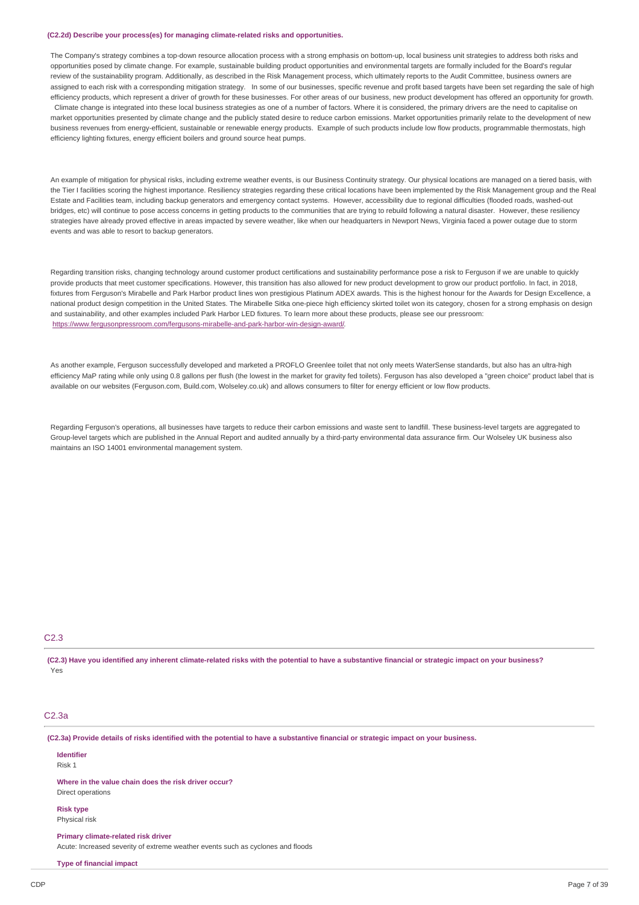**(C2.2d) Describe your process(es) for managing climate-related risks and opportunities.**

The Company's strategy combines a top-down resource allocation process with a strong emphasis on bottom-up, local business unit strategies to address both risks and opportunities posed by climate change. For example, sustainable building product opportunities and environmental targets are formally included for the Board's regular review of the sustainability program. Additionally, as described in the Risk Management process, which ultimately reports to the Audit Committee, business owners are assigned to each risk with a corresponding mitigation strategy. In some of our businesses, specific revenue and profit based targets have been set regarding the sale of high efficiency products, which represent a driver of growth for these businesses. For other areas of our business, new product development has offered an opportunity for growth. Climate change is integrated into these local business strategies as one of a number of factors. Where it is considered, the primary drivers are the need to capitalise on market opportunities presented by climate change and the publicly stated desire to reduce carbon emissions. Market opportunities primarily relate to the development of new business revenues from energy-efficient, sustainable or renewable energy products. Example of such products include low flow products, programmable thermostats, high efficiency lighting fixtures, energy efficient boilers and ground source heat pumps.

An example of mitigation for physical risks, including extreme weather events, is our Business Continuity strategy. Our physical locations are managed on a tiered basis, with the Tier I facilities scoring the highest importance. Resiliency strategies regarding these critical locations have been implemented by the Risk Management group and the Real Estate and Facilities team, including backup generators and emergency contact systems. However, accessibility due to regional difficulties (flooded roads, washed-out bridges, etc) will continue to pose access concerns in getting products to the communities that are trying to rebuild following a natural disaster. However, these resiliency strategies have already proved effective in areas impacted by severe weather, like when our headquarters in Newport News, Virginia faced a power outage due to storm events and was able to resort to backup generators.

Regarding transition risks, changing technology around customer product certifications and sustainability performance pose a risk to Ferguson if we are unable to quickly provide products that meet customer specifications. However, this transition has also allowed for new product development to grow our product portfolio. In fact, in 2018, fixtures from Ferguson's Mirabelle and Park Harbor product lines won prestigious Platinum ADEX awards. This is the highest honour for the Awards for Design Excellence, a national product design competition in the United States. The Mirabelle Sitka one-piece high efficiency skirted toilet won its category, chosen for a strong emphasis on design and sustainability, and other examples included Park Harbor LED fixtures. To learn more about these products, please see our pressroom: https://www.fergusonpressroom.com/fergusons-mirabelle-and-park-harbor-win-design-award/.

As another example, Ferguson successfully developed and marketed a PROFLO Greenlee toilet that not only meets WaterSense standards, but also has an ultra-high efficiency MaP rating while only using 0.8 gallons per flush (the lowest in the market for gravity fed toilets). Ferguson has also developed a "green choice" product label that is available on our websites (Ferguson.com, Build.com, Wolseley.co.uk) and allows consumers to filter for energy efficient or low flow products.

Regarding Ferguson's operations, all businesses have targets to reduce their carbon emissions and waste sent to landfill. These business-level targets are aggregated to Group-level targets which are published in the Annual Report and audited annually by a third-party environmental data assurance firm. Our Wolseley UK business also maintains an ISO 14001 environmental management system.

## C2.3

**(C2.3) Have you identified any inherent climate-related risks with the potential to have a substantive financial or strategic impact on your business?**

Yes

## C2.3a

**(C2.3a) Provide details of risks identified with the potential to have a substantive financial or strategic impact on your business.**

**Identifier**

Risk 1

**Where in the value chain does the risk driver occur?**

Direct operations

**Risk type**

Physical risk

**Primary climate-related risk driver**

Acute: Increased severity of extreme weather events such as cyclones and floods

**Type of financial impact**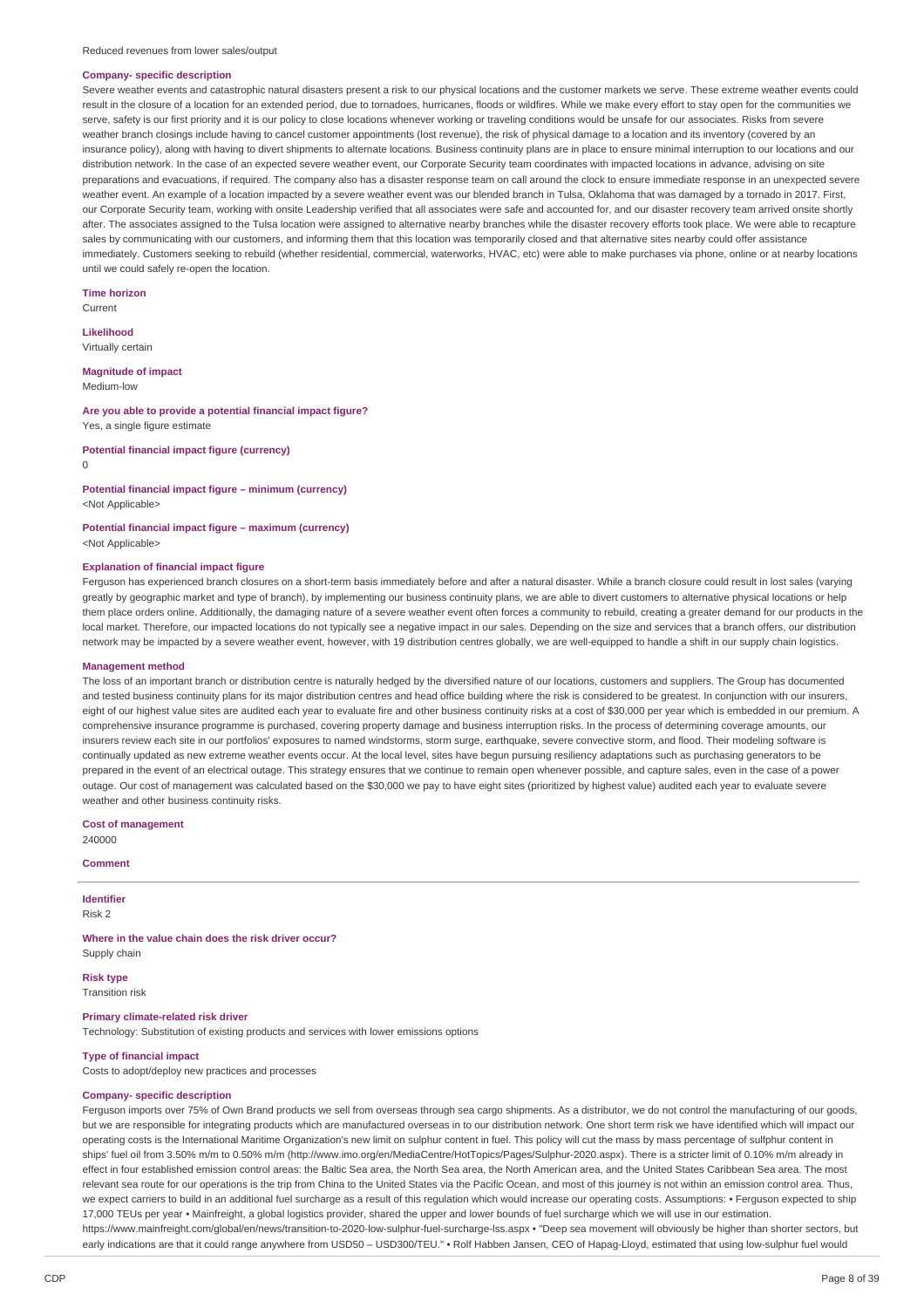Reduced revenues from lower sales/output

**Company- specific description**

Severe weather events and catastrophic natural disasters present a risk to our physical locations and the customer markets we serve. These extreme weather events could result in the closure of a location for an extended period, due to tornadoes, hurricanes, floods or wildfires. While we make every effort to stay open for the communities we serve, safety is our first priority and it is our policy to close locations whenever working or traveling conditions would be unsafe for our associates. Risks from severe weather branch closings include having to cancel customer appointments (lost revenue), the risk of physical damage to a location and its inventory (covered by an insurance policy), along with having to divert shipments to alternate locations. Business continuity plans are in place to ensure minimal interruption to our locations and our distribution network. In the case of an expected severe weather event, our Corporate Security team coordinates with impacted locations in advance, advising on site preparations and evacuations, if required. The company also has a disaster response team on call around the clock to ensure immediate response in an unexpected severe weather event. An example of a location impacted by a severe weather event was our blended branch in Tulsa, Oklahoma that was damaged by a tornado in 2017. First, our Corporate Security team, working with onsite Leadership verified that all associates were safe and accounted for, and our disaster recovery team arrived onsite shortly after. The associates assigned to the Tulsa location were assigned to alternative nearby branches while the disaster recovery efforts took place. We were able to recapture sales by communicating with our customers, and informing them that this location was temporarily closed and that alternative sites nearby could offer assistance immediately. Customers seeking to rebuild (whether residential, commercial, waterworks, HVAC, etc) were able to make purchases via phone, online or at nearby locations until we could safely re-open the location.

**Time horizon**

Current

**Likelihood**

Virtually certain

**Magnitude of impact**

Medium-low

**Are you able to provide a potential financial impact figure?**

Yes, a single figure estimate

**Potential financial impact figure (currency)**

0

**Potential financial impact figure – minimum (currency)**

<Not Applicable>

**Potential financial impact figure – maximum (currency)**

<Not Applicable>

**Explanation of financial impact figure**

Ferguson has experienced branch closures on a short-term basis immediately before and after a natural disaster. While a branch closure could result in lost sales (varying greatly by geographic market and type of branch), by implementing our business continuity plans, we are able to divert customers to alternative physical locations or help them place orders online. Additionally, the damaging nature of a severe weather event often forces a community to rebuild, creating a greater demand for our products in the local market. Therefore, our impacted locations do not typically see a negative impact in our sales. Depending on the size and services that a branch offers, our distribution network may be impacted by a severe weather event, however, with 19 distribution centres globally, we are well-equipped to handle a shift in our supply chain logistics.

**Management method**

The loss of an important branch or distribution centre is naturally hedged by the diversified nature of our locations, customers and suppliers. The Group has documented and tested business continuity plans for its major distribution centres and head office building where the risk is considered to be greatest. In conjunction with our insurers, eight of our highest value sites are audited each year to evaluate fire and other business continuity risks at a cost of $30,000 per year which is embedded in our premium. A comprehensive insurance programme is purchased, covering property damage and business interruption risks. In the process of determining coverage amounts, our insurers review each site in our portfolios' exposures to named windstorms, storm surge, earthquake, severe convective storm, and flood. Their modeling software is continually updated as new extreme weather events occur. At the local level, sites have begun pursuing resiliency adaptations such as purchasing generators to be prepared in the event of an electrical outage. This strategy ensures that we continue to remain open whenever possible, and capture sales, even in the case of a power outage. Our cost of management was calculated based on the $30,000 we pay to have eight sites (prioritized by highest value) audited each year to evaluate severe weather and other business continuity risks.

**Cost of management**

240000

**Comment**

**Identifier**

Risk 2

**Where in the value chain does the risk driver occur?**

Supply chain

**Risk type**

Transition risk

**Primary climate-related risk driver**

Technology: Substitution of existing products and services with lower emissions options

**Type of financial impact**

Costs to adopt/deploy new practices and processes

**Company- specific description**

Ferguson imports over 75% of Own Brand products we sell from overseas through sea cargo shipments. As a distributor, we do not control the manufacturing of our goods, but we are responsible for integrating products which are manufactured overseas in to our distribution network. One short term risk we have identified which will impact our operating costs is the International Maritime Organization's new limit on sulphur content in fuel. This policy will cut the mass by mass percentage of sulfphur content in ships' fuel oil from 3.50% m/m to 0.50% m/m (http://www.imo.org/en/MediaCentre/HotTopics/Pages/Sulphur-2020.aspx). There is a stricter limit of 0.10% m/m already in effect in four established emission control areas: the Baltic Sea area, the North Sea area, the North American area, and the United States Caribbean Sea area. The most relevant sea route for our operations is the trip from China to the United States via the Pacific Ocean, and most of this journey is not within an emission control area. Thus, we expect carriers to build in an additional fuel surcharge as a result of this regulation which would increase our operating costs. Assumptions: • Ferguson expected to ship 17,000 TEUs per year • Mainfreight, a global logistics provider, shared the upper and lower bounds of fuel surcharge which we will use in our estimation. https://www.mainfreight.com/global/en/news/transition-to-2020-low-sulphur-fuel-surcharge-lss.aspx • "Deep sea movement will obviously be higher than shorter sectors, but early indications are that it could range anywhere from USD50 – USD300/TEU." • Rolf Habben Jansen, CEO of Hapag-Lloyd, estimated that using low-sulphur fuel would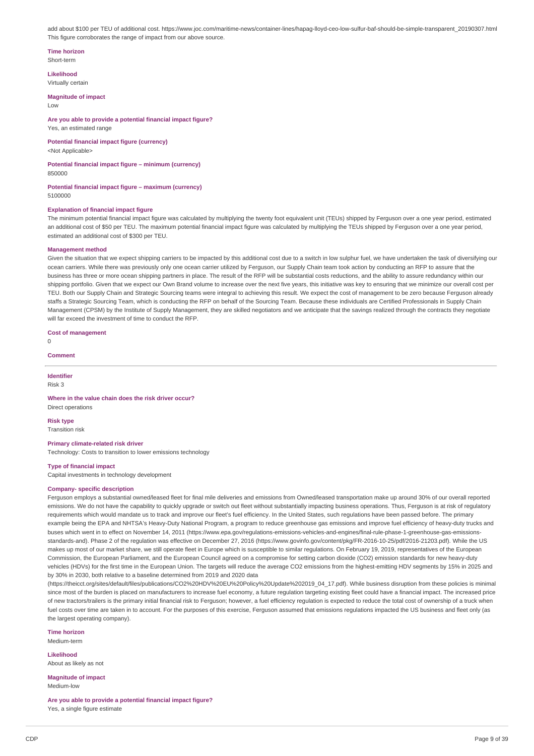add about $100 per TEU of additional cost. https://www.joc.com/maritime-news/container-lines/hapag-lloyd-ceo-low-sulfur-baf-should-be-simple-transparent_20190307.html This figure corroborates the range of impact from our above source.

**Time horizon**
Short-term

**Likelihood**
Virtually certain

**Magnitude of impact**
Low

**Are you able to provide a potential financial impact figure?**
Yes, an estimated range

**Potential financial impact figure (currency)**
<Not Applicable>

**Potential financial impact figure – minimum (currency)**
850000

**Potential financial impact figure – maximum (currency)**
5100000

**Explanation of financial impact figure**
The minimum potential financial impact figure was calculated by multiplying the twenty foot equivalent unit (TEUs) shipped by Ferguson over a one year period, estimated an additional cost of $50 per TEU. The maximum potential financial impact figure was calculated by multiplying the TEUs shipped by Ferguson over a one year period, estimated an additional cost of $300 per TEU.

**Management method**
Given the situation that we expect shipping carriers to be impacted by this additional cost due to a switch in low sulphur fuel, we have undertaken the task of diversifying our ocean carriers. While there was previously only one ocean carrier utilized by Ferguson, our Supply Chain team took action by conducting an RFP to assure that the business has three or more ocean shipping partners in place. The result of the RFP will be substantial costs reductions, and the ability to assure redundancy within our shipping portfolio. Given that we expect our Own Brand volume to increase over the next five years, this initiative was key to ensuring that we minimize our overall cost per TEU. Both our Supply Chain and Strategic Sourcing teams were integral to achieving this result. We expect the cost of management to be zero because Ferguson already staffs a Strategic Sourcing Team, which is conducting the RFP on behalf of the Sourcing Team. Because these individuals are Certified Professionals in Supply Chain Management (CPSM) by the Institute of Supply Management, they are skilled negotiators and we anticipate that the savings realized through the contracts they negotiate will far exceed the investment of time to conduct the RFP.

**Cost of management**
0

**Comment**

---

**Identifier**
Risk 3

**Where in the value chain does the risk driver occur?**
Direct operations

**Risk type**
Transition risk

**Primary climate-related risk driver**
Technology: Costs to transition to lower emissions technology

**Type of financial impact**
Capital investments in technology development

**Company- specific description**
Ferguson employs a substantial owned/leased fleet for final mile deliveries and emissions from Owned/leased transportation make up around 30% of our overall reported emissions. We do not have the capability to quickly upgrade or switch out fleet without substantially impacting business operations. Thus, Ferguson is at risk of regulatory requirements which would mandate us to track and improve our fleet's fuel efficiency. In the United States, such regulations have been passed before. The primary example being the EPA and NHTSA's Heavy-Duty National Program, a program to reduce greenhouse gas emissions and improve fuel efficiency of heavy-duty trucks and buses which went in to effect on November 14, 2011 (https://www.epa.gov/regulations-emissions-vehicles-and-engines/final-rule-phase-1-greenhouse-gas-emissions-standards-and). Phase 2 of the regulation was effective on December 27, 2016 (https://www.govinfo.gov/content/pkg/FR-2016-10-25/pdf/2016-21203.pdf). While the US makes up most of our market share, we still operate fleet in Europe which is susceptible to similar regulations. On February 19, 2019, representatives of the European Commission, the European Parliament, and the European Council agreed on a compromise for setting carbon dioxide ($CO_2$) emission standards for new heavy-duty vehicles (HDVs) for the first time in the European Union. The targets will reduce the average $CO_2$ emissions from the highest-emitting HDV segments by 15% in 2025 and by 30% in 2030, both relative to a baseline determined from 2019 and 2020 data (https://theicct.org/sites/default/files/publications/CO2%20HDV%20EU%20Policy%20Update%202019_04_17.pdf). While business disruption from these policies is minimal since most of the burden is placed on manufacturers to increase fuel economy, a future regulation targeting existing fleet could have a financial impact. The increased price of new tractors/trailers is the primary initial financial risk to Ferguson; however, a fuel efficiency regulation is expected to reduce the total cost of ownership of a truck when fuel costs over time are taken in to account. For the purposes of this exercise, Ferguson assumed that emissions regulations impacted the US business and fleet only (as the largest operating company).

**Time horizon**
Medium-term

**Likelihood**
About as likely as not

**Magnitude of impact**
Medium-low

**Are you able to provide a potential financial impact figure?**
Yes, a single figure estimate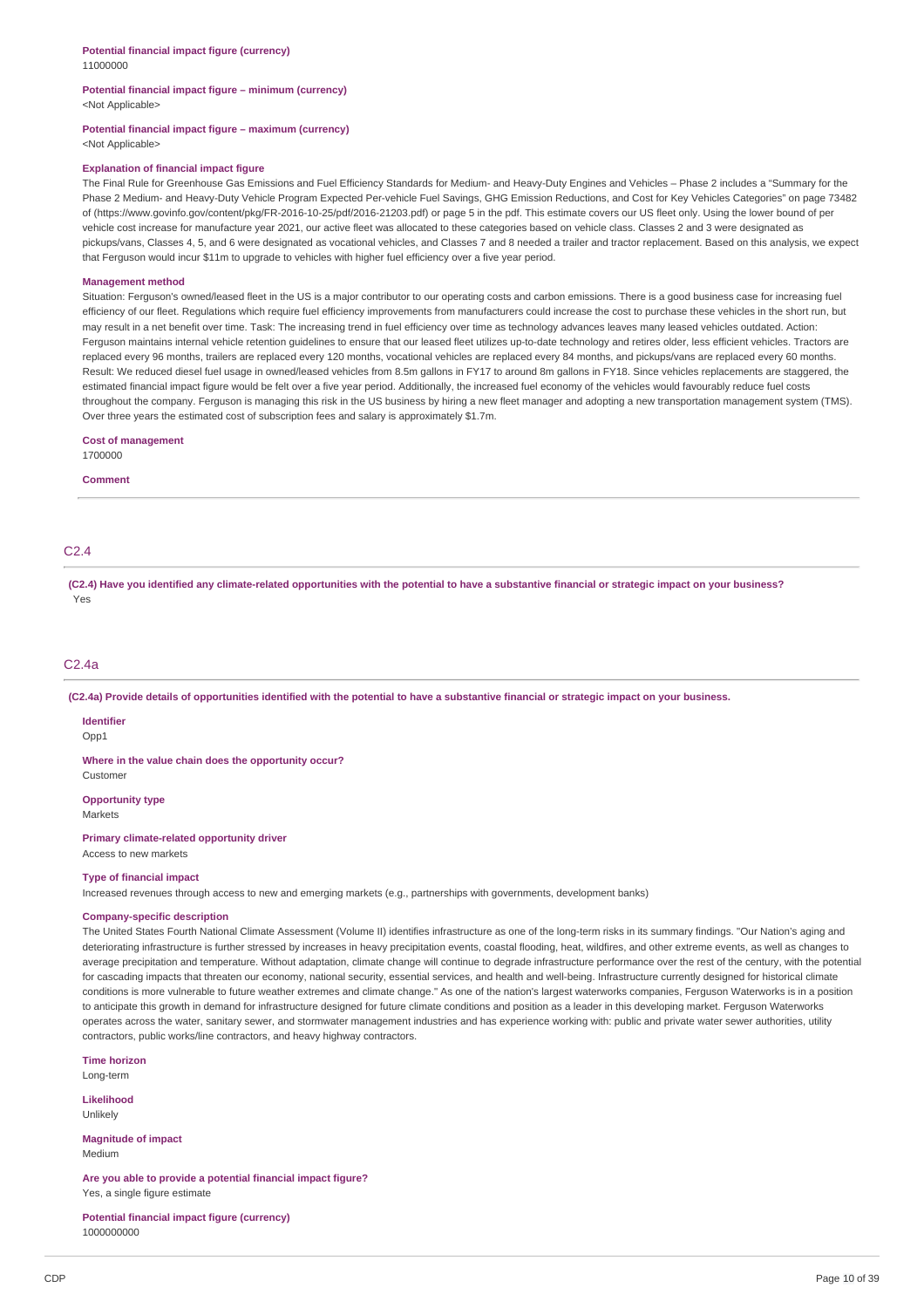**Potential financial impact figure (currency)**
11000000

**Potential financial impact figure – minimum (currency)**
<Not Applicable>

**Potential financial impact figure – maximum (currency)**
<Not Applicable>

**Explanation of financial impact figure**
The Final Rule for Greenhouse Gas Emissions and Fuel Efficiency Standards for Medium- and Heavy-Duty Engines and Vehicles – Phase 2 includes a "Summary for the Phase 2 Medium- and Heavy-Duty Vehicle Program Expected Per-vehicle Fuel Savings, GHG Emission Reductions, and Cost for Key Vehicles Categories" on page 73482 of (https://www.govinfo.gov/content/pkg/FR-2016-10-25/pdf/2016-21203.pdf) or page 5 in the pdf. This estimate covers our US fleet only. Using the lower bound of per vehicle cost increase for manufacture year 2021, our active fleet was allocated to these categories based on vehicle class. Classes 2 and 3 were designated as pickups/vans, Classes 4, 5, and 6 were designated as vocational vehicles, and Classes 7 and 8 needed a trailer and tractor replacement. Based on this analysis, we expect that Ferguson would incur $11m to upgrade to vehicles with higher fuel efficiency over a five year period.

**Management method**
Situation: Ferguson's owned/leased fleet in the US is a major contributor to our operating costs and carbon emissions. There is a good business case for increasing fuel efficiency of our fleet. Regulations which require fuel efficiency improvements from manufacturers could increase the cost to purchase these vehicles in the short run, but may result in a net benefit over time. Task: The increasing trend in fuel efficiency over time as technology advances leaves many leased vehicles outdated. Action: Ferguson maintains internal vehicle retention guidelines to ensure that our leased fleet utilizes up-to-date technology and retires older, less efficient vehicles. Tractors are replaced every 96 months, trailers are replaced every 120 months, vocational vehicles are replaced every 84 months, and pickups/vans are replaced every 60 months. Result: We reduced diesel fuel usage in owned/leased vehicles from 8.5m gallons in FY17 to around 8m gallons in FY18. Since vehicles replacements are staggered, the estimated financial impact figure would be felt over a five year period. Additionally, the increased fuel economy of the vehicles would favourably reduce fuel costs throughout the company. Ferguson is managing this risk in the US business by hiring a new fleet manager and adopting a new transportation management system (TMS). Over three years the estimated cost of subscription fees and salary is approximately $1.7m.

**Cost of management**
1700000

**Comment**

## C2.4

**(C2.4) Have you identified any climate-related opportunities with the potential to have a substantive financial or strategic impact on your business?**
Yes

## C2.4a

**(C2.4a) Provide details of opportunities identified with the potential to have a substantive financial or strategic impact on your business.**

**Identifier**
Opp1

**Where in the value chain does the opportunity occur?**
Customer

**Opportunity type**
Markets

**Primary climate-related opportunity driver**
Access to new markets

**Type of financial impact**
Increased revenues through access to new and emerging markets (e.g., partnerships with governments, development banks)

**Company-specific description**
The United States Fourth National Climate Assessment (Volume II) identifies infrastructure as one of the long-term risks in its summary findings. "Our Nation's aging and deteriorating infrastructure is further stressed by increases in heavy precipitation events, coastal flooding, heat, wildfires, and other extreme events, as well as changes to average precipitation and temperature. Without adaptation, climate change will continue to degrade infrastructure performance over the rest of the century, with the potential for cascading impacts that threaten our economy, national security, essential services, and health and well-being. Infrastructure currently designed for historical climate conditions is more vulnerable to future weather extremes and climate change." As one of the nation's largest waterworks companies, Ferguson Waterworks is in a position to anticipate this growth in demand for infrastructure designed for future climate conditions and position as a leader in this developing market. Ferguson Waterworks operates across the water, sanitary sewer, and stormwater management industries and has experience working with: public and private water sewer authorities, utility contractors, public works/line contractors, and heavy highway contractors.

**Time horizon**
Long-term

**Likelihood**
Unlikely

**Magnitude of impact**
Medium

**Are you able to provide a potential financial impact figure?**
Yes, a single figure estimate

**Potential financial impact figure (currency)**
1000000000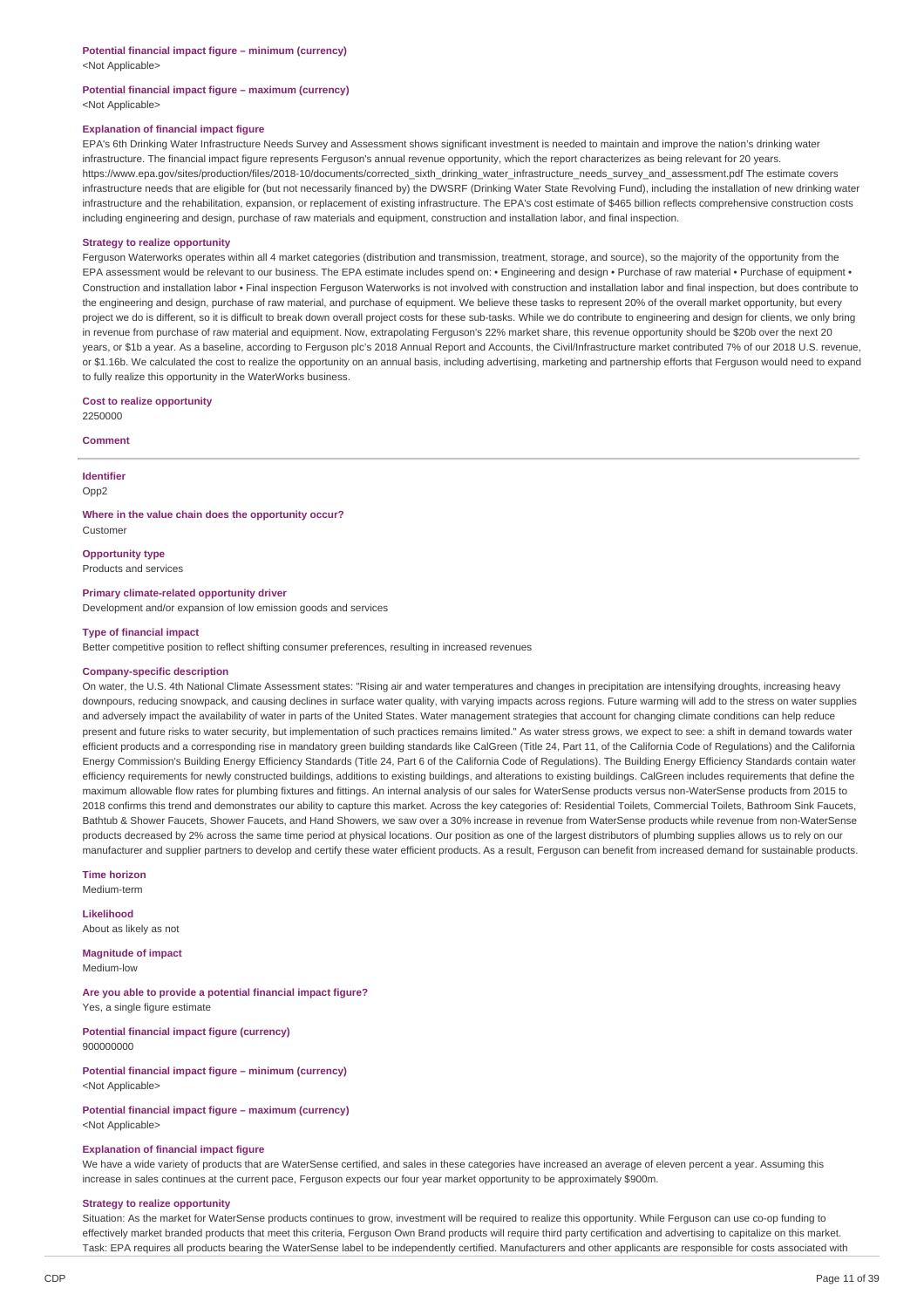**Potential financial impact figure – minimum (currency)**
<Not Applicable>

**Potential financial impact figure – maximum (currency)**
<Not Applicable>

**Explanation of financial impact figure**
EPA's 6th Drinking Water Infrastructure Needs Survey and Assessment shows significant investment is needed to maintain and improve the nation's drinking water infrastructure. The financial impact figure represents Ferguson's annual revenue opportunity, which the report characterizes as being relevant for 20 years. https://www.epa.gov/sites/production/files/2018-10/documents/corrected_sixth_drinking_water_infrastructure_needs_survey_and_assessment.pdf The estimate covers infrastructure needs that are eligible for (but not necessarily financed by) the DWSRF (Drinking Water State Revolving Fund), including the installation of new drinking water infrastructure and the rehabilitation, expansion, or replacement of existing infrastructure. The EPA's cost estimate of $465 billion reflects comprehensive construction costs including engineering and design, purchase of raw materials and equipment, construction and installation labor, and final inspection.

**Strategy to realize opportunity**
Ferguson Waterworks operates within all 4 market categories (distribution and transmission, treatment, storage, and source), so the majority of the opportunity from the EPA assessment would be relevant to our business. The EPA estimate includes spend on: • Engineering and design • Purchase of raw material • Purchase of equipment • Construction and installation labor • Final inspection Ferguson Waterworks is not involved with construction and installation labor and final inspection, but does contribute to the engineering and design, purchase of raw material, and purchase of equipment. We believe these tasks to represent 20% of the overall market opportunity, but every project we do is different, so it is difficult to break down overall project costs for these sub-tasks. While we do contribute to engineering and design for clients, we only bring in revenue from purchase of raw material and equipment. Now, extrapolating Ferguson's 22% market share, this revenue opportunity should be $20b over the next 20 years, or $1b a year. As a baseline, according to Ferguson plc's 2018 Annual Report and Accounts, the Civil/Infrastructure market contributed 7% of our 2018 U.S. revenue, or $1.16b. We calculated the cost to realize the opportunity on an annual basis, including advertising, marketing and partnership efforts that Ferguson would need to expand to fully realize this opportunity in the WaterWorks business.

**Cost to realize opportunity**
2250000

**Comment**

---

**Identifier**
Opp2

**Where in the value chain does the opportunity occur?**
Customer

**Opportunity type**
Products and services

**Primary climate-related opportunity driver**
Development and/or expansion of low emission goods and services

**Type of financial impact**
Better competitive position to reflect shifting consumer preferences, resulting in increased revenues

**Company-specific description**
On water, the U.S. 4th National Climate Assessment states: "Rising air and water temperatures and changes in precipitation are intensifying droughts, increasing heavy downpours, reducing snowpack, and causing declines in surface water quality, with varying impacts across regions. Future warming will add to the stress on water supplies and adversely impact the availability of water in parts of the United States. Water management strategies that account for changing climate conditions can help reduce present and future risks to water security, but implementation of such practices remains limited." As water stress grows, we expect to see: a shift in demand towards water efficient products and a corresponding rise in mandatory green building standards like CalGreen (Title 24, Part 11, of the California Code of Regulations) and the California Energy Commission's Building Energy Efficiency Standards (Title 24, Part 6 of the California Code of Regulations). The Building Energy Efficiency Standards contain water efficiency requirements for newly constructed buildings, additions to existing buildings, and alterations to existing buildings. CalGreen includes requirements that define the maximum allowable flow rates for plumbing fixtures and fittings. An internal analysis of our sales for WaterSense products versus non-WaterSense products from 2015 to 2018 confirms this trend and demonstrates our ability to capture this market. Across the key categories of: Residential Toilets, Commercial Toilets, Bathroom Sink Faucets, Bathtub & Shower Faucets, Shower Faucets, and Hand Showers, we saw over a 30% increase in revenue from WaterSense products while revenue from non-WaterSense products decreased by 2% across the same time period at physical locations. Our position as one of the largest distributors of plumbing supplies allows us to rely on our manufacturer and supplier partners to develop and certify these water efficient products. As a result, Ferguson can benefit from increased demand for sustainable products.

**Time horizon**
Medium-term

**Likelihood**
About as likely as not

**Magnitude of impact**
Medium-low

**Are you able to provide a potential financial impact figure?**
Yes, a single figure estimate

**Potential financial impact figure (currency)**
900000000

**Potential financial impact figure – minimum (currency)**
<Not Applicable>

**Potential financial impact figure – maximum (currency)**
<Not Applicable>

**Explanation of financial impact figure**
We have a wide variety of products that are WaterSense certified, and sales in these categories have increased an average of eleven percent a year. Assuming this increase in sales continues at the current pace, Ferguson expects our four year market opportunity to be approximately $900m.

**Strategy to realize opportunity**
Situation: As the market for WaterSense products continues to grow, investment will be required to realize this opportunity. While Ferguson can use co-op funding to effectively market branded products that meet this criteria, Ferguson Own Brand products will require third party certification and advertising to capitalize on this market. Task: EPA requires all products bearing the WaterSense label to be independently certified. Manufacturers and other applicants are responsible for costs associated with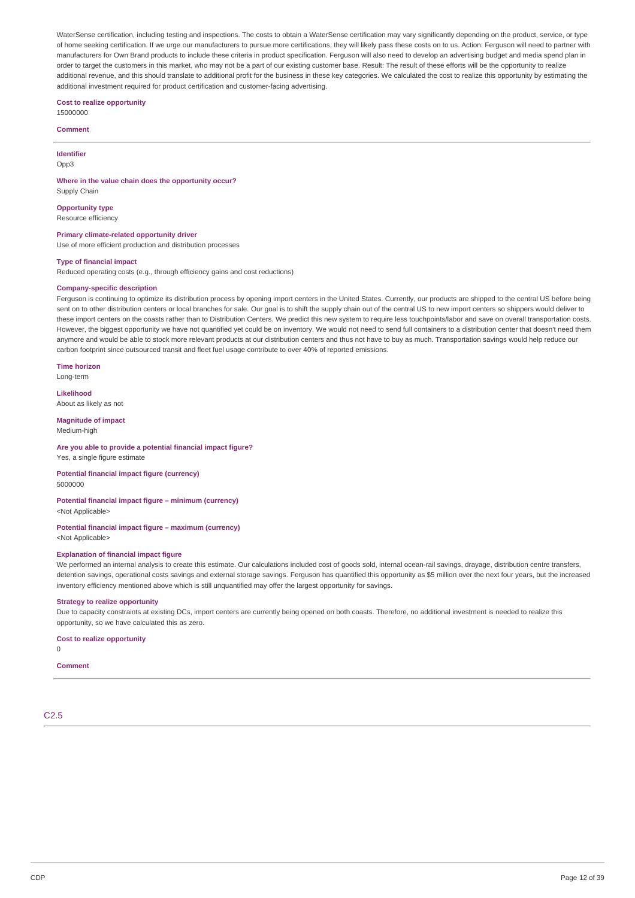WaterSense certification, including testing and inspections. The costs to obtain a WaterSense certification may vary significantly depending on the product, service, or type of home seeking certification. If we urge our manufacturers to pursue more certifications, they will likely pass these costs on to us. Action: Ferguson will need to partner with manufacturers for Own Brand products to include these criteria in product specification. Ferguson will also need to develop an advertising budget and media spend plan in order to target the customers in this market, who may not be a part of our existing customer base. Result: The result of these efforts will be the opportunity to realize additional revenue, and this should translate to additional profit for the business in these key categories. We calculated the cost to realize this opportunity by estimating the additional investment required for product certification and customer-facing advertising.

**Cost to realize opportunity**
15000000

**Comment**

---

**Identifier**
Opp3

**Where in the value chain does the opportunity occur?**
Supply Chain

**Opportunity type**
Resource efficiency

**Primary climate-related opportunity driver**
Use of more efficient production and distribution processes

**Type of financial impact**
Reduced operating costs (e.g., through efficiency gains and cost reductions)

**Company-specific description**
Ferguson is continuing to optimize its distribution process by opening import centers in the United States. Currently, our products are shipped to the central US before being sent on to other distribution centers or local branches for sale. Our goal is to shift the supply chain out of the central US to new import centers so shippers would deliver to these import centers on the coasts rather than to Distribution Centers. We predict this new system to require less touchpoints/labor and save on overall transportation costs. However, the biggest opportunity we have not quantified yet could be on inventory. We would not need to send full containers to a distribution center that doesn't need them anymore and would be able to stock more relevant products at our distribution centers and thus not have to buy as much. Transportation savings would help reduce our carbon footprint since outsourced transit and fleet fuel usage contribute to over 40% of reported emissions.

**Time horizon**
Long-term

**Likelihood**
About as likely as not

**Magnitude of impact**
Medium-high

**Are you able to provide a potential financial impact figure?**
Yes, a single figure estimate

**Potential financial impact figure (currency)**
5000000

**Potential financial impact figure – minimum (currency)**
<Not Applicable>

**Potential financial impact figure – maximum (currency)**
<Not Applicable>

**Explanation of financial impact figure**
We performed an internal analysis to create this estimate. Our calculations included cost of goods sold, internal ocean-rail savings, drayage, distribution centre transfers, detention savings, operational costs savings and external storage savings. Ferguson has quantified this opportunity as $5 million over the next four years, but the increased inventory efficiency mentioned above which is still unquantified may offer the largest opportunity for savings.

**Strategy to realize opportunity**
Due to capacity constraints at existing DCs, import centers are currently being opened on both coasts. Therefore, no additional investment is needed to realize this opportunity, so we have calculated this as zero.

**Cost to realize opportunity**
0

**Comment**

---

## C2.5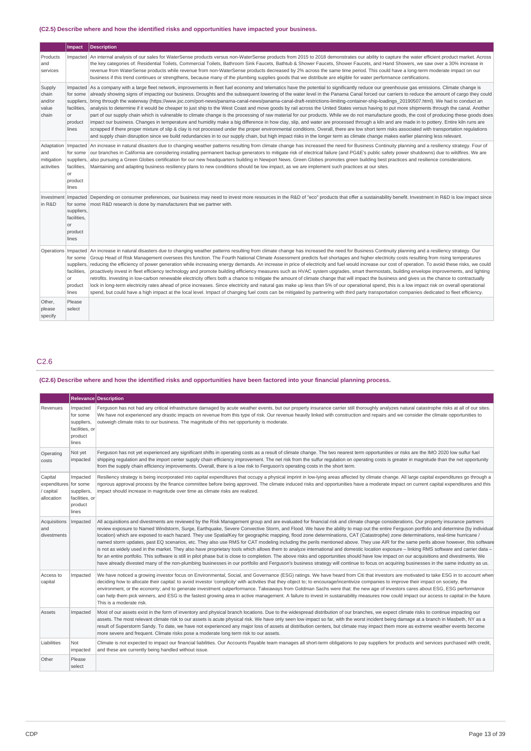### (C2.5) Describe where and how the identified risks and opportunities have impacted your business.

| | Impact | Description |
|---|---|---|
| Products and services | Impacted | An internal analysis of our sales for WaterSense products versus non-WaterSense products from 2015 to 2018 demonstrates our ability to capture the water efficient product market. Across the key categories of: Residential Toilets, Commercial Toilets, Bathroom Sink Faucets, Bathtub & Shower Faucets, Shower Faucets, and Hand Showers, we saw over a 30% increase in revenue from WaterSense products while revenue from non-WaterSense products decreased by 2% across the same time period. This could have a long-term moderate impact on our business if this trend continues or strengthens, because many of the plumbing supplies goods that we distribute are eligible for water performance certifications. |
| Supply chain and/or value chain | Impacted for some suppliers, facilities, or product lines | As a company with a large fleet network, improvements in fleet fuel economy and telematics have the potential to significantly reduce our greenhouse gas emissions. Climate change is already showing signs of impacting our business. Droughts and the subsequent lowering of the water level in the Panama Canal forced our carriers to reduce the amount of cargo they could bring through the waterway (https://www.joc.com/port-news/panama-canal-news/panama-canal-draft-restrictions-limiting-container-ship-loadings_20190507.html). We had to conduct an analysis to determine if it would be cheaper to just ship to the West Coast and move goods by rail across the United States versus having to put more shipments through the canal. Another part of our supply chain which is vulnerable to climate change is the processing of raw material for our products. While we do not manufacture goods, the cost of producing these goods does impact our business. Changes in temperature and humidity make a big difference in how clay, slip, and water are processed through a kiln and are made in to pottery. Entire kiln runs are scrapped if there proper mixture of slip & clay is not processed under the proper environmental conditions. Overall, there are low short term risks associated with transportation regulations and supply chain disruption since we build redundancies in to our supply chain, but high impact risks in the longer term as climate change makes earlier planning less relevant. |
| Adaptation and mitigation activities | Impacted for some suppliers, facilities, or product lines | An increase in natural disasters due to changing weather patterns resulting from climate change has increased the need for Business Continuity planning and a resiliency strategy. Four of our branches in California are considering installing permanent backup generators to mitigate risk of electrical failure (and PG&E's public safety power shutdowns) due to wildfires. We are also pursuing a Green Globes certification for our new headquarters building in Newport News. Green Globes promotes green building best practices and resilience considerations. Maintaining and adapting business resiliency plans to new conditions should be low impact, as we are implement such practices at our sites. |
| Investment in R&D | Impacted for some suppliers, facilities, or product lines | Depending on consumer preferences, our business may need to invest more resources in the R&D of "eco" products that offer a sustainability benefit. Investment in R&D is low impact since most R&D research is done by manufacturers that we partner with. |
| Operations | Impacted for some suppliers, facilities, or product lines | An increase in natural disasters due to changing weather patterns resulting from climate change has increased the need for Business Continuity planning and a resiliency strategy. Our Group Head of Risk Management oversees this function. The Fourth National Climate Assessment predicts fuel shortages and higher electricity costs resulting from rising temperatures reducing the efficiency of power generation while increasing energy demands. An increase in price of electricity and fuel would increase our cost of operation. To avoid these risks, we could proactively invest in fleet efficiency technology and promote building efficiency measures such as HVAC system upgrades, smart thermostats, building envelope improvements, and lighting retrofits. Investing in low-carbon renewable electricity offers both a chance to mitigate the amount of climate change that will impact the business and gives us the chance to contractually lock in long-term electricity rates ahead of price increases. Since electricity and natural gas make up less than 5% of our operational spend, this is a low impact risk on overall operational spend, but could have a high impact at the local level. Impact of changing fuel costs can be mitigated by partnering with third party transportation companies dedicated to fleet efficiency. |
| Other, please specify | Please select | |

## C2.6

### (C2.6) Describe where and how the identified risks and opportunities have been factored into your financial planning process.

| | Relevance | Description |
|---|---|---|
| Revenues | Impacted for some suppliers, facilities, or product lines | Ferguson has not had any critical infrastructure damaged by acute weather events, but our property insurance carrier still thoroughly analyzes natural catastrophe risks at all of our sites. We have not experienced any drastic impacts on revenue from this type of risk. Our revenue heavily linked with construction and repairs and we consider the climate opportunities to outweigh climate risks to our business. The magnitude of this net opportunity is moderate. |
| Operating costs | Not yet impacted | Ferguson has not yet experienced any significant shifts in operating costs as a result of climate change. The two nearest term opportunities or risks are the IMO 2020 low sulfur fuel shipping regulation and the import center supply chain efficiency improvement. The net risk from the sulfur regulation on operating costs is greater in magnitude than the net opportunity from the supply chain efficiency improvements. Overall, there is a low risk to Ferguson's operating costs in the short term. |
| Capital expenditures / capital allocation | Impacted for some suppliers, facilities, or product lines | Resiliency strategy is being incorporated into capital expenditures that occupy a physical imprint in low-lying areas affected by climate change. All large capital expenditures go through a rigorous approval process by the finance committee before being approved. The climate induced risks and opportunities have a moderate impact on current capital expenditures and this impact should increase in magnitude over time as climate risks are realized. |
| Acquisitions and divestments | Impacted | All acquisitions and divestments are reviewed by the Risk Management group and are evaluated for financial risk and climate change considerations. Our property insurance partners review exposure to Named Windstorm, Surge, Earthquake, Severe Convective Storm, and Flood. We have the ability to map out the entire Ferguson portfolio and determine (by individual location) which are exposed to each hazard. They use SpatialKey for geographic mapping, flood zone determinations, CAT (Catastrophe) zone determinations, real-time hurricane / named storm updates, past EQ scenarios, etc. They also use RMS for CAT modeling including the perils mentioned above. They use AIR for the same perils above however, this software is not as widely used in the market. They also have proprietary tools which allows them to analyze international and domestic location exposure – linking RMS software and carrier data – for an entire portfolio. This software is still in pilot phase but is close to completion. The above risks and opportunities should have low impact on our acquisitions and divestments. We have already divested many of the non-plumbing businesses in our portfolio and Ferguson's business strategy will continue to focus on acquiring businesses in the same industry as us. |
| Access to capital | Impacted | We have noticed a growing investor focus on Environmental, Social, and Governance (ESG) ratings. We have heard from Citi that investors are motivated to take ESG in to account when deciding how to allocate their capital: to avoid investor 'complicity' with activities that they object to; to encourage/incentivize companies to improve their impact on society, the environment, or the economy; and to generate investment outperformance. Takeaways from Goldman Sachs were that: the new age of investors cares about ESG, ESG performance can help them pick winners, and ESG is the fastest growing area in active management. A failure to invest in sustainability measures now could impact our access to capital in the future. This is a moderate risk. |
| Assets | Impacted | Most of our assets exist in the form of inventory and physical branch locations. Due to the widespread distribution of our branches, we expect climate risks to continue impacting our assets. The most relevant climate risk to our assets is acute physical risk. We have only seen low impact so far, with the worst incident being damage at a branch in Masbeth, NY as a result of Superstorm Sandy. To date, we have not experienced any major loss of assets at distribution centers, but climate may impact them more as extreme weather events become more severe and frequent. Climate risks pose a moderate long term risk to our assets. |
| Liabilities | Not impacted | Climate is not expected to impact our financial liabilities. Our Accounts Payable team manages all short-term obligations to pay suppliers for products and services purchased with credit, and these are currently being handled without issue. |
| Other | Please select | |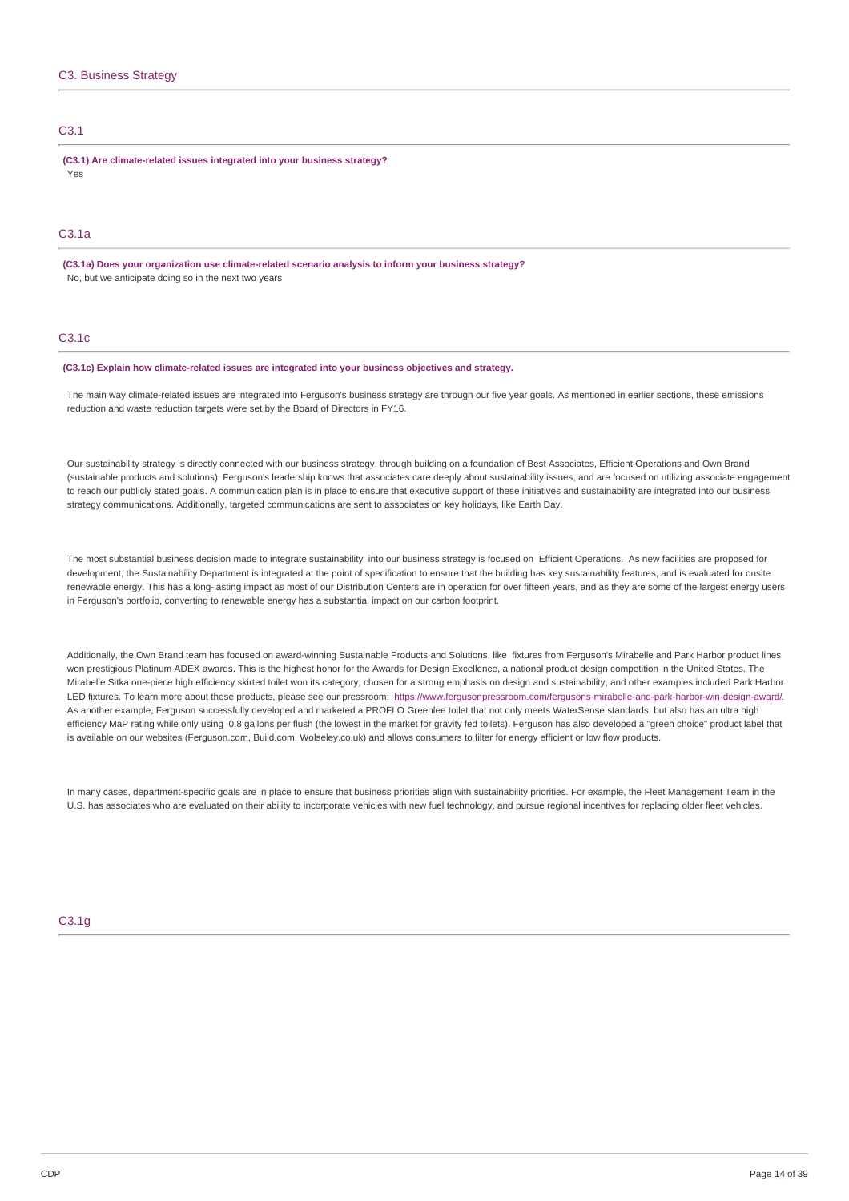## C3. Business Strategy

### C3.1

**(C3.1) Are climate-related issues integrated into your business strategy?**

Yes

### C3.1a

**(C3.1a) Does your organization use climate-related scenario analysis to inform your business strategy?**

No, but we anticipate doing so in the next two years

### C3.1c

**(C3.1c) Explain how climate-related issues are integrated into your business objectives and strategy.**

The main way climate-related issues are integrated into Ferguson's business strategy are through our five year goals. As mentioned in earlier sections, these emissions reduction and waste reduction targets were set by the Board of Directors in FY16.

Our sustainability strategy is directly connected with our business strategy, through building on a foundation of Best Associates, Efficient Operations and Own Brand (sustainable products and solutions). Ferguson's leadership knows that associates care deeply about sustainability issues, and are focused on utilizing associate engagement to reach our publicly stated goals. A communication plan is in place to ensure that executive support of these initiatives and sustainability are integrated into our business strategy communications. Additionally, targeted communications are sent to associates on key holidays, like Earth Day.

The most substantial business decision made to integrate sustainability into our business strategy is focused on Efficient Operations. As new facilities are proposed for development, the Sustainability Department is integrated at the point of specification to ensure that the building has key sustainability features, and is evaluated for onsite renewable energy. This has a long-lasting impact as most of our Distribution Centers are in operation for over fifteen years, and as they are some of the largest energy users in Ferguson's portfolio, converting to renewable energy has a substantial impact on our carbon footprint.

Additionally, the Own Brand team has focused on award-winning Sustainable Products and Solutions, like fixtures from Ferguson's Mirabelle and Park Harbor product lines won prestigious Platinum ADEX awards. This is the highest honor for the Awards for Design Excellence, a national product design competition in the United States. The Mirabelle Sitka one-piece high efficiency skirted toilet won its category, chosen for a strong emphasis on design and sustainability, and other examples included Park Harbor LED fixtures. To learn more about these products, please see our pressroom: https://www.fergusonpressroom.com/fergusons-mirabelle-and-park-harbor-win-design-award/. As another example, Ferguson successfully developed and marketed a PROFLO Greenlee toilet that not only meets WaterSense standards, but also has an ultra high efficiency MaP rating while only using 0.8 gallons per flush (the lowest in the market for gravity fed toilets). Ferguson has also developed a "green choice" product label that is available on our websites (Ferguson.com, Build.com, Wolseley.co.uk) and allows consumers to filter for energy efficient or low flow products.

In many cases, department-specific goals are in place to ensure that business priorities align with sustainability priorities. For example, the Fleet Management Team in the U.S. has associates who are evaluated on their ability to incorporate vehicles with new fuel technology, and pursue regional incentives for replacing older fleet vehicles.

### C3.1g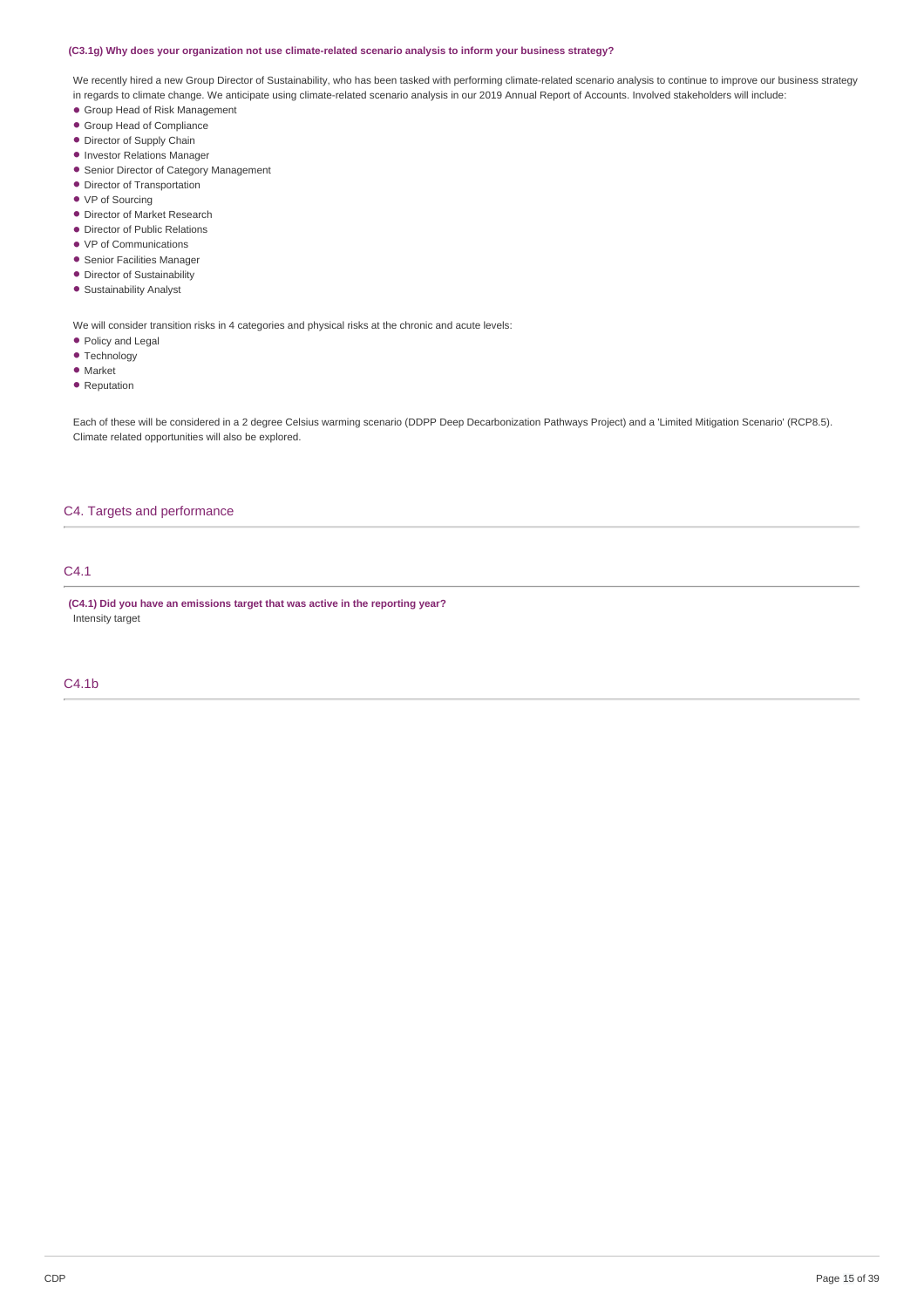**(C3.1g) Why does your organization not use climate-related scenario analysis to inform your business strategy?**

We recently hired a new Group Director of Sustainability, who has been tasked with performing climate-related scenario analysis to continue to improve our business strategy in regards to climate change. We anticipate using climate-related scenario analysis in our 2019 Annual Report of Accounts. Involved stakeholders will include:

- Group Head of Risk Management
- Group Head of Compliance
- Director of Supply Chain
- Investor Relations Manager
- Senior Director of Category Management
- Director of Transportation
- VP of Sourcing
- Director of Market Research
- Director of Public Relations
- VP of Communications
- Senior Facilities Manager
- Director of Sustainability
- Sustainability Analyst

We will consider transition risks in 4 categories and physical risks at the chronic and acute levels:

- Policy and Legal
- Technology
- Market
- Reputation

Each of these will be considered in a 2 degree Celsius warming scenario (DDPP Deep Decarbonization Pathways Project) and a 'Limited Mitigation Scenario' (RCP8.5). Climate related opportunities will also be explored.

## C4. Targets and performance

### C4.1

**(C4.1) Did you have an emissions target that was active in the reporting year?**

Intensity target

### C4.1b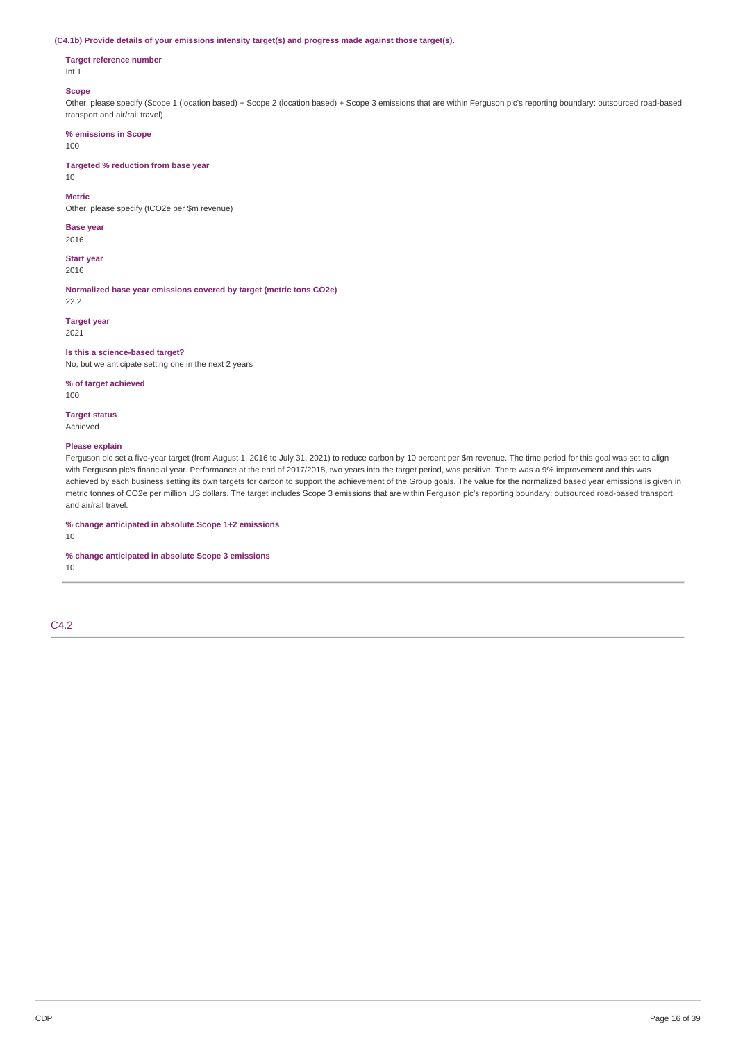**(C4.1b) Provide details of your emissions intensity target(s) and progress made against those target(s).**

**Target reference number**
Int 1

**Scope**
Other, please specify (Scope 1 (location based) + Scope 2 (location based) + Scope 3 emissions that are within Ferguson plc's reporting boundary: outsourced road-based transport and air/rail travel)

**% emissions in Scope**
100

**Targeted % reduction from base year**
10

**Metric**
Other, please specify (tCO2e per $m revenue)

**Base year**
2016

**Start year**
2016

**Normalized base year emissions covered by target (metric tons CO2e)**
22.2

**Target year**
2021

**Is this a science-based target?**
No, but we anticipate setting one in the next 2 years

**% of target achieved**
100

**Target status**
Achieved

**Please explain**
Ferguson plc set a five-year target (from August 1, 2016 to July 31, 2021) to reduce carbon by 10 percent per $m revenue. The time period for this goal was set to align with Ferguson plc's financial year. Performance at the end of 2017/2018, two years into the target period, was positive. There was a 9% improvement and this was achieved by each business setting its own targets for carbon to support the achievement of the Group goals. The value for the normalized based year emissions is given in metric tonnes of CO2e per million US dollars. The target includes Scope 3 emissions that are within Ferguson plc's reporting boundary: outsourced road-based transport and air/rail travel.

**% change anticipated in absolute Scope 1+2 emissions**
10

**% change anticipated in absolute Scope 3 emissions**
10

## C4.2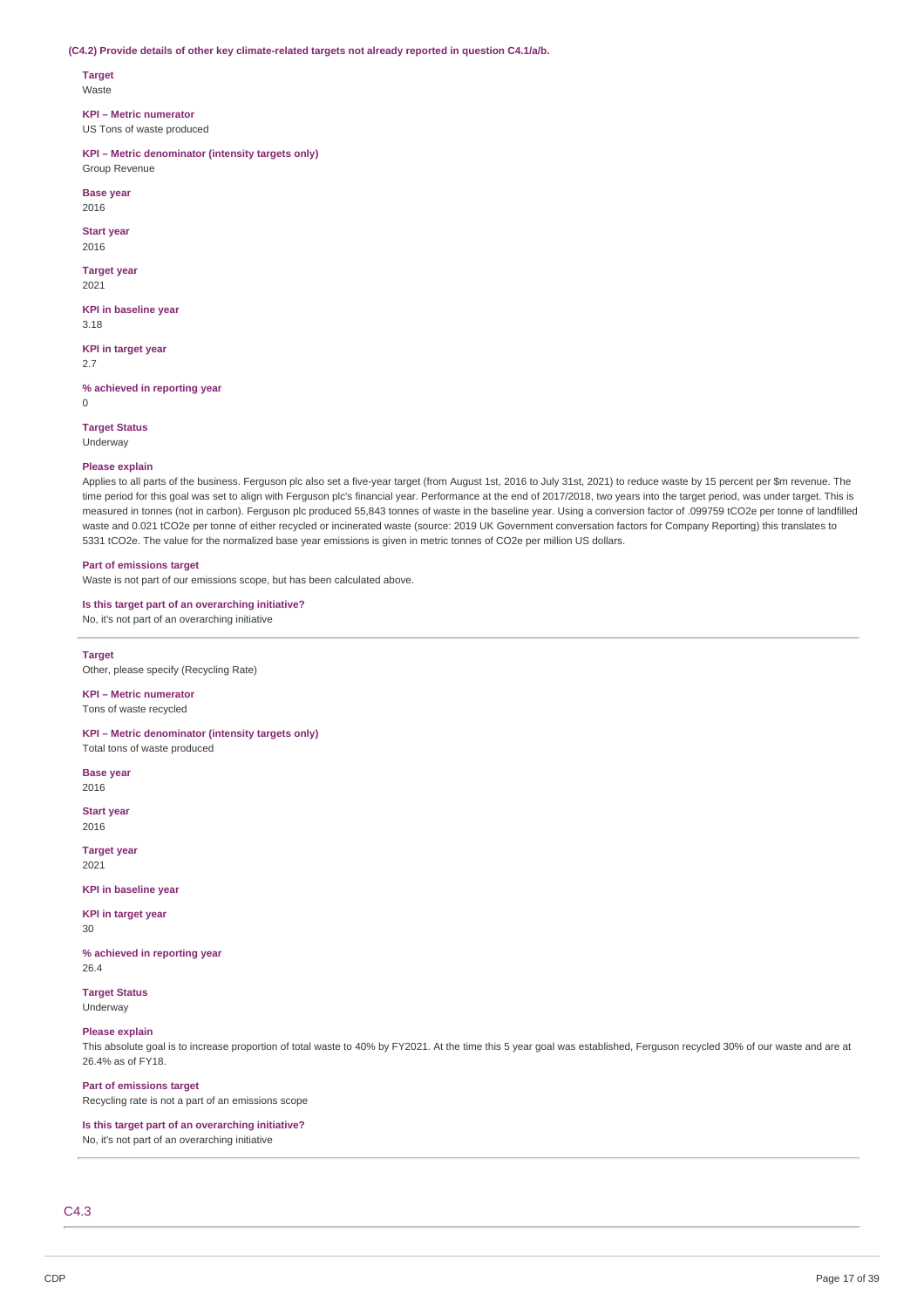**(C4.2) Provide details of other key climate-related targets not already reported in question C4.1/a/b.**

**Target**
Waste

**KPI – Metric numerator**
US Tons of waste produced

**KPI – Metric denominator (intensity targets only)**
Group Revenue

**Base year**
2016

**Start year**
2016

**Target year**
2021

**KPI in baseline year**
3.18

**KPI in target year**
2.7

**% achieved in reporting year**
0

**Target Status**
Underway

**Please explain**
Applies to all parts of the business. Ferguson plc also set a five-year target (from August 1st, 2016 to July 31st, 2021) to reduce waste by 15 percent per $m revenue. The time period for this goal was set to align with Ferguson plc's financial year. Performance at the end of 2017/2018, two years into the target period, was under target. This is measured in tonnes (not in carbon). Ferguson plc produced 55,843 tonnes of waste in the baseline year. Using a conversion factor of .099759 tCO2e per tonne of landfilled waste and 0.021 tCO2e per tonne of either recycled or incinerated waste (source: 2019 UK Government conversation factors for Company Reporting) this translates to 5331 tCO2e. The value for the normalized base year emissions is given in metric tonnes of CO2e per million US dollars.

**Part of emissions target**
Waste is not part of our emissions scope, but has been calculated above.

**Is this target part of an overarching initiative?**
No, it's not part of an overarching initiative

---

**Target**
Other, please specify (Recycling Rate)

**KPI – Metric numerator**
Tons of waste recycled

**KPI – Metric denominator (intensity targets only)**
Total tons of waste produced

**Base year**
2016

**Start year**
2016

**Target year**
2021

**KPI in baseline year**

**KPI in target year**
30

**% achieved in reporting year**
26.4

**Target Status**
Underway

**Please explain**
This absolute goal is to increase proportion of total waste to 40% by FY2021. At the time this 5 year goal was established, Ferguson recycled 30% of our waste and are at 26.4% as of FY18.

**Part of emissions target**
Recycling rate is not a part of an emissions scope

**Is this target part of an overarching initiative?**
No, it's not part of an overarching initiative

---

## C4.3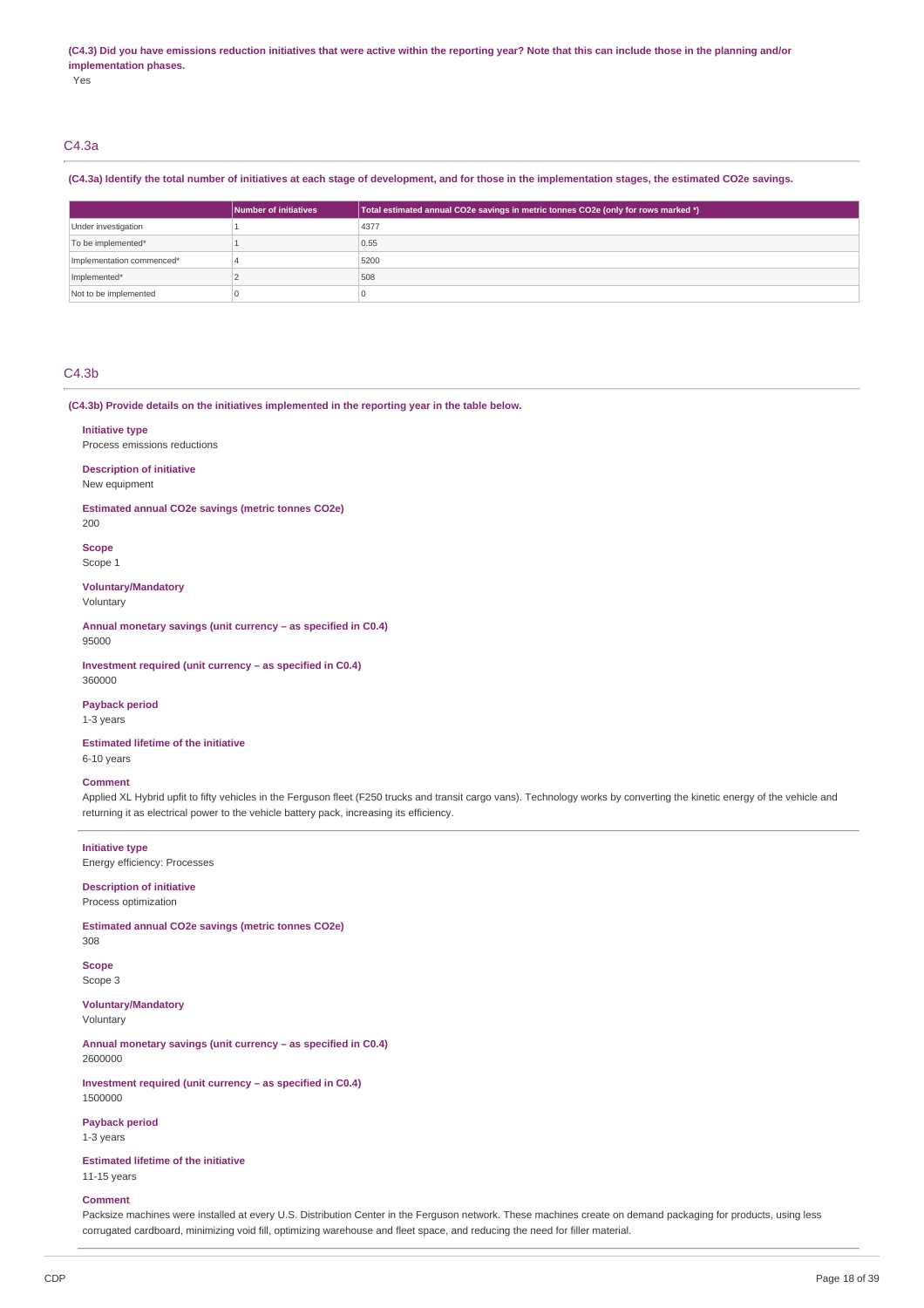**(C4.3) Did you have emissions reduction initiatives that were active within the reporting year? Note that this can include those in the planning and/or implementation phases.**

Yes

## C4.3a

**(C4.3a) Identify the total number of initiatives at each stage of development, and for those in the implementation stages, the estimated CO2e savings.**

| | Number of initiatives | Total estimated annual CO2e savings in metric tonnes CO2e (only for rows marked *) |
|---|---|---|
| Under investigation | 1 | 4377 |
| To be implemented* | 1 | 0.55 |
| Implementation commenced* | 4 | 5200 |
| Implemented* | 2 | 508 |
| Not to be implemented | 0 | 0 |

## C4.3b

**(C4.3b) Provide details on the initiatives implemented in the reporting year in the table below.**

**Initiative type**
Process emissions reductions

**Description of initiative**
New equipment

**Estimated annual CO2e savings (metric tonnes CO2e)**
200

**Scope**
Scope 1

**Voluntary/Mandatory**
Voluntary

**Annual monetary savings (unit currency – as specified in C0.4)**
95000

**Investment required (unit currency – as specified in C0.4)**
360000

**Payback period**
1-3 years

**Estimated lifetime of the initiative**
6-10 years

**Comment**
Applied XL Hybrid upfit to fifty vehicles in the Ferguson fleet (F250 trucks and transit cargo vans). Technology works by converting the kinetic energy of the vehicle and returning it as electrical power to the vehicle battery pack, increasing its efficiency.

---

**Initiative type**
Energy efficiency: Processes

**Description of initiative**
Process optimization

**Estimated annual CO2e savings (metric tonnes CO2e)**
308

**Scope**
Scope 3

**Voluntary/Mandatory**
Voluntary

**Annual monetary savings (unit currency – as specified in C0.4)**
2600000

**Investment required (unit currency – as specified in C0.4)**
1500000

**Payback period**
1-3 years

**Estimated lifetime of the initiative**
11-15 years

**Comment**
Packsize machines were installed at every U.S. Distribution Center in the Ferguson network. These machines create on demand packaging for products, using less corrugated cardboard, minimizing void fill, optimizing warehouse and fleet space, and reducing the need for filler material.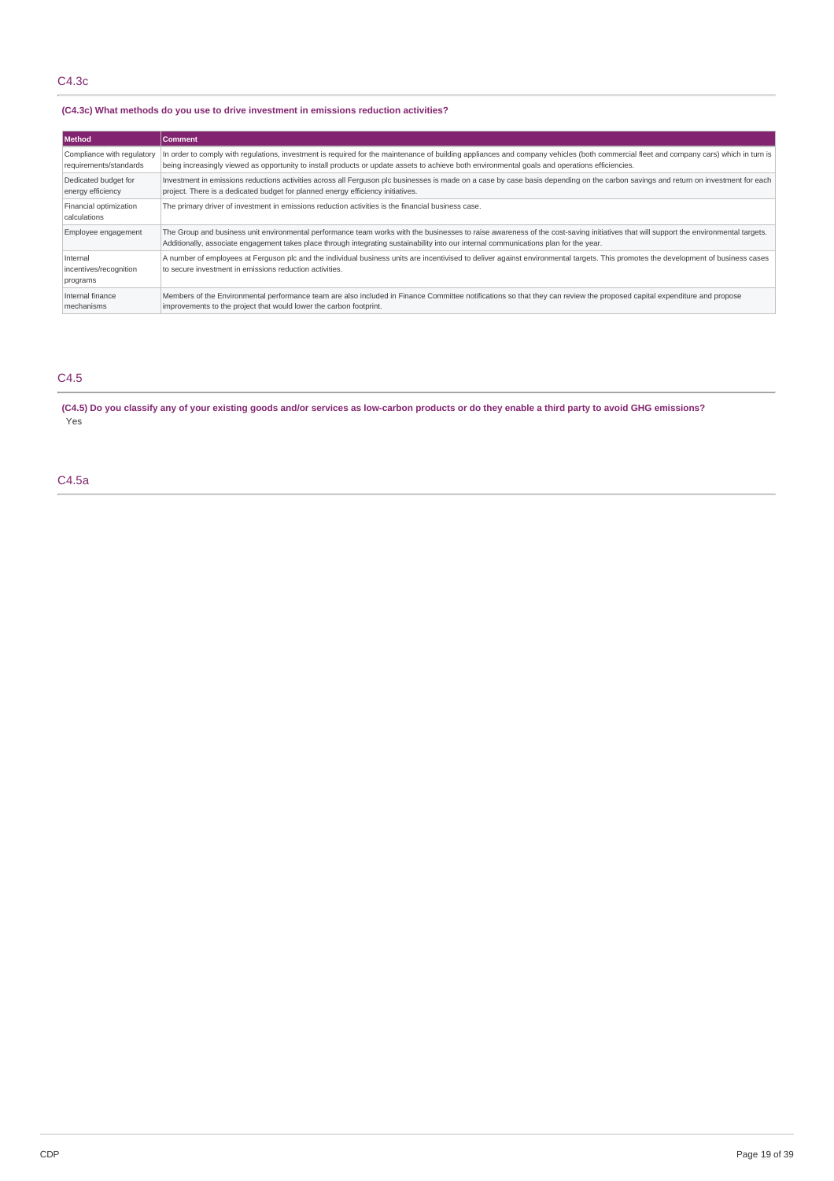## C4.3c

### (C4.3c) What methods do you use to drive investment in emissions reduction activities?

| Method | Comment |
|---|---|
| Compliance with regulatory requirements/standards | In order to comply with regulations, investment is required for the maintenance of building appliances and company vehicles (both commercial fleet and company cars) which in turn is being increasingly viewed as opportunity to install products or update assets to achieve both environmental goals and operations efficiencies. |
| Dedicated budget for energy efficiency | Investment in emissions reductions activities across all Ferguson plc businesses is made on a case by case basis depending on the carbon savings and return on investment for each project. There is a dedicated budget for planned energy efficiency initiatives. |
| Financial optimization calculations | The primary driver of investment in emissions reduction activities is the financial business case. |
| Employee engagement | The Group and business unit environmental performance team works with the businesses to raise awareness of the cost-saving initiatives that will support the environmental targets. Additionally, associate engagement takes place through integrating sustainability into our internal communications plan for the year. |
| Internal incentives/recognition programs | A number of employees at Ferguson plc and the individual business units are incentivised to deliver against environmental targets. This promotes the development of business cases to secure investment in emissions reduction activities. |
| Internal finance mechanisms | Members of the Environmental performance team are also included in Finance Committee notifications so that they can review the proposed capital expenditure and propose improvements to the project that would lower the carbon footprint. |

## C4.5

### (C4.5) Do you classify any of your existing goods and/or services as low-carbon products or do they enable a third party to avoid GHG emissions?

Yes

## C4.5a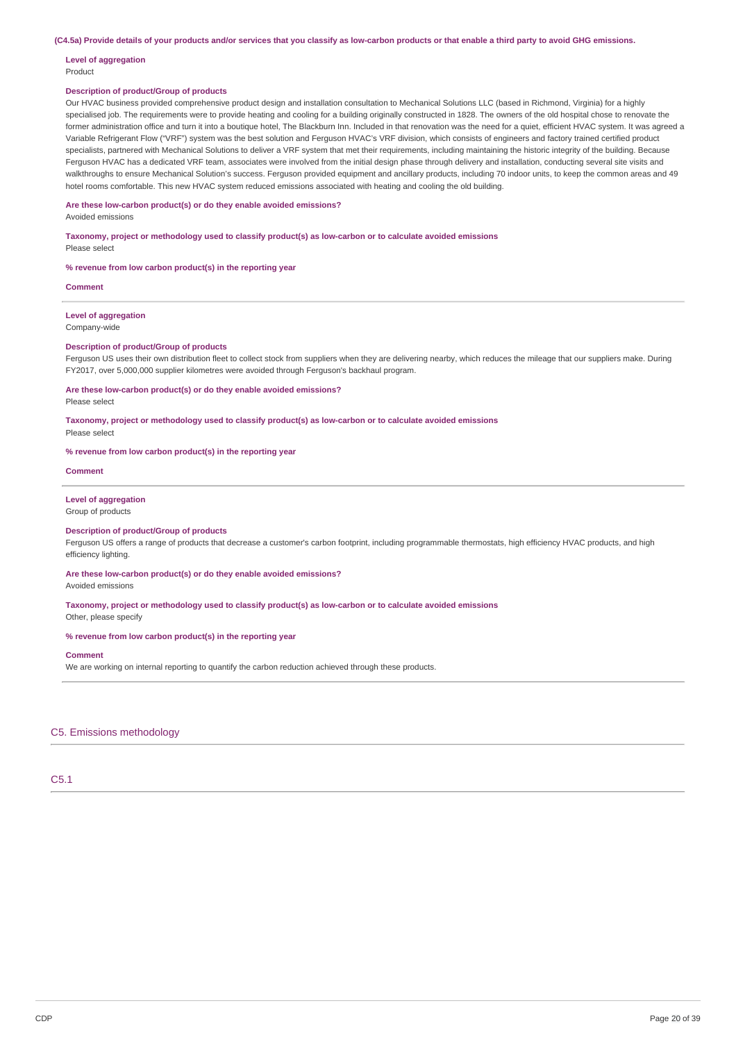**(C4.5a) Provide details of your products and/or services that you classify as low-carbon products or that enable a third party to avoid GHG emissions.**

**Level of aggregation**
Product

**Description of product/Group of products**
Our HVAC business provided comprehensive product design and installation consultation to Mechanical Solutions LLC (based in Richmond, Virginia) for a highly specialised job. The requirements were to provide heating and cooling for a building originally constructed in 1828. The owners of the old hospital chose to renovate the former administration office and turn it into a boutique hotel, The Blackburn Inn. Included in that renovation was the need for a quiet, efficient HVAC system. It was agreed a Variable Refrigerant Flow ("VRF") system was the best solution and Ferguson HVAC's VRF division, which consists of engineers and factory trained certified product specialists, partnered with Mechanical Solutions to deliver a VRF system that met their requirements, including maintaining the historic integrity of the building. Because Ferguson HVAC has a dedicated VRF team, associates were involved from the initial design phase through delivery and installation, conducting several site visits and walkthroughs to ensure Mechanical Solution's success. Ferguson provided equipment and ancillary products, including 70 indoor units, to keep the common areas and 49 hotel rooms comfortable. This new HVAC system reduced emissions associated with heating and cooling the old building.

**Are these low-carbon product(s) or do they enable avoided emissions?**
Avoided emissions

**Taxonomy, project or methodology used to classify product(s) as low-carbon or to calculate avoided emissions**
Please select

**% revenue from low carbon product(s) in the reporting year**

**Comment**

---

**Level of aggregation**
Company-wide

**Description of product/Group of products**
Ferguson US uses their own distribution fleet to collect stock from suppliers when they are delivering nearby, which reduces the mileage that our suppliers make. During FY2017, over 5,000,000 supplier kilometres were avoided through Ferguson's backhaul program.

**Are these low-carbon product(s) or do they enable avoided emissions?**
Please select

**Taxonomy, project or methodology used to classify product(s) as low-carbon or to calculate avoided emissions**
Please select

**% revenue from low carbon product(s) in the reporting year**

**Comment**

---

**Level of aggregation**
Group of products

**Description of product/Group of products**
Ferguson US offers a range of products that decrease a customer's carbon footprint, including programmable thermostats, high efficiency HVAC products, and high efficiency lighting.

**Are these low-carbon product(s) or do they enable avoided emissions?**
Avoided emissions

**Taxonomy, project or methodology used to classify product(s) as low-carbon or to calculate avoided emissions**
Other, please specify

**% revenue from low carbon product(s) in the reporting year**

**Comment**
We are working on internal reporting to quantify the carbon reduction achieved through these products.

## C5. Emissions methodology

### C5.1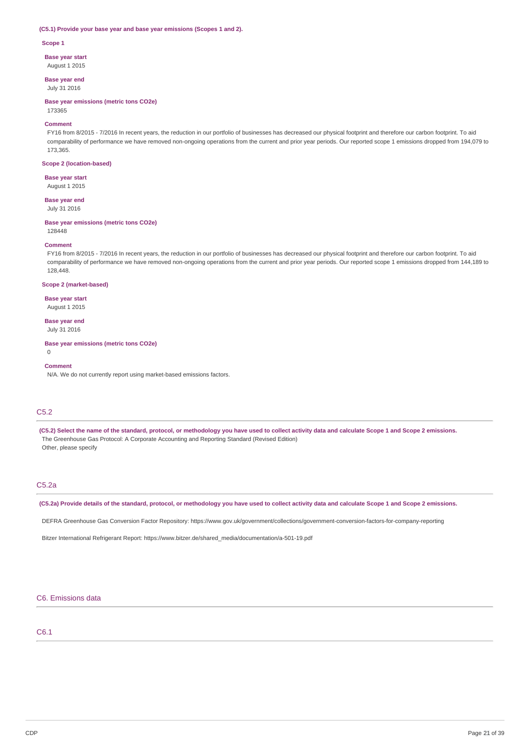**(C5.1) Provide your base year and base year emissions (Scopes 1 and 2).**

**Scope 1**

**Base year start**
August 1 2015

**Base year end**
July 31 2016

**Base year emissions (metric tons CO2e)**
173365

**Comment**
FY16 from 8/2015 - 7/2016 In recent years, the reduction in our portfolio of businesses has decreased our physical footprint and therefore our carbon footprint. To aid comparability of performance we have removed non-ongoing operations from the current and prior year periods. Our reported scope 1 emissions dropped from 194,079 to 173,365.

**Scope 2 (location-based)**

**Base year start**
August 1 2015

**Base year end**
July 31 2016

**Base year emissions (metric tons CO2e)**
128448

**Comment**
FY16 from 8/2015 - 7/2016 In recent years, the reduction in our portfolio of businesses has decreased our physical footprint and therefore our carbon footprint. To aid comparability of performance we have removed non-ongoing operations from the current and prior year periods. Our reported scope 1 emissions dropped from 144,189 to 128,448.

**Scope 2 (market-based)**

**Base year start**
August 1 2015

**Base year end**
July 31 2016

**Base year emissions (metric tons CO2e)**
0

**Comment**
N/A. We do not currently report using market-based emissions factors.

## C5.2

**(C5.2) Select the name of the standard, protocol, or methodology you have used to collect activity data and calculate Scope 1 and Scope 2 emissions.**
The Greenhouse Gas Protocol: A Corporate Accounting and Reporting Standard (Revised Edition)
Other, please specify

## C5.2a

**(C5.2a) Provide details of the standard, protocol, or methodology you have used to collect activity data and calculate Scope 1 and Scope 2 emissions.**

DEFRA Greenhouse Gas Conversion Factor Repository: https://www.gov.uk/government/collections/government-conversion-factors-for-company-reporting

Bitzer International Refrigerant Report: https://www.bitzer.de/shared_media/documentation/a-501-19.pdf

# C6. Emissions data

## C6.1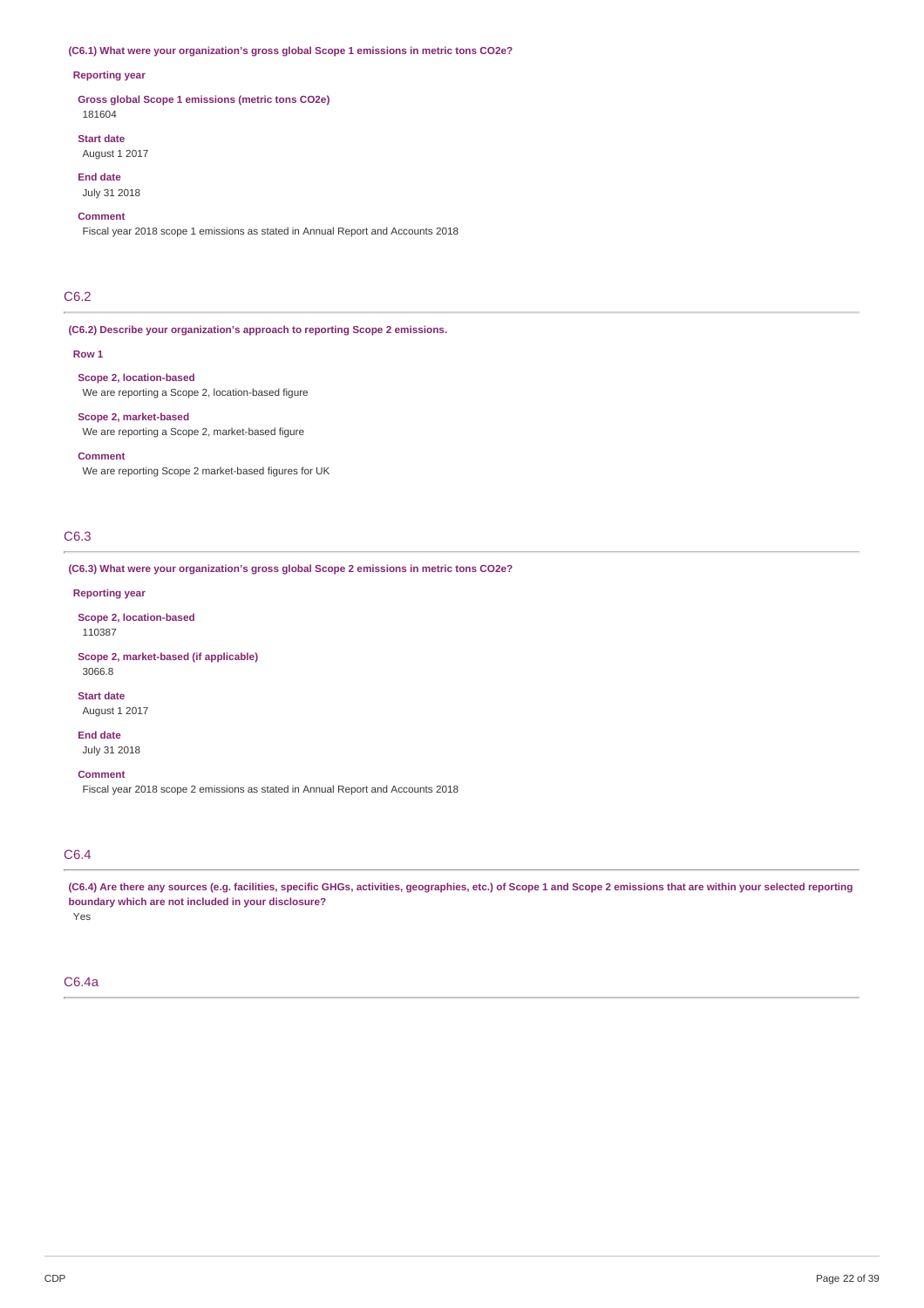**(C6.1) What were your organization's gross global Scope 1 emissions in metric tons CO2e?**

**Reporting year**

**Gross global Scope 1 emissions (metric tons CO2e)**
181604

**Start date**
August 1 2017

**End date**
July 31 2018

**Comment**
Fiscal year 2018 scope 1 emissions as stated in Annual Report and Accounts 2018

## C6.2

**(C6.2) Describe your organization's approach to reporting Scope 2 emissions.**

**Row 1**

**Scope 2, location-based**
We are reporting a Scope 2, location-based figure

**Scope 2, market-based**
We are reporting a Scope 2, market-based figure

**Comment**
We are reporting Scope 2 market-based figures for UK

## C6.3

**(C6.3) What were your organization's gross global Scope 2 emissions in metric tons CO2e?**

**Reporting year**

**Scope 2, location-based**
110387

**Scope 2, market-based (if applicable)**
3066.8

**Start date**
August 1 2017

**End date**
July 31 2018

**Comment**
Fiscal year 2018 scope 2 emissions as stated in Annual Report and Accounts 2018

## C6.4

**(C6.4) Are there any sources (e.g. facilities, specific GHGs, activities, geographies, etc.) of Scope 1 and Scope 2 emissions that are within your selected reporting boundary which are not included in your disclosure?**
Yes

## C6.4a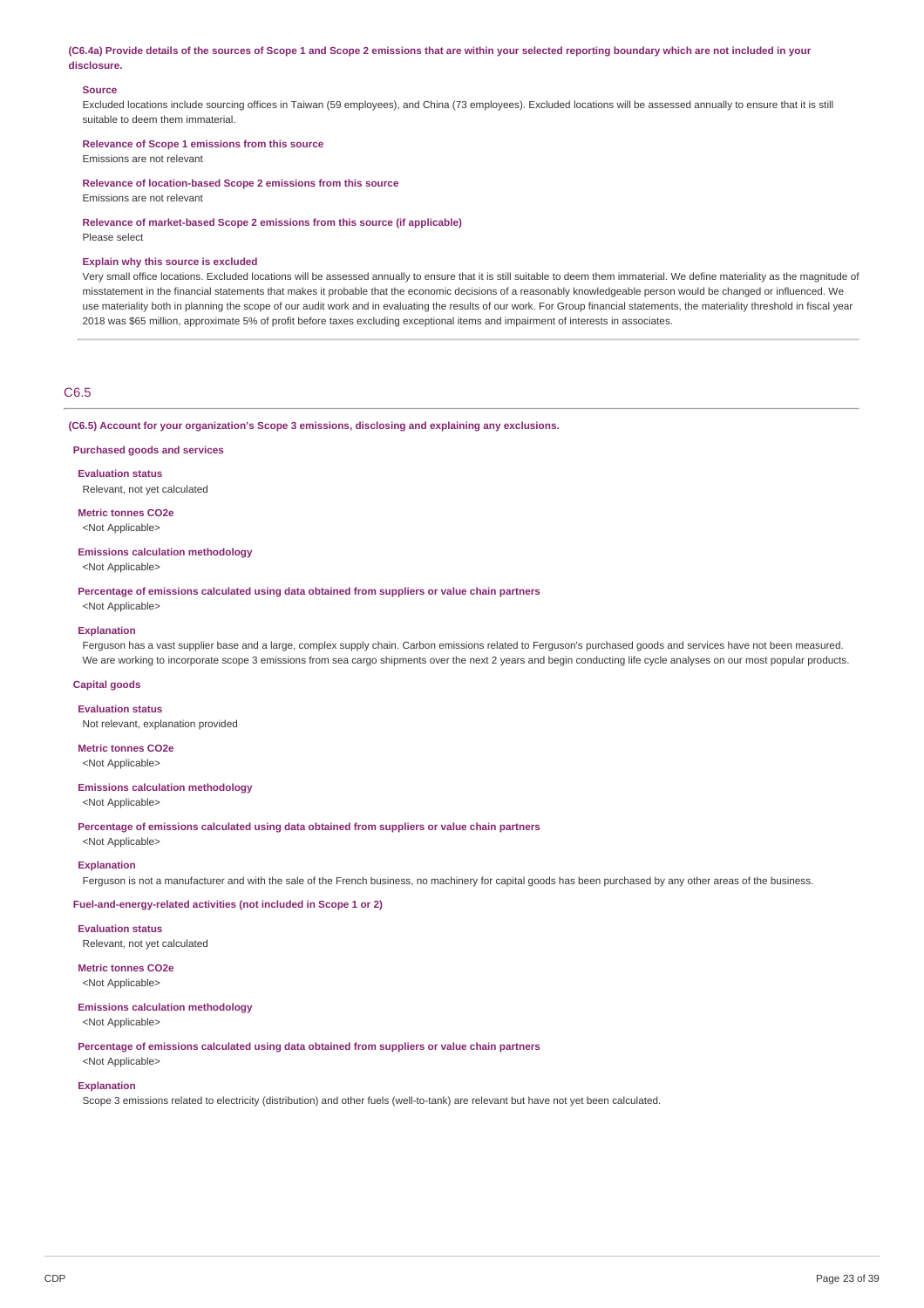**(C6.4a) Provide details of the sources of Scope 1 and Scope 2 emissions that are within your selected reporting boundary which are not included in your disclosure.**

**Source**

Excluded locations include sourcing offices in Taiwan (59 employees), and China (73 employees). Excluded locations will be assessed annually to ensure that it is still suitable to deem them immaterial.

**Relevance of Scope 1 emissions from this source**

Emissions are not relevant

**Relevance of location-based Scope 2 emissions from this source**

Emissions are not relevant

**Relevance of market-based Scope 2 emissions from this source (if applicable)**

Please select

**Explain why this source is excluded**

Very small office locations. Excluded locations will be assessed annually to ensure that it is still suitable to deem them immaterial. We define materiality as the magnitude of misstatement in the financial statements that makes it probable that the economic decisions of a reasonably knowledgeable person would be changed or influenced. We use materiality both in planning the scope of our audit work and in evaluating the results of our work. For Group financial statements, the materiality threshold in fiscal year 2018 was $65 million, approximate 5% of profit before taxes excluding exceptional items and impairment of interests in associates.

## C6.5

**(C6.5) Account for your organization's Scope 3 emissions, disclosing and explaining any exclusions.**

**Purchased goods and services**

**Evaluation status**

Relevant, not yet calculated

**Metric tonnes CO2e**

<Not Applicable>

**Emissions calculation methodology**

<Not Applicable>

**Percentage of emissions calculated using data obtained from suppliers or value chain partners**

<Not Applicable>

**Explanation**

Ferguson has a vast supplier base and a large, complex supply chain. Carbon emissions related to Ferguson's purchased goods and services have not been measured. We are working to incorporate scope 3 emissions from sea cargo shipments over the next 2 years and begin conducting life cycle analyses on our most popular products.

**Capital goods**

**Evaluation status**

Not relevant, explanation provided

**Metric tonnes CO2e**

<Not Applicable>

**Emissions calculation methodology**

<Not Applicable>

**Percentage of emissions calculated using data obtained from suppliers or value chain partners**

<Not Applicable>

**Explanation**

Ferguson is not a manufacturer and with the sale of the French business, no machinery for capital goods has been purchased by any other areas of the business.

**Fuel-and-energy-related activities (not included in Scope 1 or 2)**

**Evaluation status**

Relevant, not yet calculated

**Metric tonnes CO2e**

<Not Applicable>

**Emissions calculation methodology**

<Not Applicable>

**Percentage of emissions calculated using data obtained from suppliers or value chain partners**

<Not Applicable>

**Explanation**

Scope 3 emissions related to electricity (distribution) and other fuels (well-to-tank) are relevant but have not yet been calculated.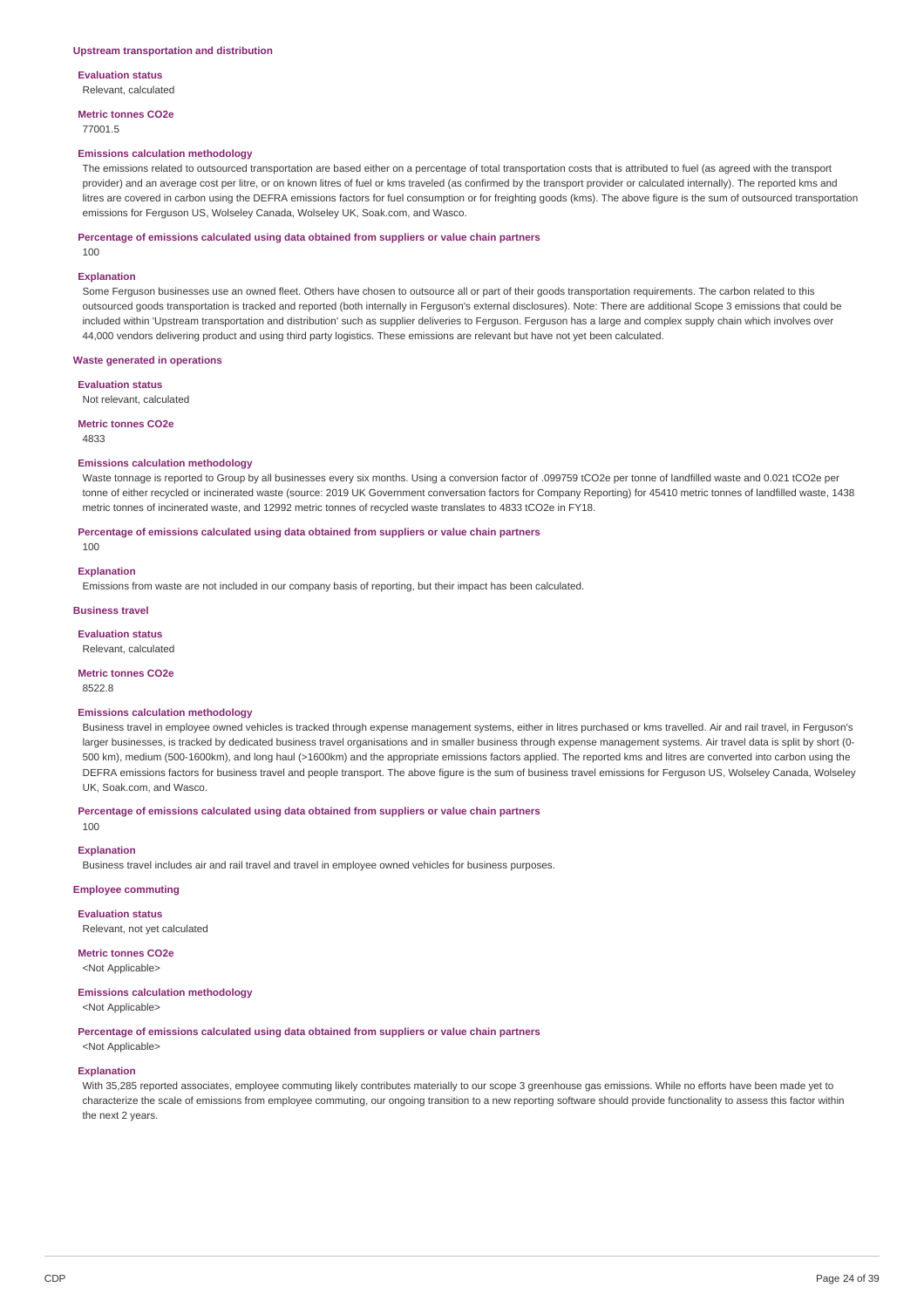### Upstream transportation and distribution

**Evaluation status**

Relevant, calculated

**Metric tonnes CO2e**

77001.5

**Emissions calculation methodology**

The emissions related to outsourced transportation are based either on a percentage of total transportation costs that is attributed to fuel (as agreed with the transport provider) and an average cost per litre, or on known litres of fuel or kms traveled (as confirmed by the transport provider or calculated internally). The reported kms and litres are covered in carbon using the DEFRA emissions factors for fuel consumption or for freighting goods (kms). The above figure is the sum of outsourced transportation emissions for Ferguson US, Wolseley Canada, Wolseley UK, Soak.com, and Wasco.

**Percentage of emissions calculated using data obtained from suppliers or value chain partners**

100

**Explanation**

Some Ferguson businesses use an owned fleet. Others have chosen to outsource all or part of their goods transportation requirements. The carbon related to this outsourced goods transportation is tracked and reported (both internally in Ferguson's external disclosures). Note: There are additional Scope 3 emissions that could be included within 'Upstream transportation and distribution' such as supplier deliveries to Ferguson. Ferguson has a large and complex supply chain which involves over 44,000 vendors delivering product and using third party logistics. These emissions are relevant but have not yet been calculated.

### Waste generated in operations

**Evaluation status**

Not relevant, calculated

**Metric tonnes CO2e**

4833

**Emissions calculation methodology**

Waste tonnage is reported to Group by all businesses every six months. Using a conversion factor of .099759 tCO2e per tonne of landfilled waste and 0.021 tCO2e per tonne of either recycled or incinerated waste (source: 2019 UK Government conversation factors for Company Reporting) for 45410 metric tonnes of landfilled waste, 1438 metric tonnes of incinerated waste, and 12992 metric tonnes of recycled waste translates to 4833 tCO2e in FY18.

**Percentage of emissions calculated using data obtained from suppliers or value chain partners**

100

**Explanation**

Emissions from waste are not included in our company basis of reporting, but their impact has been calculated.

### Business travel

**Evaluation status**

Relevant, calculated

**Metric tonnes CO2e**

8522.8

**Emissions calculation methodology**

Business travel in employee owned vehicles is tracked through expense management systems, either in litres purchased or kms travelled. Air and rail travel, in Ferguson's larger businesses, is tracked by dedicated business travel organisations and in smaller business through expense management systems. Air travel data is split by short (0-500 km), medium (500-1600km), and long haul (>1600km) and the appropriate emissions factors applied. The reported kms and litres are converted into carbon using the DEFRA emissions factors for business travel and people transport. The above figure is the sum of business travel emissions for Ferguson US, Wolseley Canada, Wolseley UK, Soak.com, and Wasco.

**Percentage of emissions calculated using data obtained from suppliers or value chain partners**

100

**Explanation**

Business travel includes air and rail travel and travel in employee owned vehicles for business purposes.

### Employee commuting

**Evaluation status**

Relevant, not yet calculated

**Metric tonnes CO2e**

<Not Applicable>

**Emissions calculation methodology**

<Not Applicable>

**Percentage of emissions calculated using data obtained from suppliers or value chain partners**

<Not Applicable>

**Explanation**

With 35,285 reported associates, employee commuting likely contributes materially to our scope 3 greenhouse gas emissions. While no efforts have been made yet to characterize the scale of emissions from employee commuting, our ongoing transition to a new reporting software should provide functionality to assess this factor within the next 2 years.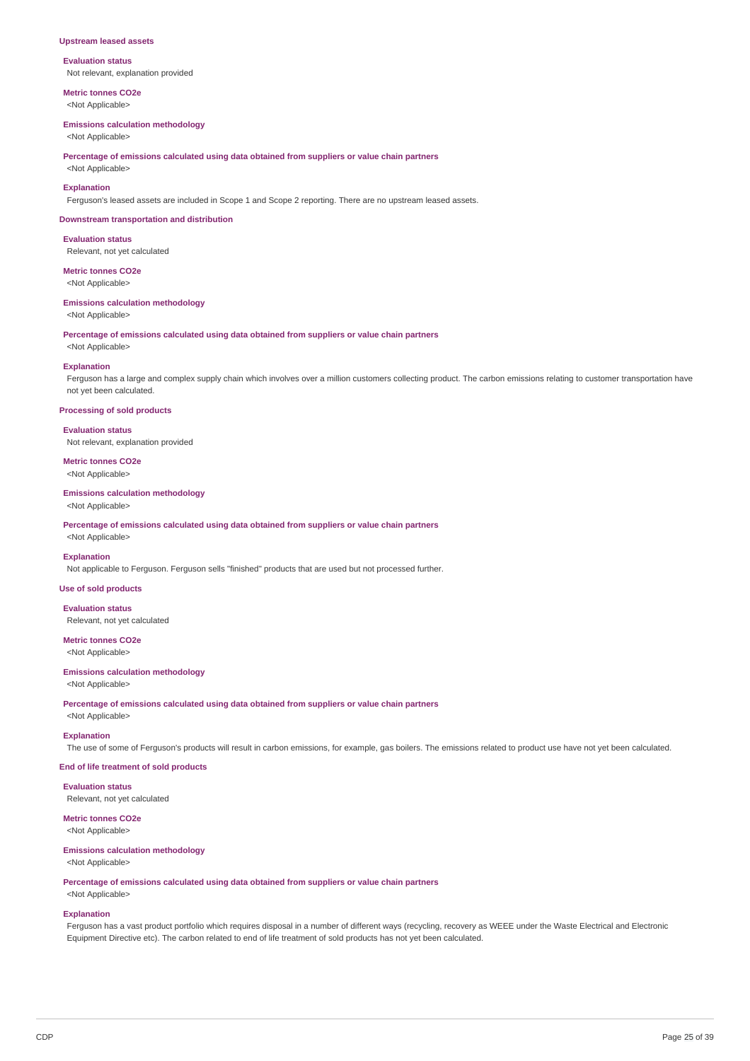### Upstream leased assets

**Evaluation status**
Not relevant, explanation provided

**Metric tonnes CO2e**
<Not Applicable>

**Emissions calculation methodology**
<Not Applicable>

**Percentage of emissions calculated using data obtained from suppliers or value chain partners**
<Not Applicable>

**Explanation**
Ferguson's leased assets are included in Scope 1 and Scope 2 reporting. There are no upstream leased assets.

### Downstream transportation and distribution

**Evaluation status**
Relevant, not yet calculated

**Metric tonnes CO2e**
<Not Applicable>

**Emissions calculation methodology**
<Not Applicable>

**Percentage of emissions calculated using data obtained from suppliers or value chain partners**
<Not Applicable>

**Explanation**
Ferguson has a large and complex supply chain which involves over a million customers collecting product. The carbon emissions relating to customer transportation have not yet been calculated.

### Processing of sold products

**Evaluation status**
Not relevant, explanation provided

**Metric tonnes CO2e**
<Not Applicable>

**Emissions calculation methodology**
<Not Applicable>

**Percentage of emissions calculated using data obtained from suppliers or value chain partners**
<Not Applicable>

**Explanation**
Not applicable to Ferguson. Ferguson sells "finished" products that are used but not processed further.

### Use of sold products

**Evaluation status**
Relevant, not yet calculated

**Metric tonnes CO2e**
<Not Applicable>

**Emissions calculation methodology**
<Not Applicable>

**Percentage of emissions calculated using data obtained from suppliers or value chain partners**
<Not Applicable>

**Explanation**
The use of some of Ferguson's products will result in carbon emissions, for example, gas boilers. The emissions related to product use have not yet been calculated.

### End of life treatment of sold products

**Evaluation status**
Relevant, not yet calculated

**Metric tonnes CO2e**
<Not Applicable>

**Emissions calculation methodology**
<Not Applicable>

**Percentage of emissions calculated using data obtained from suppliers or value chain partners**
<Not Applicable>

**Explanation**
Ferguson has a vast product portfolio which requires disposal in a number of different ways (recycling, recovery as WEEE under the Waste Electrical and Electronic Equipment Directive etc). The carbon related to end of life treatment of sold products has not yet been calculated.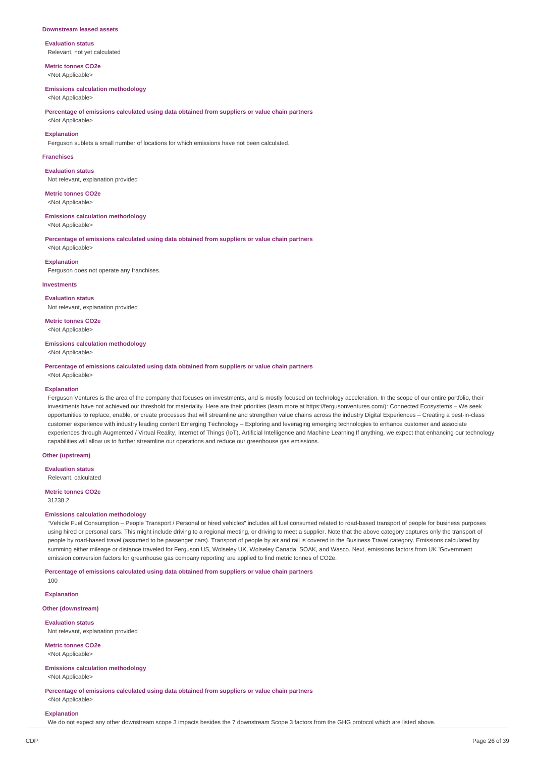### Downstream leased assets

**Evaluation status**
Relevant, not yet calculated

**Metric tonnes CO2e**
<Not Applicable>

**Emissions calculation methodology**
<Not Applicable>

**Percentage of emissions calculated using data obtained from suppliers or value chain partners**
<Not Applicable>

**Explanation**
Ferguson sublets a small number of locations for which emissions have not been calculated.

### Franchises

**Evaluation status**
Not relevant, explanation provided

**Metric tonnes CO2e**
<Not Applicable>

**Emissions calculation methodology**
<Not Applicable>

**Percentage of emissions calculated using data obtained from suppliers or value chain partners**
<Not Applicable>

**Explanation**
Ferguson does not operate any franchises.

### Investments

**Evaluation status**
Not relevant, explanation provided

**Metric tonnes CO2e**
<Not Applicable>

**Emissions calculation methodology**
<Not Applicable>

**Percentage of emissions calculated using data obtained from suppliers or value chain partners**
<Not Applicable>

**Explanation**
Ferguson Ventures is the area of the company that focuses on investments, and is mostly focused on technology acceleration. In the scope of our entire portfolio, their investments have not achieved our threshold for materiality. Here are their priorities (learn more at https://fergusonventures.com/): Connected Ecosystems – We seek opportunities to replace, enable, or create processes that will streamline and strengthen value chains across the industry Digital Experiences – Creating a best-in-class customer experience with industry leading content Emerging Technology – Exploring and leveraging emerging technologies to enhance customer and associate experiences through Augmented / Virtual Reality, Internet of Things (IoT), Artificial Intelligence and Machine Learning If anything, we expect that enhancing our technology capabilities will allow us to further streamline our operations and reduce our greenhouse gas emissions.

### Other (upstream)

**Evaluation status**
Relevant, calculated

**Metric tonnes CO2e**
31238.2

**Emissions calculation methodology**
"Vehicle Fuel Consumption – People Transport / Personal or hired vehicles" includes all fuel consumed related to road-based transport of people for business purposes using hired or personal cars. This might include driving to a regional meeting, or driving to meet a supplier. Note that the above category captures only the transport of people by road-based travel (assumed to be passenger cars). Transport of people by air and rail is covered in the Business Travel category. Emissions calculated by summing either mileage or distance traveled for Ferguson US, Wolseley UK, Wolseley Canada, SOAK, and Wasco. Next, emissions factors from UK 'Government emission conversion factors for greenhouse gas company reporting' are applied to find metric tonnes of CO2e.

**Percentage of emissions calculated using data obtained from suppliers or value chain partners**
100

**Explanation**

### Other (downstream)

**Evaluation status**
Not relevant, explanation provided

**Metric tonnes CO2e**
<Not Applicable>

**Emissions calculation methodology**
<Not Applicable>

**Percentage of emissions calculated using data obtained from suppliers or value chain partners**
<Not Applicable>

**Explanation**
We do not expect any other downstream scope 3 impacts besides the 7 downstream Scope 3 factors from the GHG protocol which are listed above.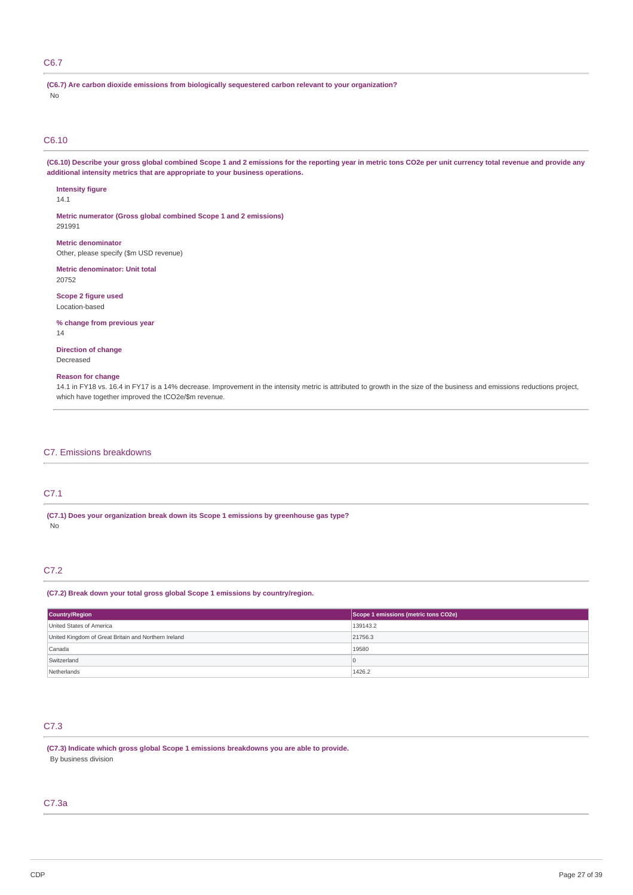## C6.7

**(C6.7) Are carbon dioxide emissions from biologically sequestered carbon relevant to your organization?**

No

## C6.10

**(C6.10) Describe your gross global combined Scope 1 and 2 emissions for the reporting year in metric tons CO2e per unit currency total revenue and provide any additional intensity metrics that are appropriate to your business operations.**

**Intensity figure**

14.1

**Metric numerator (Gross global combined Scope 1 and 2 emissions)**

291991

**Metric denominator**

Other, please specify ($m USD revenue)

**Metric denominator: Unit total**

20752

**Scope 2 figure used**

Location-based

**% change from previous year**

14

**Direction of change**

Decreased

**Reason for change**

14.1 in FY18 vs. 16.4 in FY17 is a 14% decrease. Improvement in the intensity metric is attributed to growth in the size of the business and emissions reductions project, which have together improved the tCO2e/$m revenue.

# C7. Emissions breakdowns

## C7.1

**(C7.1) Does your organization break down its Scope 1 emissions by greenhouse gas type?**

No

## C7.2

**(C7.2) Break down your total gross global Scope 1 emissions by country/region.**

| Country/Region | Scope 1 emissions (metric tons CO2e) |
|---|---|
| United States of America | 139143.2 |
| United Kingdom of Great Britain and Northern Ireland | 21756.3 |
| Canada | 19580 |
| Switzerland | 0 |
| Netherlands | 1426.2 |

## C7.3

**(C7.3) Indicate which gross global Scope 1 emissions breakdowns you are able to provide.**

By business division

## C7.3a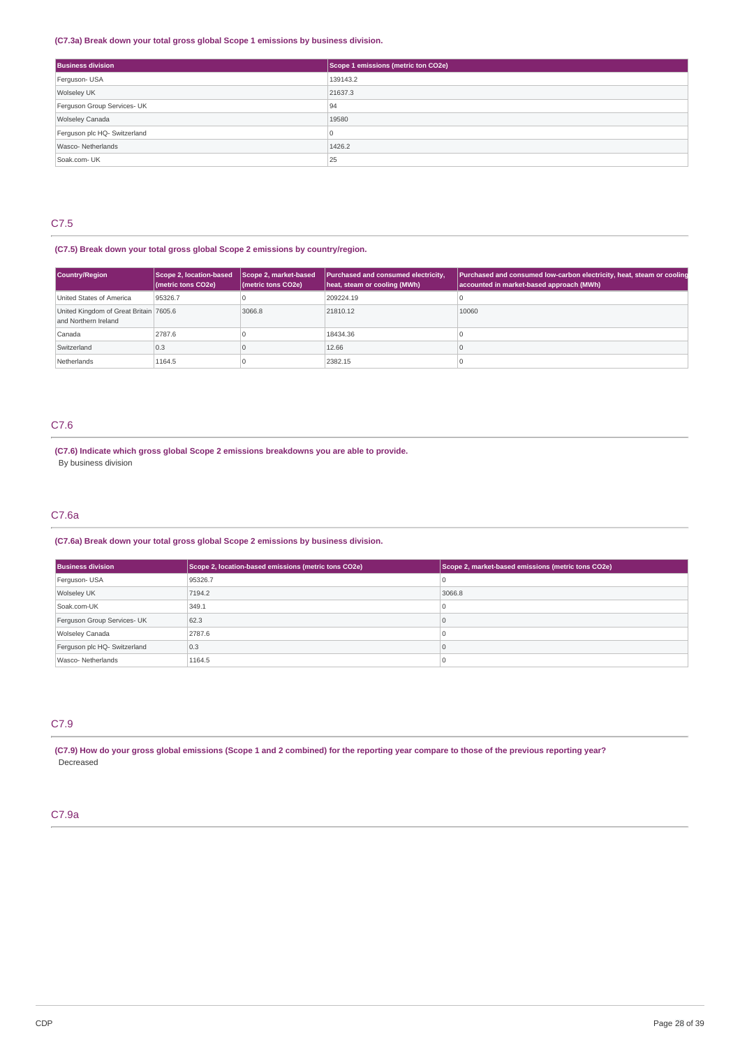**(C7.3a) Break down your total gross global Scope 1 emissions by business division.**

| Business division | Scope 1 emissions (metric ton CO2e) |
|---|---|
| Ferguson- USA | 139143.2 |
| Wolseley UK | 21637.3 |
| Ferguson Group Services- UK | 94 |
| Wolseley Canada | 19580 |
| Ferguson plc HQ- Switzerland | 0 |
| Wasco- Netherlands | 1426.2 |
| Soak.com- UK | 25 |

## C7.5

**(C7.5) Break down your total gross global Scope 2 emissions by country/region.**

| Country/Region | Scope 2, location-based (metric tons CO2e) | Scope 2, market-based (metric tons CO2e) | Purchased and consumed electricity, heat, steam or cooling (MWh) | Purchased and consumed low-carbon electricity, heat, steam or cooling accounted in market-based approach (MWh) |
|---|---|---|---|---|
| United States of America | 95326.7 | 0 | 209224.19 | 0 |
| United Kingdom of Great Britain and Northern Ireland | 7605.6 | 3066.8 | 21810.12 | 10060 |
| Canada | 2787.6 | 0 | 18434.36 | 0 |
| Switzerland | 0.3 | 0 | 12.66 | 0 |
| Netherlands | 1164.5 | 0 | 2382.15 | 0 |

## C7.6

**(C7.6) Indicate which gross global Scope 2 emissions breakdowns you are able to provide.**

By business division

## C7.6a

**(C7.6a) Break down your total gross global Scope 2 emissions by business division.**

| Business division | Scope 2, location-based emissions (metric tons CO2e) | Scope 2, market-based emissions (metric tons CO2e) |
|---|---|---|
| Ferguson- USA | 95326.7 | 0 |
| Wolseley UK | 7194.2 | 3066.8 |
| Soak.com-UK | 349.1 | 0 |
| Ferguson Group Services- UK | 62.3 | 0 |
| Wolseley Canada | 2787.6 | 0 |
| Ferguson plc HQ- Switzerland | 0.3 | 0 |
| Wasco- Netherlands | 1164.5 | 0 |

## C7.9

**(C7.9) How do your gross global emissions (Scope 1 and 2 combined) for the reporting year compare to those of the previous reporting year?**

Decreased

## C7.9a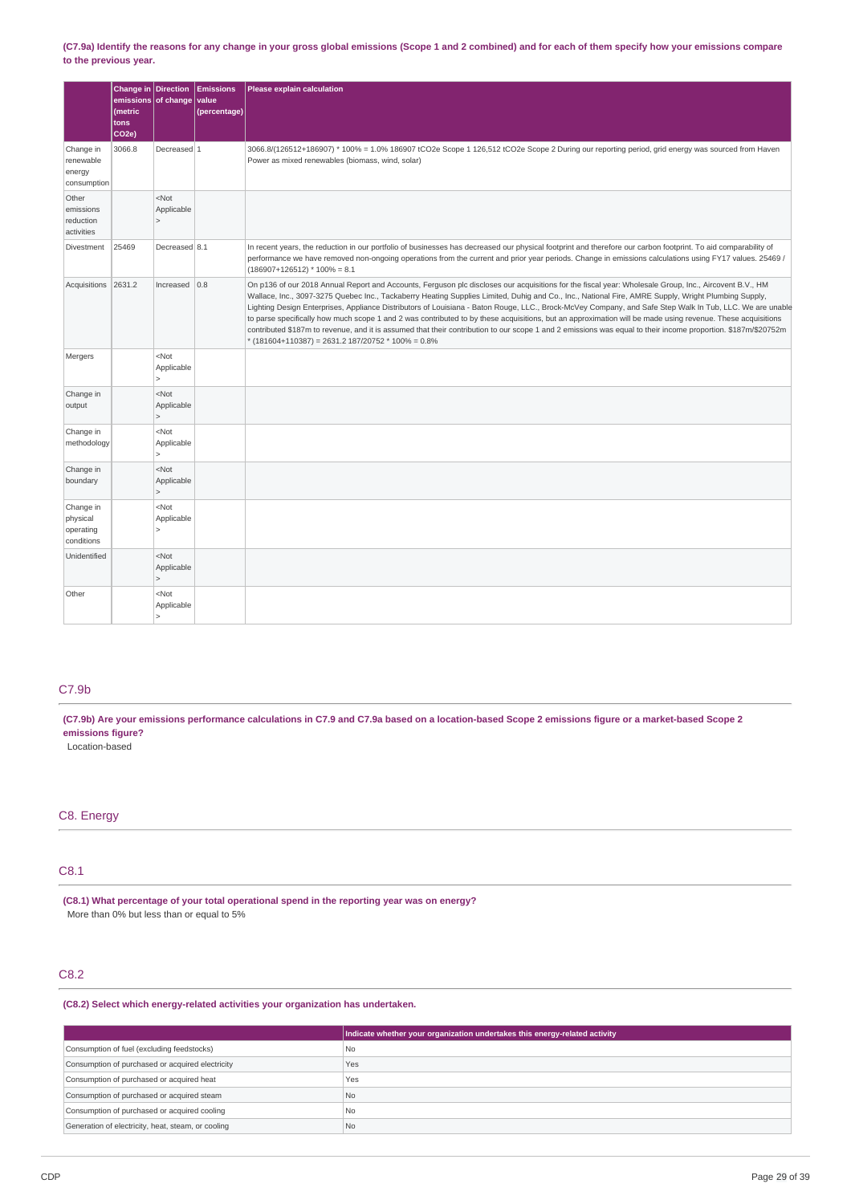**(C7.9a) Identify the reasons for any change in your gross global emissions (Scope 1 and 2 combined) and for each of them specify how your emissions compare to the previous year.**

| | Change in emissions (metric tons CO2e) | Direction of change | Emissions value (percentage) | Please explain calculation |
|---|---|---|---|---|
| Change in renewable energy consumption | 3066.8 | Decreased | 1 | 3066.8/(126512+186907) * 100% = 1.0% 186907 tCO2e Scope 1 126,512 tCO2e Scope 2 During our reporting period, grid energy was sourced from Haven Power as mixed renewables (biomass, wind, solar) |
| Other emissions reduction activities | | <Not Applicable> | | |
| Divestment | 25469 | Decreased | 8.1 | In recent years, the reduction in our portfolio of businesses has decreased our physical footprint and therefore our carbon footprint. To aid comparability of performance we have removed non-ongoing operations from the current and prior year periods. Change in emissions calculations using FY17 values. 25469 / (186907+126512) * 100% = 8.1 |
| Acquisitions | 2631.2 | Increased | 0.8 | On p136 of our 2018 Annual Report and Accounts, Ferguson plc discloses our acquisitions for the fiscal year: Wholesale Group, Inc., Aircovent B.V., HM Wallace, Inc., 3097-3275 Quebec Inc., Tackaberry Heating Supplies Limited, Duhig and Co., Inc., National Fire, AMRE Supply, Wright Plumbing Supply, Lighting Design Enterprises, Appliance Distributors of Louisiana - Baton Rouge, LLC., Brock-McVey Company, and Safe Step Walk In Tub, LLC. We are unable to parse specifically how much scope 1 and 2 was contributed by these acquisitions, but an approximation will be made using revenue. These acquisitions contributed $187m to revenue, and it is assumed that their contribution to our scope 1 and 2 emissions was equal to their income proportion. $187m/$20752m * (181604+110387) = 2631.2 187/20752 * 100% = 0.8% |
| Mergers | | <Not Applicable> | | |
| Change in output | | <Not Applicable> | | |
| Change in methodology | | <Not Applicable> | | |
| Change in boundary | | <Not Applicable> | | |
| Change in physical operating conditions | | <Not Applicable> | | |
| Unidentified | | <Not Applicable> | | |
| Other | | <Not Applicable> | | |

## C7.9b

**(C7.9b) Are your emissions performance calculations in C7.9 and C7.9a based on a location-based Scope 2 emissions figure or a market-based Scope 2 emissions figure?**

Location-based

# C8. Energy

## C8.1

**(C8.1) What percentage of your total operational spend in the reporting year was on energy?**

More than 0% but less than or equal to 5%

## C8.2

**(C8.2) Select which energy-related activities your organization has undertaken.**

| | Indicate whether your organization undertakes this energy-related activity |
|---|---|
| Consumption of fuel (excluding feedstocks) | No |
| Consumption of purchased or acquired electricity | Yes |
| Consumption of purchased or acquired heat | Yes |
| Consumption of purchased or acquired steam | No |
| Consumption of purchased or acquired cooling | No |
| Generation of electricity, heat, steam, or cooling | No |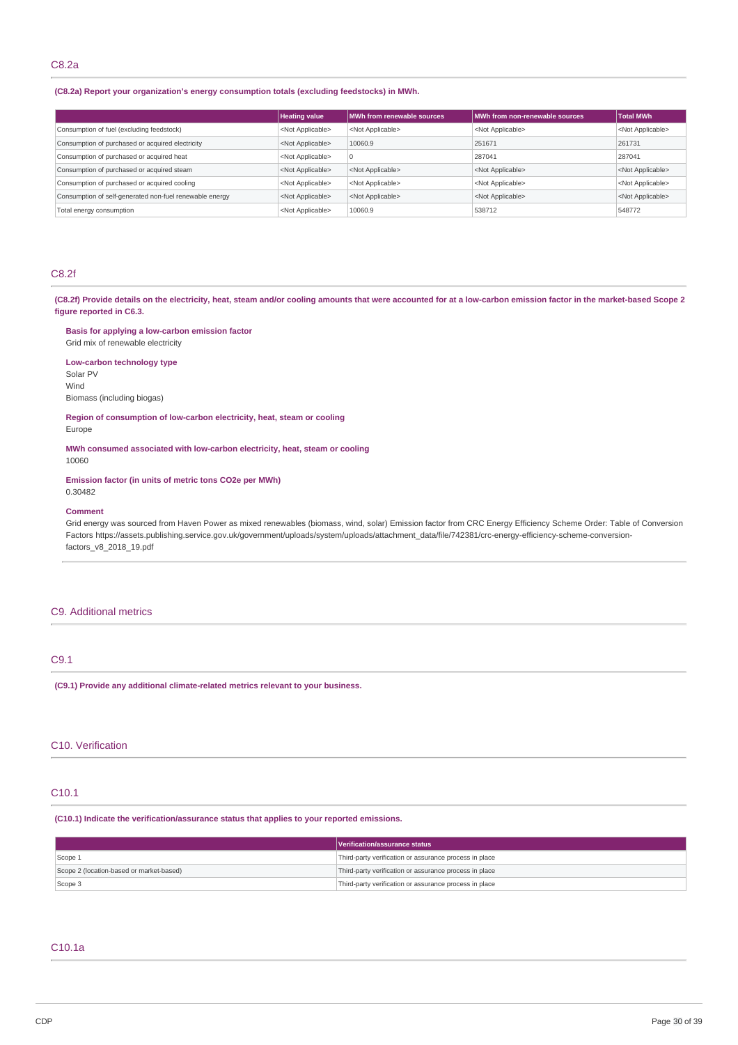## C8.2a

**(C8.2a) Report your organization's energy consumption totals (excluding feedstocks) in MWh.**

| | Heating value | MWh from renewable sources | MWh from non-renewable sources | Total MWh |
|---|---|---|---|---|
| Consumption of fuel (excluding feedstock) | <Not Applicable> | <Not Applicable> | <Not Applicable> | <Not Applicable> |
| Consumption of purchased or acquired electricity | <Not Applicable> | 10060.9 | 251671 | 261731 |
| Consumption of purchased or acquired heat | <Not Applicable> | 0 | 287041 | 287041 |
| Consumption of purchased or acquired steam | <Not Applicable> | <Not Applicable> | <Not Applicable> | <Not Applicable> |
| Consumption of purchased or acquired cooling | <Not Applicable> | <Not Applicable> | <Not Applicable> | <Not Applicable> |
| Consumption of self-generated non-fuel renewable energy | <Not Applicable> | <Not Applicable> | <Not Applicable> | <Not Applicable> |
| Total energy consumption | <Not Applicable> | 10060.9 | 538712 | 548772 |

## C8.2f

**(C8.2f) Provide details on the electricity, heat, steam and/or cooling amounts that were accounted for at a low-carbon emission factor in the market-based Scope 2 figure reported in C6.3.**

**Basis for applying a low-carbon emission factor**
Grid mix of renewable electricity

**Low-carbon technology type**
Solar PV
Wind
Biomass (including biogas)

**Region of consumption of low-carbon electricity, heat, steam or cooling**
Europe

**MWh consumed associated with low-carbon electricity, heat, steam or cooling**
10060

**Emission factor (in units of metric tons CO2e per MWh)**
0.30482

**Comment**
Grid energy was sourced from Haven Power as mixed renewables (biomass, wind, solar) Emission factor from CRC Energy Efficiency Scheme Order: Table of Conversion Factors https://assets.publishing.service.gov.uk/government/uploads/system/uploads/attachment_data/file/742381/crc-energy-efficiency-scheme-conversion-factors_v8_2018_19.pdf

# C9. Additional metrics

## C9.1

**(C9.1) Provide any additional climate-related metrics relevant to your business.**

# C10. Verification

## C10.1

**(C10.1) Indicate the verification/assurance status that applies to your reported emissions.**

| | Verification/assurance status |
|---|---|
| Scope 1 | Third-party verification or assurance process in place |
| Scope 2 (location-based or market-based) | Third-party verification or assurance process in place |
| Scope 3 | Third-party verification or assurance process in place |

## C10.1a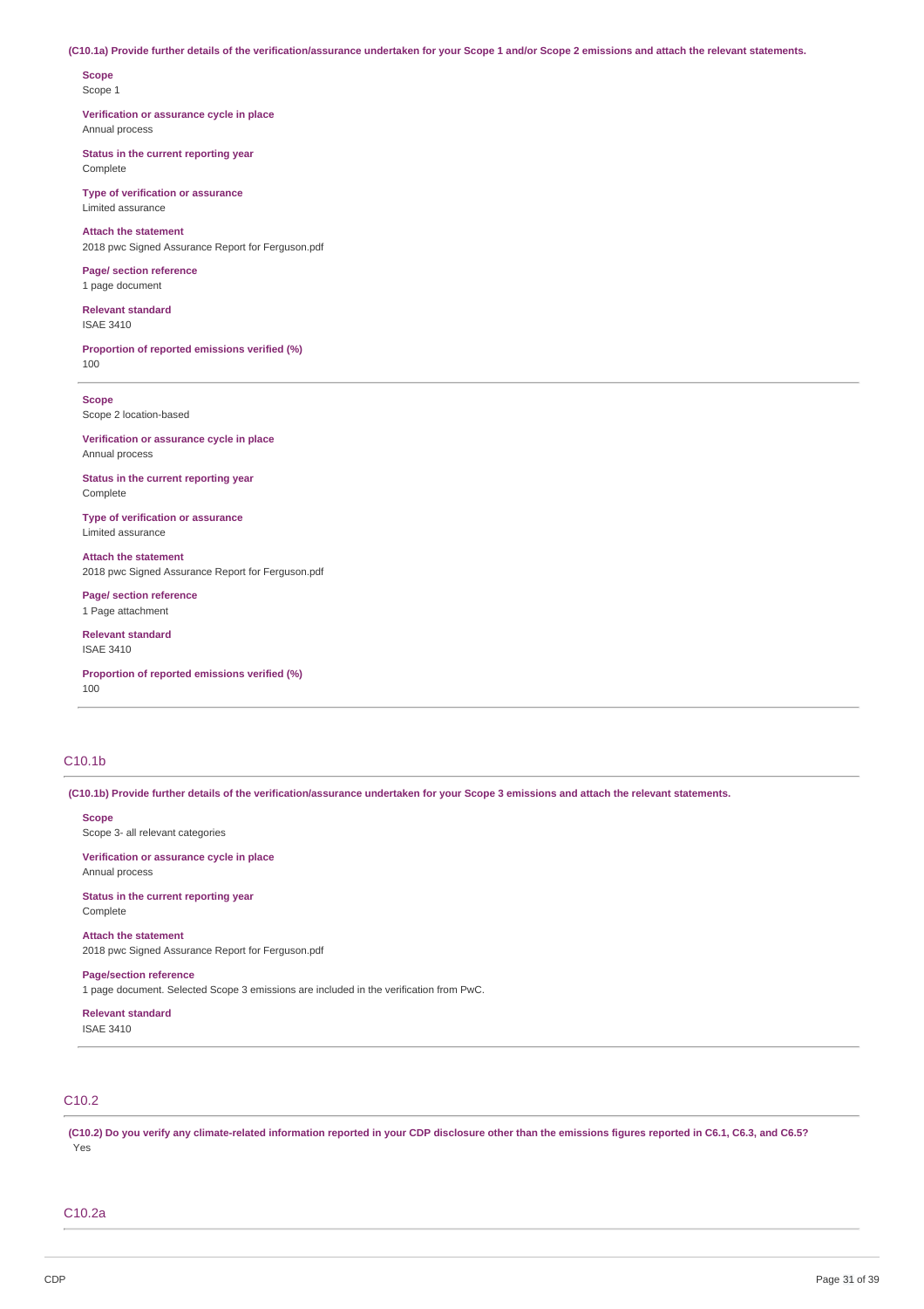**(C10.1a) Provide further details of the verification/assurance undertaken for your Scope 1 and/or Scope 2 emissions and attach the relevant statements.**

**Scope**
Scope 1

**Verification or assurance cycle in place**
Annual process

**Status in the current reporting year**
Complete

**Type of verification or assurance**
Limited assurance

**Attach the statement**
2018 pwc Signed Assurance Report for Ferguson.pdf

**Page/ section reference**
1 page document

**Relevant standard**
ISAE 3410

**Proportion of reported emissions verified (%)**
100

---

**Scope**
Scope 2 location-based

**Verification or assurance cycle in place**
Annual process

**Status in the current reporting year**
Complete

**Type of verification or assurance**
Limited assurance

**Attach the statement**
2018 pwc Signed Assurance Report for Ferguson.pdf

**Page/ section reference**
1 Page attachment

**Relevant standard**
ISAE 3410

**Proportion of reported emissions verified (%)**
100

---

## C10.1b

**(C10.1b) Provide further details of the verification/assurance undertaken for your Scope 3 emissions and attach the relevant statements.**

**Scope**
Scope 3- all relevant categories

**Verification or assurance cycle in place**
Annual process

**Status in the current reporting year**
Complete

**Attach the statement**
2018 pwc Signed Assurance Report for Ferguson.pdf

**Page/section reference**
1 page document. Selected Scope 3 emissions are included in the verification from PwC.

**Relevant standard**
ISAE 3410

---

## C10.2

**(C10.2) Do you verify any climate-related information reported in your CDP disclosure other than the emissions figures reported in C6.1, C6.3, and C6.5?**
Yes

## C10.2a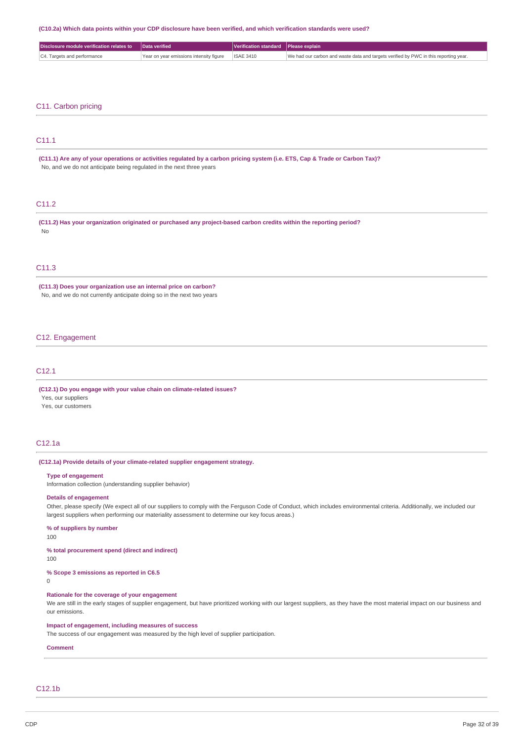**(C10.2a) Which data points within your CDP disclosure have been verified, and which verification standards were used?**

| Disclosure module verification relates to | Data verified | Verification standard | Please explain |
|---|---|---|---|
| C4. Targets and performance | Year on year emissions intensity figure | ISAE 3410 | We had our carbon and waste data and targets verified by PWC in this reporting year. |

## C11. Carbon pricing

### C11.1

**(C11.1) Are any of your operations or activities regulated by a carbon pricing system (i.e. ETS, Cap & Trade or Carbon Tax)?**

No, and we do not anticipate being regulated in the next three years

### C11.2

**(C11.2) Has your organization originated or purchased any project-based carbon credits within the reporting period?**

No

### C11.3

**(C11.3) Does your organization use an internal price on carbon?**

No, and we do not currently anticipate doing so in the next two years

## C12. Engagement

### C12.1

**(C12.1) Do you engage with your value chain on climate-related issues?**

Yes, our suppliers

Yes, our customers

### C12.1a

**(C12.1a) Provide details of your climate-related supplier engagement strategy.**

**Type of engagement**

Information collection (understanding supplier behavior)

**Details of engagement**

Other, please specify (We expect all of our suppliers to comply with the Ferguson Code of Conduct, which includes environmental criteria. Additionally, we included our largest suppliers when performing our materiality assessment to determine our key focus areas.)

**% of suppliers by number**

100

**% total procurement spend (direct and indirect)**

100

**% Scope 3 emissions as reported in C6.5**

0

**Rationale for the coverage of your engagement**

We are still in the early stages of supplier engagement, but have prioritized working with our largest suppliers, as they have the most material impact on our business and our emissions.

**Impact of engagement, including measures of success**

The success of our engagement was measured by the high level of supplier participation.

**Comment**

### C12.1b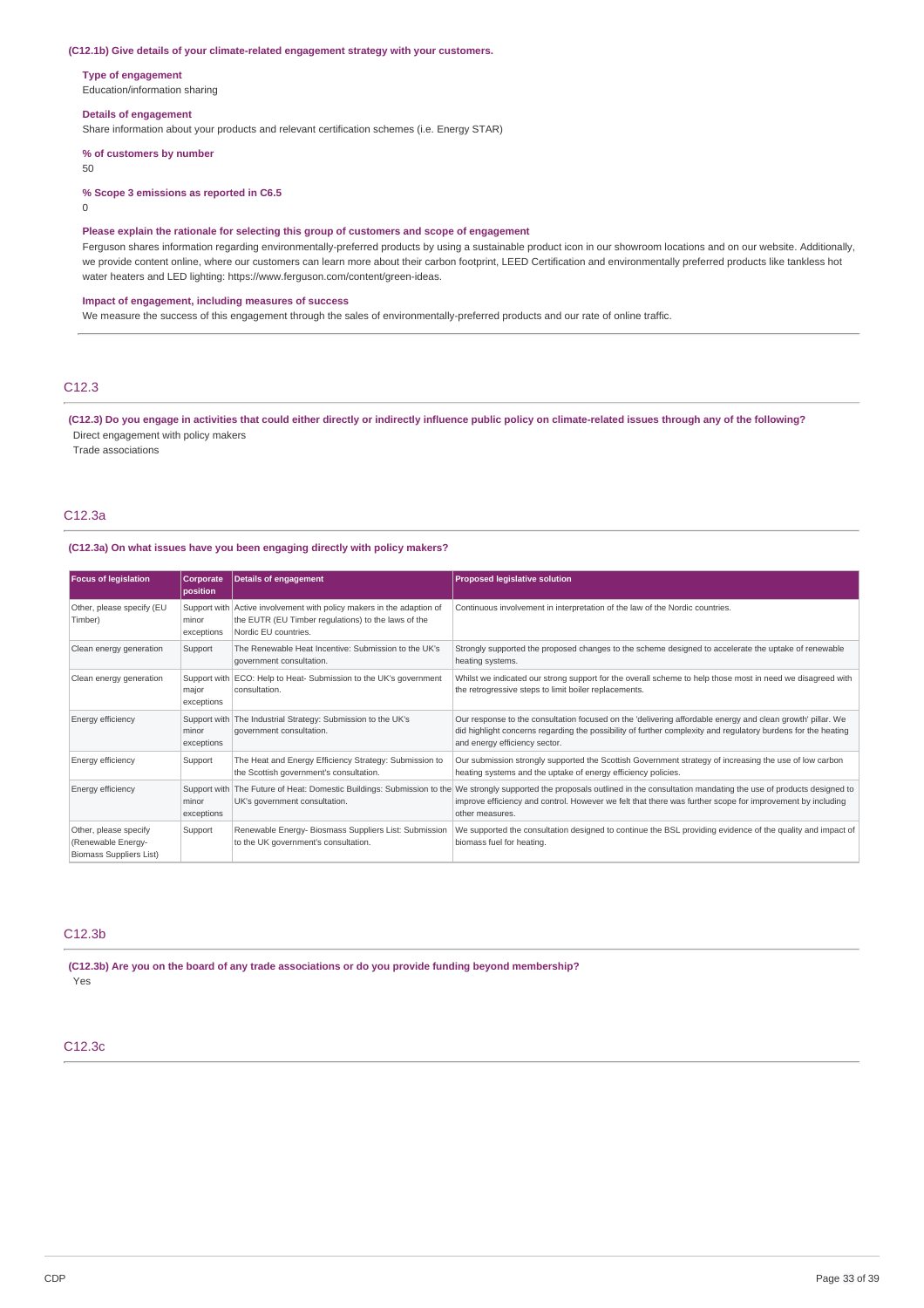**(C12.1b) Give details of your climate-related engagement strategy with your customers.**

**Type of engagement**

Education/information sharing

**Details of engagement**

Share information about your products and relevant certification schemes (i.e. Energy STAR)

**% of customers by number**

50

**% Scope 3 emissions as reported in C6.5**

0

**Please explain the rationale for selecting this group of customers and scope of engagement**

Ferguson shares information regarding environmentally-preferred products by using a sustainable product icon in our showroom locations and on our website. Additionally, we provide content online, where our customers can learn more about their carbon footprint, LEED Certification and environmentally preferred products like tankless hot water heaters and LED lighting: https://www.ferguson.com/content/green-ideas.

**Impact of engagement, including measures of success**

We measure the success of this engagement through the sales of environmentally-preferred products and our rate of online traffic.

## C12.3

**(C12.3) Do you engage in activities that could either directly or indirectly influence public policy on climate-related issues through any of the following?**

Direct engagement with policy makers

Trade associations

## C12.3a

**(C12.3a) On what issues have you been engaging directly with policy makers?**

| Focus of legislation | Corporate position | Details of engagement | Proposed legislative solution |
|---|---|---|---|
| Other, please specify (EU Timber) | Support with minor exceptions | Active involvement with policy makers in the adaption of the EUTR (EU Timber regulations) to the laws of the Nordic EU countries. | Continuous involvement in interpretation of the law of the Nordic countries. |
| Clean energy generation | Support | The Renewable Heat Incentive: Submission to the UK's government consultation. | Strongly supported the proposed changes to the scheme designed to accelerate the uptake of renewable heating systems. |
| Clean energy generation | Support with major exceptions | ECO: Help to Heat- Submission to the UK's government consultation. | Whilst we indicated our strong support for the overall scheme to help those most in need we disagreed with the retrogressive steps to limit boiler replacements. |
| Energy efficiency | Support with minor exceptions | The Industrial Strategy: Submission to the UK's government consultation. | Our response to the consultation focused on the 'delivering affordable energy and clean growth' pillar. We did highlight concerns regarding the possibility of further complexity and regulatory burdens for the heating and energy efficiency sector. |
| Energy efficiency | Support | The Heat and Energy Efficiency Strategy: Submission to the Scottish government's consultation. | Our submission strongly supported the Scottish Government strategy of increasing the use of low carbon heating systems and the uptake of energy efficiency policies. |
| Energy efficiency | Support with minor exceptions | The Future of Heat: Domestic Buildings: Submission to the UK's government consultation. | We strongly supported the proposals outlined in the consultation mandating the use of products designed to improve efficiency and control. However we felt that there was further scope for improvement by including other measures. |
| Other, please specify (Renewable Energy- Biomass Suppliers List) | Support | Renewable Energy- Biomass Suppliers List: Submission to the UK government's consultation. | We supported the consultation designed to continue the BSL providing evidence of the quality and impact of biomass fuel for heating. |

## C12.3b

**(C12.3b) Are you on the board of any trade associations or do you provide funding beyond membership?**

Yes

## C12.3c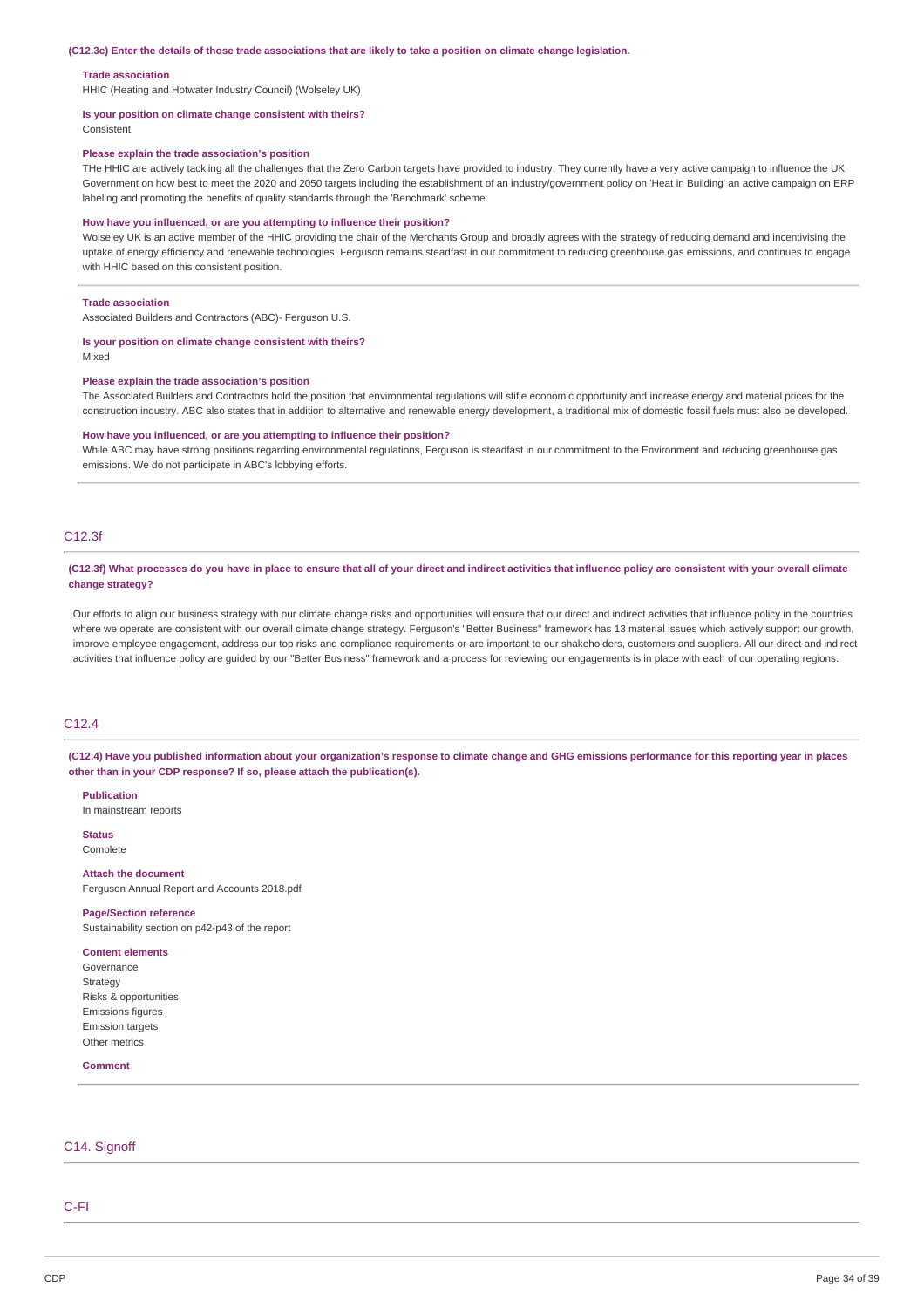**(C12.3c) Enter the details of those trade associations that are likely to take a position on climate change legislation.**

**Trade association**
HHIC (Heating and Hotwater Industry Council) (Wolseley UK)

**Is your position on climate change consistent with theirs?**
Consistent

**Please explain the trade association's position**
THe HHIC are actively tackling all the challenges that the Zero Carbon targets have provided to industry. They currently have a very active campaign to influence the UK Government on how best to meet the 2020 and 2050 targets including the establishment of an industry/government policy on 'Heat in Building' an active campaign on ERP labeling and promoting the benefits of quality standards through the 'Benchmark' scheme.

**How have you influenced, or are you attempting to influence their position?**
Wolseley UK is an active member of the HHIC providing the chair of the Merchants Group and broadly agrees with the strategy of reducing demand and incentivising the uptake of energy efficiency and renewable technologies. Ferguson remains steadfast in our commitment to reducing greenhouse gas emissions, and continues to engage with HHIC based on this consistent position.

---

**Trade association**
Associated Builders and Contractors (ABC)- Ferguson U.S.

**Is your position on climate change consistent with theirs?**
Mixed

**Please explain the trade association's position**
The Associated Builders and Contractors hold the position that environmental regulations will stifle economic opportunity and increase energy and material prices for the construction industry. ABC also states that in addition to alternative and renewable energy development, a traditional mix of domestic fossil fuels must also be developed.

**How have you influenced, or are you attempting to influence their position?**
While ABC may have strong positions regarding environmental regulations, Ferguson is steadfast in our commitment to the Environment and reducing greenhouse gas emissions. We do not participate in ABC's lobbying efforts.

## C12.3f

**(C12.3f) What processes do you have in place to ensure that all of your direct and indirect activities that influence policy are consistent with your overall climate change strategy?**

Our efforts to align our business strategy with our climate change risks and opportunities will ensure that our direct and indirect activities that influence policy in the countries where we operate are consistent with our overall climate change strategy. Ferguson's "Better Business" framework has 13 material issues which actively support our growth, improve employee engagement, address our top risks and compliance requirements or are important to our shakeholders, customers and suppliers. All our direct and indirect activities that influence policy are guided by our "Better Business" framework and a process for reviewing our engagements is in place with each of our operating regions.

## C12.4

**(C12.4) Have you published information about your organization's response to climate change and GHG emissions performance for this reporting year in places other than in your CDP response? If so, please attach the publication(s).**

**Publication**
In mainstream reports

**Status**
Complete

**Attach the document**
Ferguson Annual Report and Accounts 2018.pdf

**Page/Section reference**
Sustainability section on p42-p43 of the report

**Content elements**
Governance
Strategy
Risks & opportunities
Emissions figures
Emission targets
Other metrics

**Comment**

## C14. Signoff

## C-FI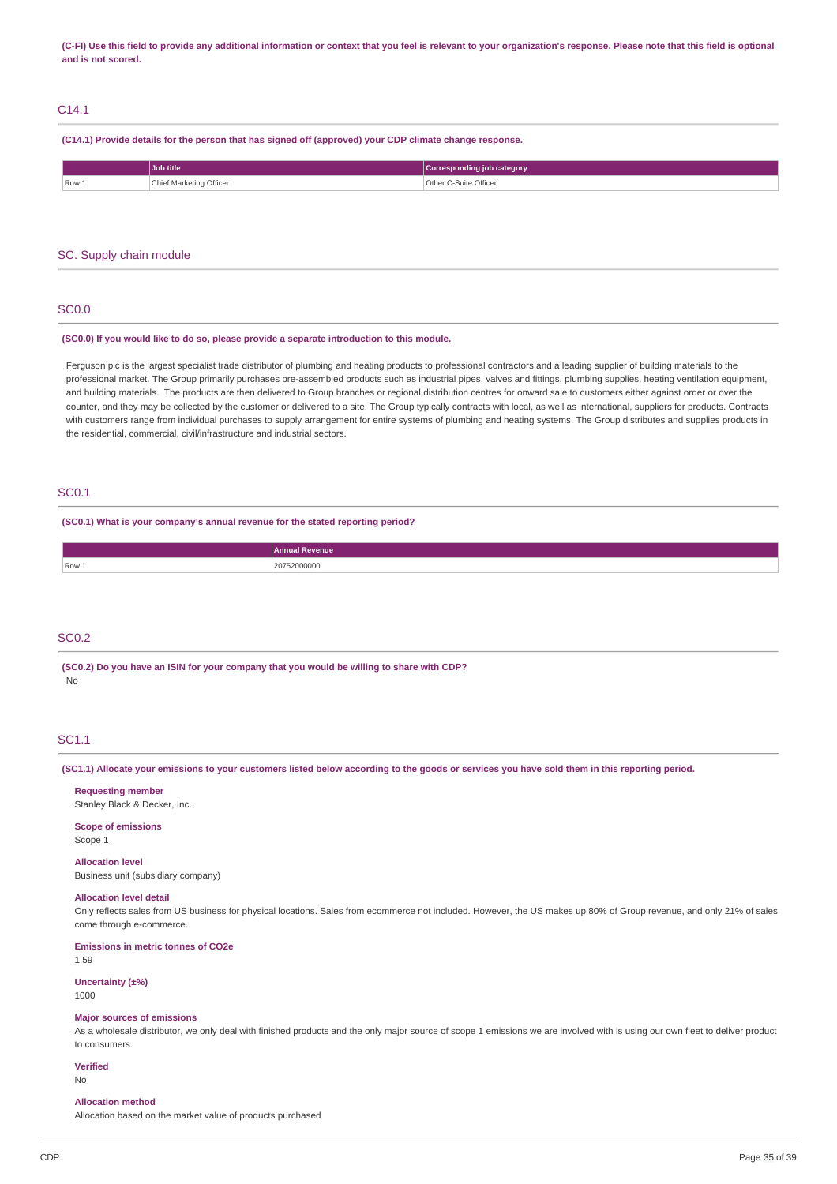(C-FI) Use this field to provide any additional information or context that you feel is relevant to your organization's response. Please note that this field is optional and is not scored.

## C14.1

**(C14.1) Provide details for the person that has signed off (approved) your CDP climate change response.**

| | Job title | Corresponding job category |
|---|---|---|
| Row 1 | Chief Marketing Officer | Other C-Suite Officer |

# SC. Supply chain module

## SC0.0

**(SC0.0) If you would like to do so, please provide a separate introduction to this module.**

Ferguson plc is the largest specialist trade distributor of plumbing and heating products to professional contractors and a leading supplier of building materials to the professional market. The Group primarily purchases pre-assembled products such as industrial pipes, valves and fittings, plumbing supplies, heating ventilation equipment, and building materials. The products are then delivered to Group branches or regional distribution centres for onward sale to customers either against order or over the counter, and they may be collected by the customer or delivered to a site. The Group typically contracts with local, as well as international, suppliers for products. Contracts with customers range from individual purchases to supply arrangement for entire systems of plumbing and heating systems. The Group distributes and supplies products in the residential, commercial, civil/infrastructure and industrial sectors.

## SC0.1

**(SC0.1) What is your company's annual revenue for the stated reporting period?**

| | Annual Revenue |
|---|---|
| Row 1 | 20752000000 |

## SC0.2

**(SC0.2) Do you have an ISIN for your company that you would be willing to share with CDP?**

No

## SC1.1

**(SC1.1) Allocate your emissions to your customers listed below according to the goods or services you have sold them in this reporting period.**

**Requesting member**
Stanley Black & Decker, Inc.

**Scope of emissions**
Scope 1

**Allocation level**
Business unit (subsidiary company)

**Allocation level detail**
Only reflects sales from US business for physical locations. Sales from ecommerce not included. However, the US makes up 80% of Group revenue, and only 21% of sales come through e-commerce.

**Emissions in metric tonnes of CO2e**
1.59

**Uncertainty (±%)**
1000

**Major sources of emissions**
As a wholesale distributor, we only deal with finished products and the only major source of scope 1 emissions we are involved with is using our own fleet to deliver product to consumers.

**Verified**
No

**Allocation method**
Allocation based on the market value of products purchased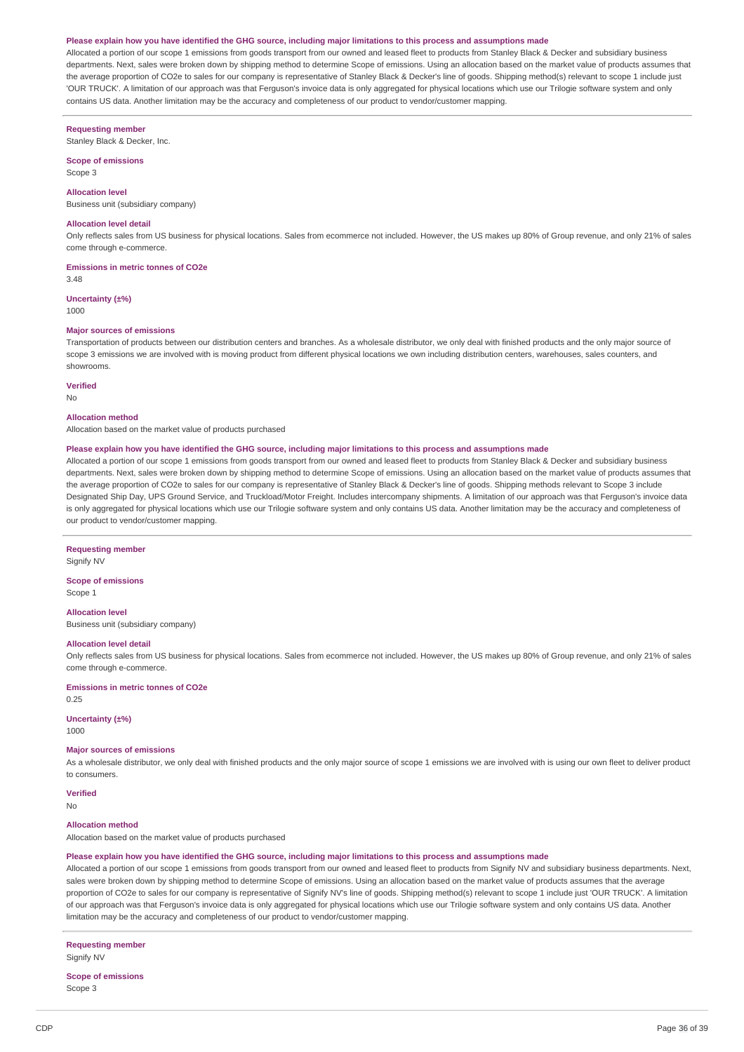**Please explain how you have identified the GHG source, including major limitations to this process and assumptions made**

Allocated a portion of our scope 1 emissions from goods transport from our owned and leased fleet to products from Stanley Black & Decker and subsidiary business departments. Next, sales were broken down by shipping method to determine Scope of emissions. Using an allocation based on the market value of products assumes that the average proportion of CO2e to sales for our company is representative of Stanley Black & Decker's line of goods. Shipping method(s) relevant to scope 1 include just 'OUR TRUCK'. A limitation of our approach was that Ferguson's invoice data is only aggregated for physical locations which use our Trilogie software system and only contains US data. Another limitation may be the accuracy and completeness of our product to vendor/customer mapping.

**Requesting member**

Stanley Black & Decker, Inc.

**Scope of emissions**

Scope 3

**Allocation level**

Business unit (subsidiary company)

**Allocation level detail**

Only reflects sales from US business for physical locations. Sales from ecommerce not included. However, the US makes up 80% of Group revenue, and only 21% of sales come through e-commerce.

**Emissions in metric tonnes of CO2e**

3.48

**Uncertainty (±%)**

1000

**Major sources of emissions**

Transportation of products between our distribution centers and branches. As a wholesale distributor, we only deal with finished products and the only major source of scope 3 emissions we are involved with is moving product from different physical locations we own including distribution centers, warehouses, sales counters, and showrooms.

**Verified**

No

**Allocation method**

Allocation based on the market value of products purchased

**Please explain how you have identified the GHG source, including major limitations to this process and assumptions made**

Allocated a portion of our scope 1 emissions from goods transport from our owned and leased fleet to products from Stanley Black & Decker and subsidiary business departments. Next, sales were broken down by shipping method to determine Scope of emissions. Using an allocation based on the market value of products assumes that the average proportion of CO2e to sales for our company is representative of Stanley Black & Decker's line of goods. Shipping methods relevant to Scope 3 include Designated Ship Day, UPS Ground Service, and Truckload/Motor Freight. Includes intercompany shipments. A limitation of our approach was that Ferguson's invoice data is only aggregated for physical locations which use our Trilogie software system and only contains US data. Another limitation may be the accuracy and completeness of our product to vendor/customer mapping.

**Requesting member**

Signify NV

**Scope of emissions**

Scope 1

**Allocation level**

Business unit (subsidiary company)

**Allocation level detail**

Only reflects sales from US business for physical locations. Sales from ecommerce not included. However, the US makes up 80% of Group revenue, and only 21% of sales come through e-commerce.

**Emissions in metric tonnes of CO2e**

0.25

**Uncertainty (±%)**

1000

**Major sources of emissions**

As a wholesale distributor, we only deal with finished products and the only major source of scope 1 emissions we are involved with is using our own fleet to deliver product to consumers.

**Verified**

No

**Allocation method**

Allocation based on the market value of products purchased

**Please explain how you have identified the GHG source, including major limitations to this process and assumptions made**

Allocated a portion of our scope 1 emissions from goods transport from our owned and leased fleet to products from Signify NV and subsidiary business departments. Next, sales were broken down by shipping method to determine Scope of emissions. Using an allocation based on the market value of products assumes that the average proportion of CO2e to sales for our company is representative of Signify NV's line of goods. Shipping method(s) relevant to scope 1 include just 'OUR TRUCK'. A limitation of our approach was that Ferguson's invoice data is only aggregated for physical locations which use our Trilogie software system and only contains US data. Another limitation may be the accuracy and completeness of our product to vendor/customer mapping.

**Requesting member**

Signify NV

**Scope of emissions**

Scope 3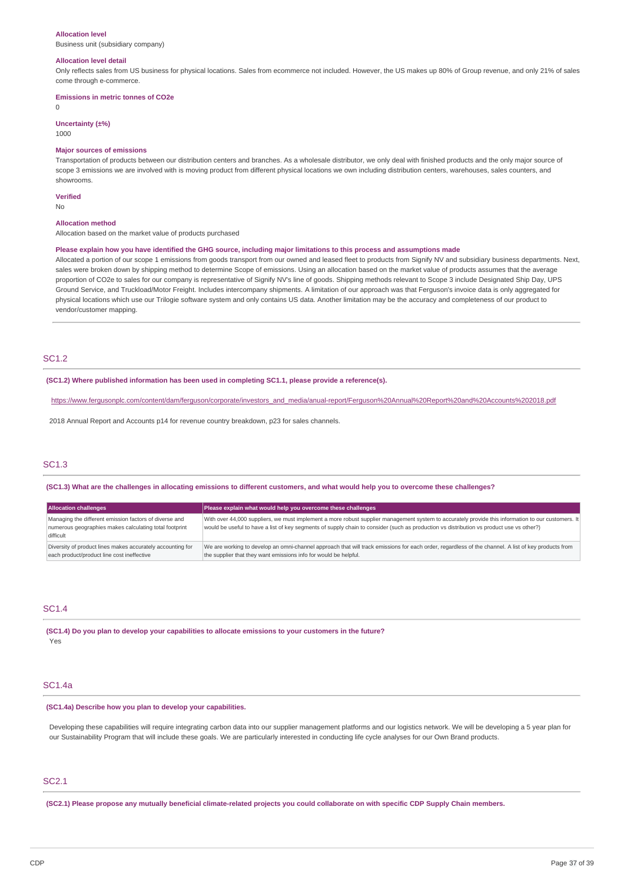**Allocation level**
Business unit (subsidiary company)

**Allocation level detail**
Only reflects sales from US business for physical locations. Sales from ecommerce not included. However, the US makes up 80% of Group revenue, and only 21% of sales come through e-commerce.

**Emissions in metric tonnes of CO2e**
0

**Uncertainty (±%)**
1000

**Major sources of emissions**
Transportation of products between our distribution centers and branches. As a wholesale distributor, we only deal with finished products and the only major source of scope 3 emissions we are involved with is moving product from different physical locations we own including distribution centers, warehouses, sales counters, and showrooms.

**Verified**
No

**Allocation method**
Allocation based on the market value of products purchased

**Please explain how you have identified the GHG source, including major limitations to this process and assumptions made**
Allocated a portion of our scope 1 emissions from goods transport from our owned and leased fleet to products from Signify NV and subsidiary business departments. Next, sales were broken down by shipping method to determine Scope of emissions. Using an allocation based on the market value of products assumes that the average proportion of CO2e to sales for our company is representative of Signify NV's line of goods. Shipping methods relevant to Scope 3 include Designated Ship Day, UPS Ground Service, and Truckload/Motor Freight. Includes intercompany shipments. A limitation of our approach was that Ferguson's invoice data is only aggregated for physical locations which use our Trilogie software system and only contains US data. Another limitation may be the accuracy and completeness of our product to vendor/customer mapping.

## SC1.2

**(SC1.2) Where published information has been used in completing SC1.1, please provide a reference(s).**

https://www.fergusonplc.com/content/dam/ferguson/corporate/investors_and_media/anual-report/Ferguson%20Annual%20Report%20and%20Accounts%202018.pdf

2018 Annual Report and Accounts p14 for revenue country breakdown, p23 for sales channels.

## SC1.3

**(SC1.3) What are the challenges in allocating emissions to different customers, and what would help you to overcome these challenges?**

| Allocation challenges | Please explain what would help you overcome these challenges |
|---|---|
| Managing the different emission factors of diverse and numerous geographies makes calculating total footprint difficult | With over 44,000 suppliers, we must implement a more robust supplier management system to accurately provide this information to our customers. It would be useful to have a list of key segments of supply chain to consider (such as production vs distribution vs product use vs other?) |
| Diversity of product lines makes accurately accounting for each product/product line cost ineffective | We are working to develop an omni-channel approach that will track emissions for each order, regardless of the channel. A list of key products from the supplier that they want emissions info for would be helpful. |

## SC1.4

**(SC1.4) Do you plan to develop your capabilities to allocate emissions to your customers in the future?**
Yes

## SC1.4a

**(SC1.4a) Describe how you plan to develop your capabilities.**

Developing these capabilities will require integrating carbon data into our supplier management platforms and our logistics network. We will be developing a 5 year plan for our Sustainability Program that will include these goals. We are particularly interested in conducting life cycle analyses for our Own Brand products.

## SC2.1

**(SC2.1) Please propose any mutually beneficial climate-related projects you could collaborate on with specific CDP Supply Chain members.**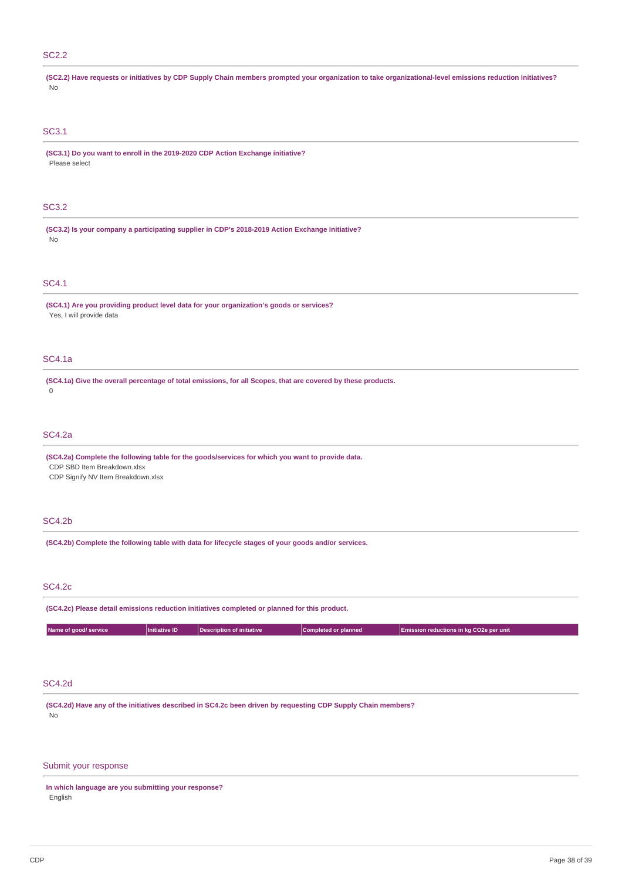## SC2.2

**(SC2.2) Have requests or initiatives by CDP Supply Chain members prompted your organization to take organizational-level emissions reduction initiatives?**

No

## SC3.1

**(SC3.1) Do you want to enroll in the 2019-2020 CDP Action Exchange initiative?**

Please select

## SC3.2

**(SC3.2) Is your company a participating supplier in CDP's 2018-2019 Action Exchange initiative?**

No

## SC4.1

**(SC4.1) Are you providing product level data for your organization's goods or services?**

Yes, I will provide data

## SC4.1a

**(SC4.1a) Give the overall percentage of total emissions, for all Scopes, that are covered by these products.**

0

## SC4.2a

**(SC4.2a) Complete the following table for the goods/services for which you want to provide data.**

CDP SBD Item Breakdown.xlsx

CDP Signify NV Item Breakdown.xlsx

## SC4.2b

**(SC4.2b) Complete the following table with data for lifecycle stages of your goods and/or services.**

## SC4.2c

**(SC4.2c) Please detail emissions reduction initiatives completed or planned for this product.**

| Name of good/ service | Initiative ID | Description of initiative | Completed or planned | Emission reductions in kg CO2e per unit |
|---|---|---|---|---|

## SC4.2d

**(SC4.2d) Have any of the initiatives described in SC4.2c been driven by requesting CDP Supply Chain members?**

No

## Submit your response

**In which language are you submitting your response?**

English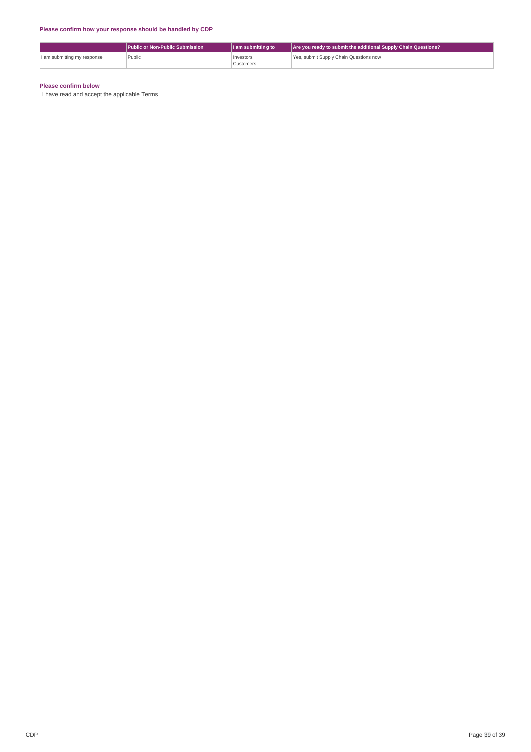### Please confirm how your response should be handled by CDP

| | Public or Non-Public Submission | I am submitting to | Are you ready to submit the additional Supply Chain Questions? |
|---|---|---|---|
| I am submitting my response | Public | Investors<br>Customers | Yes, submit Supply Chain Questions now |

### Please confirm below

I have read and accept the applicable Terms